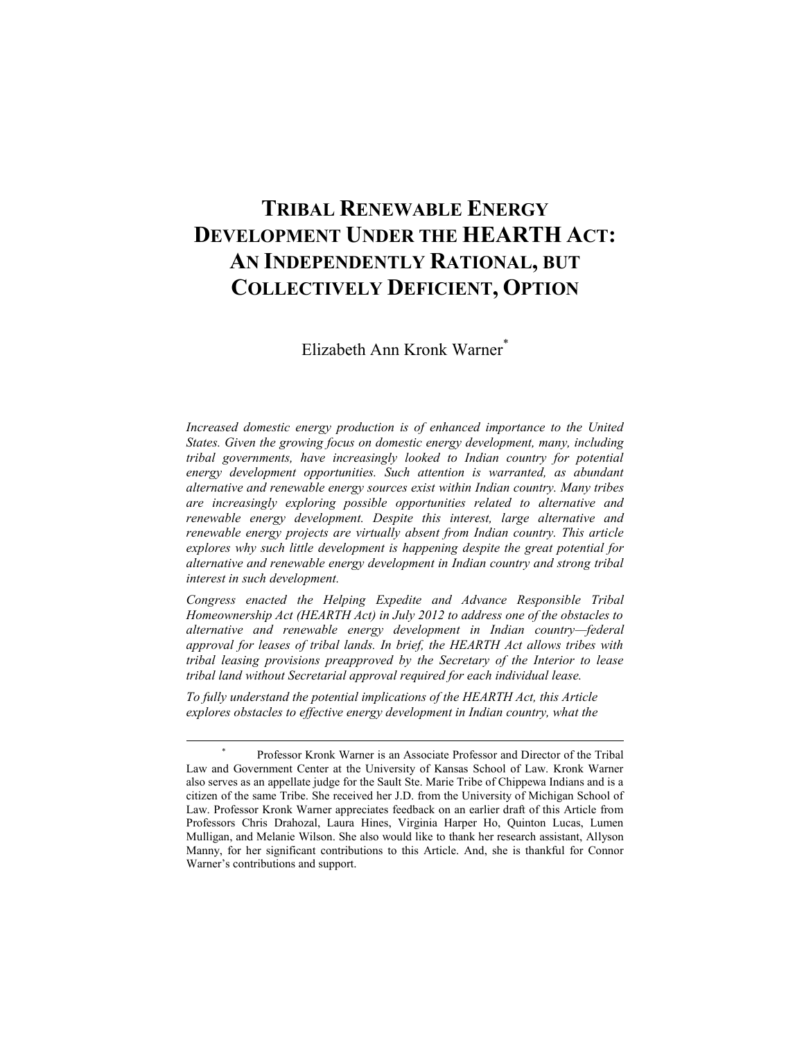# TRIBAL RENEWABLE ENERGY DEVELOPMENT UNDER THE HEARTH ACT: AN INDEPENDENTLY RATIONAL, BUT COLLECTIVELY DEFICIENT, OPTION

Elizabeth Ann Kronk Warner[*]

*Increased domestic energy production is of enhanced importance to the United States. Given the growing focus on domestic energy development, many, including tribal governments, have increasingly looked to Indian country for potential energy development opportunities. Such attention is warranted, as abundant alternative and renewable energy sources exist within Indian country. Many tribes are increasingly exploring possible opportunities related to alternative and renewable energy development. Despite this interest, large alternative and renewable energy projects are virtually absent from Indian country. This article explores why such little development is happening despite the great potential for alternative and renewable energy development in Indian country and strong tribal interest in such development.*

*Congress enacted the Helping Expedite and Advance Responsible Tribal Homeownership Act (HEARTH Act) in July 2012 to address one of the obstacles to alternative and renewable energy development in Indian country—federal approval for leases of tribal lands. In brief, the HEARTH Act allows tribes with tribal leasing provisions preapproved by the Secretary of the Interior to lease tribal land without Secretarial approval required for each individual lease.*

*To fully understand the potential implications of the HEARTH Act, this Article explores obstacles to effective energy development in Indian country, what the*

---

[*] Professor Kronk Warner is an Associate Professor and Director of the Tribal Law and Government Center at the University of Kansas School of Law. Kronk Warner also serves as an appellate judge for the Sault Ste. Marie Tribe of Chippewa Indians and is a citizen of the same Tribe. She received her J.D. from the University of Michigan School of Law. Professor Kronk Warner appreciates feedback on an earlier draft of this Article from Professors Chris Drahozal, Laura Hines, Virginia Harper Ho, Quinton Lucas, Lumen Mulligan, and Melanie Wilson. She also would like to thank her research assistant, Allyson Manny, for her significant contributions to this Article. And, she is thankful for Connor Warner's contributions and support.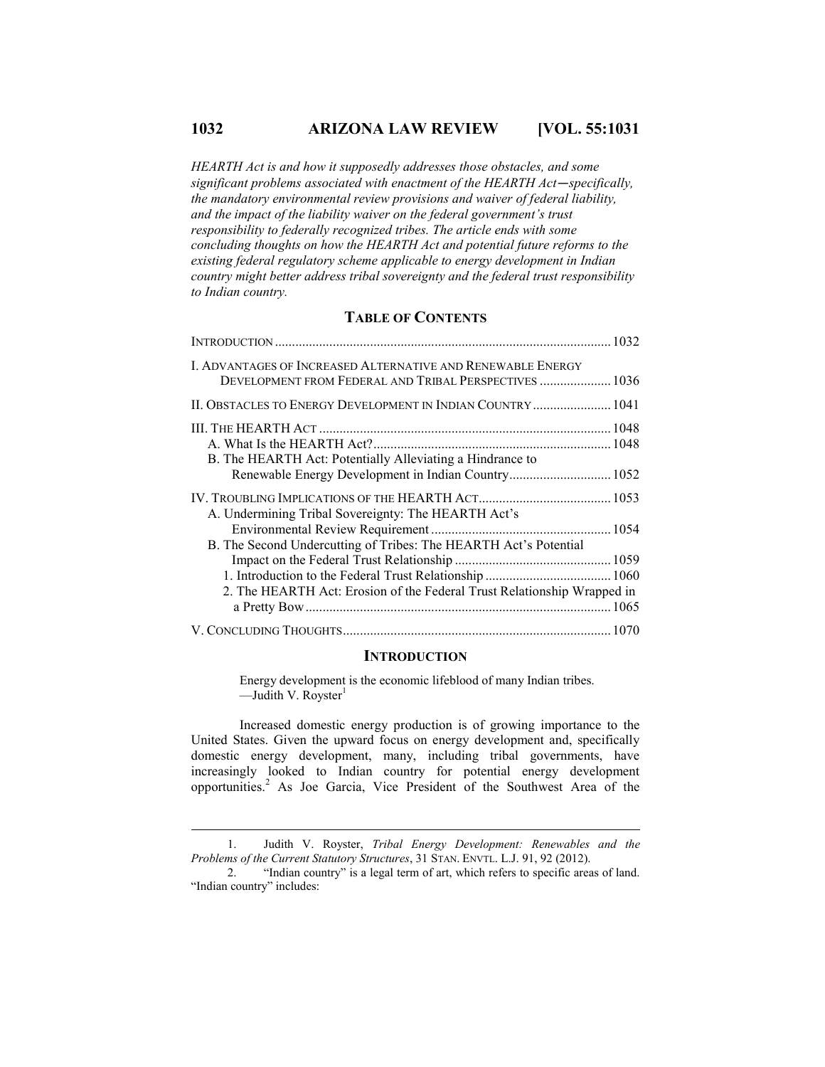*HEARTH Act is and how it supposedly addresses those obstacles, and some significant problems associated with enactment of the HEARTH Act—specifically, the mandatory environmental review provisions and waiver of federal liability, and the impact of the liability waiver on the federal government's trust responsibility to federally recognized tribes. The article ends with some concluding thoughts on how the HEARTH Act and potential future reforms to the existing federal regulatory scheme applicable to energy development in Indian country might better address tribal sovereignty and the federal trust responsibility to Indian country.*

## TABLE OF CONTENTS

| | |
|---|---|
| INTRODUCTION | 1032 |
| I. ADVANTAGES OF INCREASED ALTERNATIVE AND RENEWABLE ENERGY DEVELOPMENT FROM FEDERAL AND TRIBAL PERSPECTIVES | 1036 |
| II. OBSTACLES TO ENERGY DEVELOPMENT IN INDIAN COUNTRY | 1041 |
| III. THE HEARTH ACT | 1048 |
| A. What Is the HEARTH Act? | 1048 |
| B. The HEARTH Act: Potentially Alleviating a Hindrance to Renewable Energy Development in Indian Country | 1052 |
| IV. TROUBLING IMPLICATIONS OF THE HEARTH ACT | 1053 |
| A. Undermining Tribal Sovereignty: The HEARTH Act's Environmental Review Requirement | 1054 |
| B. The Second Undercutting of Tribes: The HEARTH Act's Potential Impact on the Federal Trust Relationship | 1059 |
| 1. Introduction to the Federal Trust Relationship | 1060 |
| 2. The HEARTH Act: Erosion of the Federal Trust Relationship Wrapped in a Pretty Bow | 1065 |
| V. CONCLUDING THOUGHTS | 1070 |

## INTRODUCTION

> Energy development is the economic lifeblood of many Indian tribes.
> —Judith V. Royster[1]

Increased domestic energy production is of growing importance to the United States. Given the upward focus on energy development and, specifically domestic energy development, many, including tribal governments, have increasingly looked to Indian country for potential energy development opportunities.[2] As Joe Garcia, Vice President of the Southwest Area of the

---

1. Judith V. Royster, *Tribal Energy Development: Renewables and the Problems of the Current Statutory Structures*, 31 STAN. ENVTL. L.J. 91, 92 (2012).

2. "Indian country" is a legal term of art, which refers to specific areas of land. "Indian country" includes: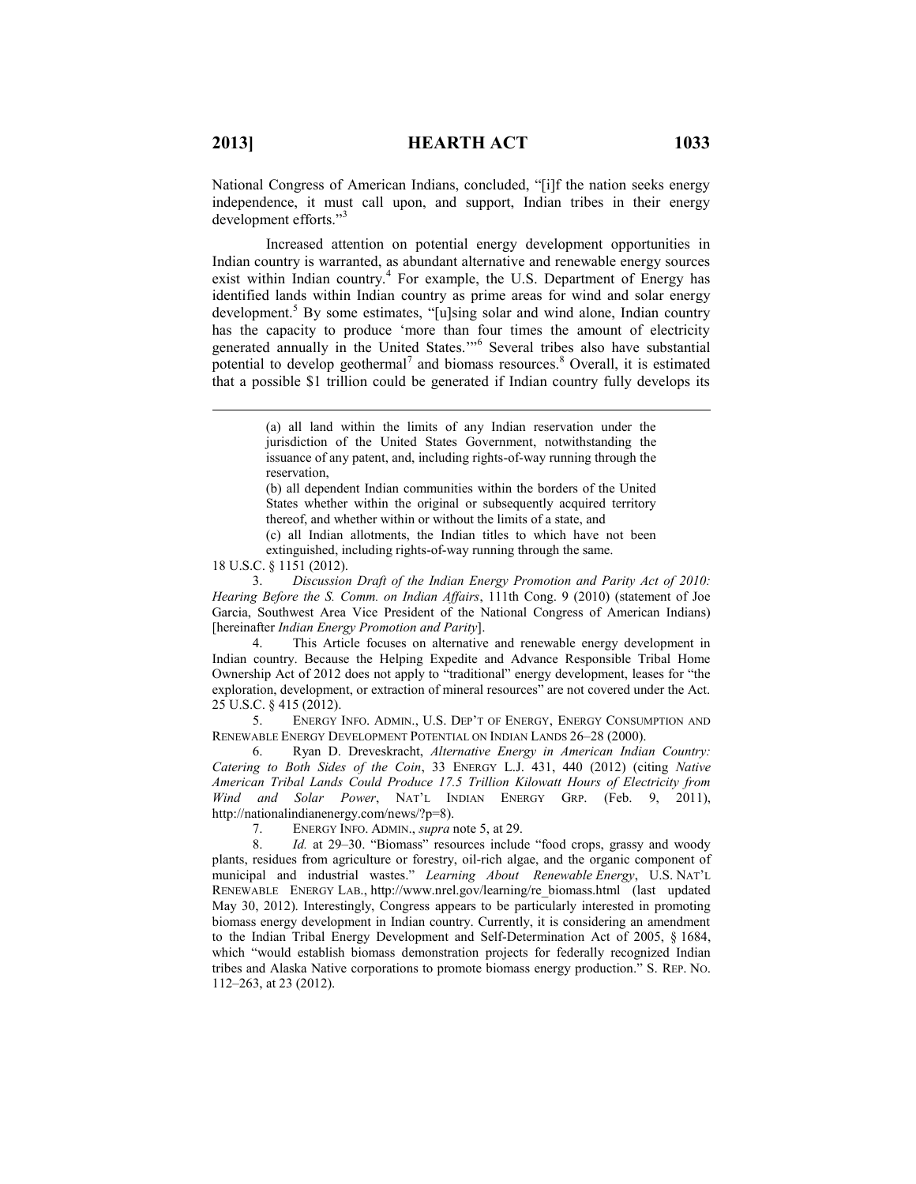National Congress of American Indians, concluded, "[i]f the nation seeks energy independence, it must call upon, and support, Indian tribes in their energy development efforts."[3]

Increased attention on potential energy development opportunities in Indian country is warranted, as abundant alternative and renewable energy sources exist within Indian country.[4] For example, the U.S. Department of Energy has identified lands within Indian country as prime areas for wind and solar energy development.[5] By some estimates, "[u]sing solar and wind alone, Indian country has the capacity to produce 'more than four times the amount of electricity generated annually in the United States.'"[6] Several tribes also have substantial potential to develop geothermal[7] and biomass resources.[8] Overall, it is estimated that a possible $1 trillion could be generated if Indian country fully develops its

---

> (a) all land within the limits of any Indian reservation under the jurisdiction of the United States Government, notwithstanding the issuance of any patent, and, including rights-of-way running through the reservation,
>
> (b) all dependent Indian communities within the borders of the United States whether within the original or subsequently acquired territory thereof, and whether within or without the limits of a state, and
>
> (c) all Indian allotments, the Indian titles to which have not been extinguished, including rights-of-way running through the same.

18 U.S.C. § 1151 (2012).

3. *Discussion Draft of the Indian Energy Promotion and Parity Act of 2010: Hearing Before the S. Comm. on Indian Affairs*, 111th Cong. 9 (2010) (statement of Joe Garcia, Southwest Area Vice President of the National Congress of American Indians) [hereinafter *Indian Energy Promotion and Parity*].

4. This Article focuses on alternative and renewable energy development in Indian country. Because the Helping Expedite and Advance Responsible Tribal Home Ownership Act of 2012 does not apply to "traditional" energy development, leases for "the exploration, development, or extraction of mineral resources" are not covered under the Act. 25 U.S.C. § 415 (2012).

5. ENERGY INFO. ADMIN., U.S. DEP'T OF ENERGY, ENERGY CONSUMPTION AND RENEWABLE ENERGY DEVELOPMENT POTENTIAL ON INDIAN LANDS 26–28 (2000).

6. Ryan D. Dreveskracht, *Alternative Energy in American Indian Country: Catering to Both Sides of the Coin*, 33 ENERGY L.J. 431, 440 (2012) (citing *Native American Tribal Lands Could Produce 17.5 Trillion Kilowatt Hours of Electricity from Wind and Solar Power*, NAT'L INDIAN ENERGY GRP. (Feb. 9, 2011), http://nationalindianenergy.com/news/?p=8).

7. ENERGY INFO. ADMIN., *supra* note 5, at 29.

8. *Id.* at 29–30. "Biomass" resources include "food crops, grassy and woody plants, residues from agriculture or forestry, oil-rich algae, and the organic component of municipal and industrial wastes." *Learning About Renewable Energy*, U.S. NAT'L RENEWABLE ENERGY LAB., http://www.nrel.gov/learning/re_biomass.html (last updated May 30, 2012). Interestingly, Congress appears to be particularly interested in promoting biomass energy development in Indian country. Currently, it is considering an amendment to the Indian Tribal Energy Development and Self-Determination Act of 2005, § 1684, which "would establish biomass demonstration projects for federally recognized Indian tribes and Alaska Native corporations to promote biomass energy production." S. REP. NO. 112–263, at 23 (2012).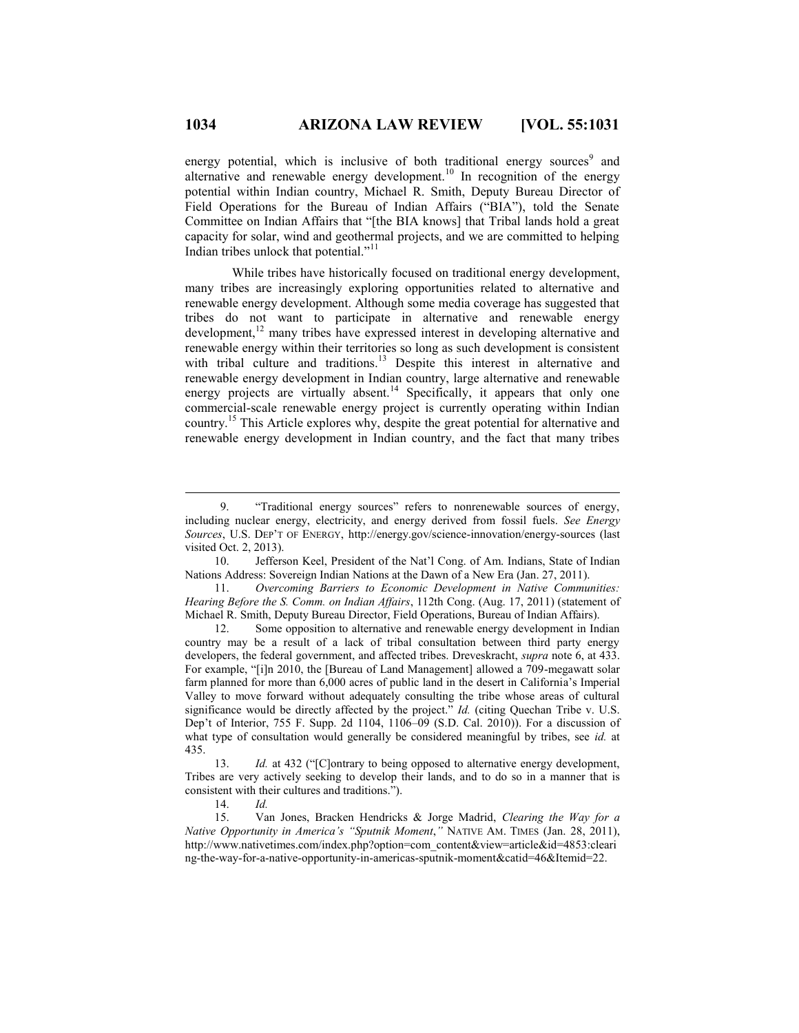energy potential, which is inclusive of both traditional energy sources[9] and alternative and renewable energy development.[10] In recognition of the energy potential within Indian country, Michael R. Smith, Deputy Bureau Director of Field Operations for the Bureau of Indian Affairs ("BIA"), told the Senate Committee on Indian Affairs that "[the BIA knows] that Tribal lands hold a great capacity for solar, wind and geothermal projects, and we are committed to helping Indian tribes unlock that potential."[11]

While tribes have historically focused on traditional energy development, many tribes are increasingly exploring opportunities related to alternative and renewable energy development. Although some media coverage has suggested that tribes do not want to participate in alternative and renewable energy development,[12] many tribes have expressed interest in developing alternative and renewable energy within their territories so long as such development is consistent with tribal culture and traditions.[13] Despite this interest in alternative and renewable energy development in Indian country, large alternative and renewable energy projects are virtually absent.[14] Specifically, it appears that only one commercial-scale renewable energy project is currently operating within Indian country.[15] This Article explores why, despite the great potential for alternative and renewable energy development in Indian country, and the fact that many tribes

---

9. "Traditional energy sources" refers to nonrenewable sources of energy, including nuclear energy, electricity, and energy derived from fossil fuels. *See Energy Sources*, U.S. DEP'T OF ENERGY, http://energy.gov/science-innovation/energy-sources (last visited Oct. 2, 2013).

10. Jefferson Keel, President of the Nat'l Cong. of Am. Indians, State of Indian Nations Address: Sovereign Indian Nations at the Dawn of a New Era (Jan. 27, 2011).

11. *Overcoming Barriers to Economic Development in Native Communities: Hearing Before the S. Comm. on Indian Affairs*, 112th Cong. (Aug. 17, 2011) (statement of Michael R. Smith, Deputy Bureau Director, Field Operations, Bureau of Indian Affairs).

12. Some opposition to alternative and renewable energy development in Indian country may be a result of a lack of tribal consultation between third party energy developers, the federal government, and affected tribes. Dreveskracht, *supra* note 6, at 433. For example, "[i]n 2010, the [Bureau of Land Management] allowed a 709-megawatt solar farm planned for more than 6,000 acres of public land in the desert in California's Imperial Valley to move forward without adequately consulting the tribe whose areas of cultural significance would be directly affected by the project." *Id.* (citing Quechan Tribe v. U.S. Dep't of Interior, 755 F. Supp. 2d 1104, 1106–09 (S.D. Cal. 2010)). For a discussion of what type of consultation would generally be considered meaningful by tribes, see *id.* at 435.

13. *Id.* at 432 ("[C]ontrary to being opposed to alternative energy development, Tribes are very actively seeking to develop their lands, and to do so in a manner that is consistent with their cultures and traditions.").

14. *Id.*

15. Van Jones, Bracken Hendricks & Jorge Madrid, *Clearing the Way for a Native Opportunity in America's "Sputnik Moment*,*"* NATIVE AM. TIMES (Jan. 28, 2011), http://www.nativetimes.com/index.php?option=com_content&view=article&id=4853:clearing-the-way-for-a-native-opportunity-in-americas-sputnik-moment&catid=46&Itemid=22.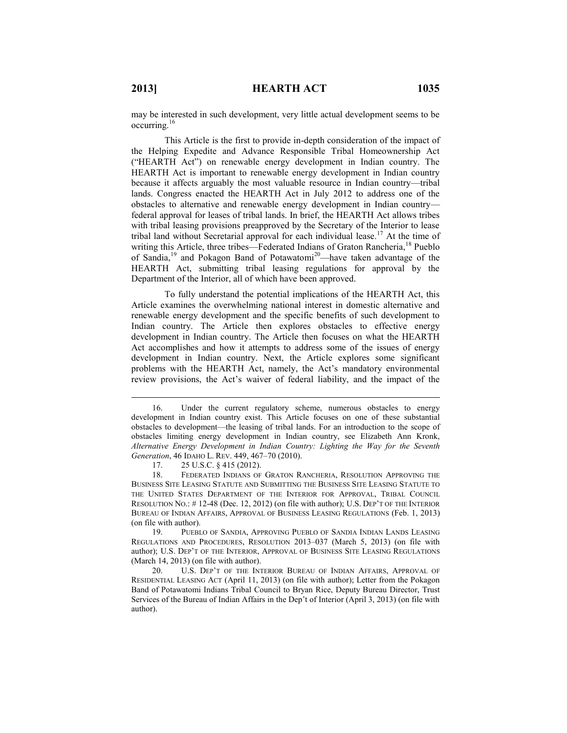may be interested in such development, very little actual development seems to be occurring.[16]

This Article is the first to provide in-depth consideration of the impact of the Helping Expedite and Advance Responsible Tribal Homeownership Act ("HEARTH Act") on renewable energy development in Indian country. The HEARTH Act is important to renewable energy development in Indian country because it affects arguably the most valuable resource in Indian country—tribal lands. Congress enacted the HEARTH Act in July 2012 to address one of the obstacles to alternative and renewable energy development in Indian country—federal approval for leases of tribal lands. In brief, the HEARTH Act allows tribes with tribal leasing provisions preapproved by the Secretary of the Interior to lease tribal land without Secretarial approval for each individual lease.[17] At the time of writing this Article, three tribes—Federated Indians of Graton Rancheria,[18] Pueblo of Sandia,[19] and Pokagon Band of Potawatomi[20]—have taken advantage of the HEARTH Act, submitting tribal leasing regulations for approval by the Department of the Interior, all of which have been approved.

To fully understand the potential implications of the HEARTH Act, this Article examines the overwhelming national interest in domestic alternative and renewable energy development and the specific benefits of such development to Indian country. The Article then explores obstacles to effective energy development in Indian country. The Article then focuses on what the HEARTH Act accomplishes and how it attempts to address some of the issues of energy development in Indian country. Next, the Article explores some significant problems with the HEARTH Act, namely, the Act's mandatory environmental review provisions, the Act's waiver of federal liability, and the impact of the

---

16. Under the current regulatory scheme, numerous obstacles to energy development in Indian country exist. This Article focuses on one of these substantial obstacles to development—the leasing of tribal lands. For an introduction to the scope of obstacles limiting energy development in Indian country, see Elizabeth Ann Kronk, *Alternative Energy Development in Indian Country: Lighting the Way for the Seventh Generation*, 46 IDAHO L. REV. 449, 467–70 (2010).

17. 25 U.S.C. § 415 (2012).

18. FEDERATED INDIANS OF GRATON RANCHERIA, RESOLUTION APPROVING THE BUSINESS SITE LEASING STATUTE AND SUBMITTING THE BUSINESS SITE LEASING STATUTE TO THE UNITED STATES DEPARTMENT OF THE INTERIOR FOR APPROVAL, TRIBAL COUNCIL RESOLUTION NO.: # 12-48 (Dec. 12, 2012) (on file with author); U.S. DEP'T OF THE INTERIOR BUREAU OF INDIAN AFFAIRS, APPROVAL OF BUSINESS LEASING REGULATIONS (Feb. 1, 2013) (on file with author).

19. PUEBLO OF SANDIA, APPROVING PUEBLO OF SANDIA INDIAN LANDS LEASING REGULATIONS AND PROCEDURES, RESOLUTION 2013–037 (March 5, 2013) (on file with author); U.S. DEP'T OF THE INTERIOR, APPROVAL OF BUSINESS SITE LEASING REGULATIONS (March 14, 2013) (on file with author).

20. U.S. DEP'T OF THE INTERIOR BUREAU OF INDIAN AFFAIRS, APPROVAL OF RESIDENTIAL LEASING ACT (April 11, 2013) (on file with author); Letter from the Pokagon Band of Potawatomi Indians Tribal Council to Bryan Rice, Deputy Bureau Director, Trust Services of the Bureau of Indian Affairs in the Dep't of Interior (April 3, 2013) (on file with author).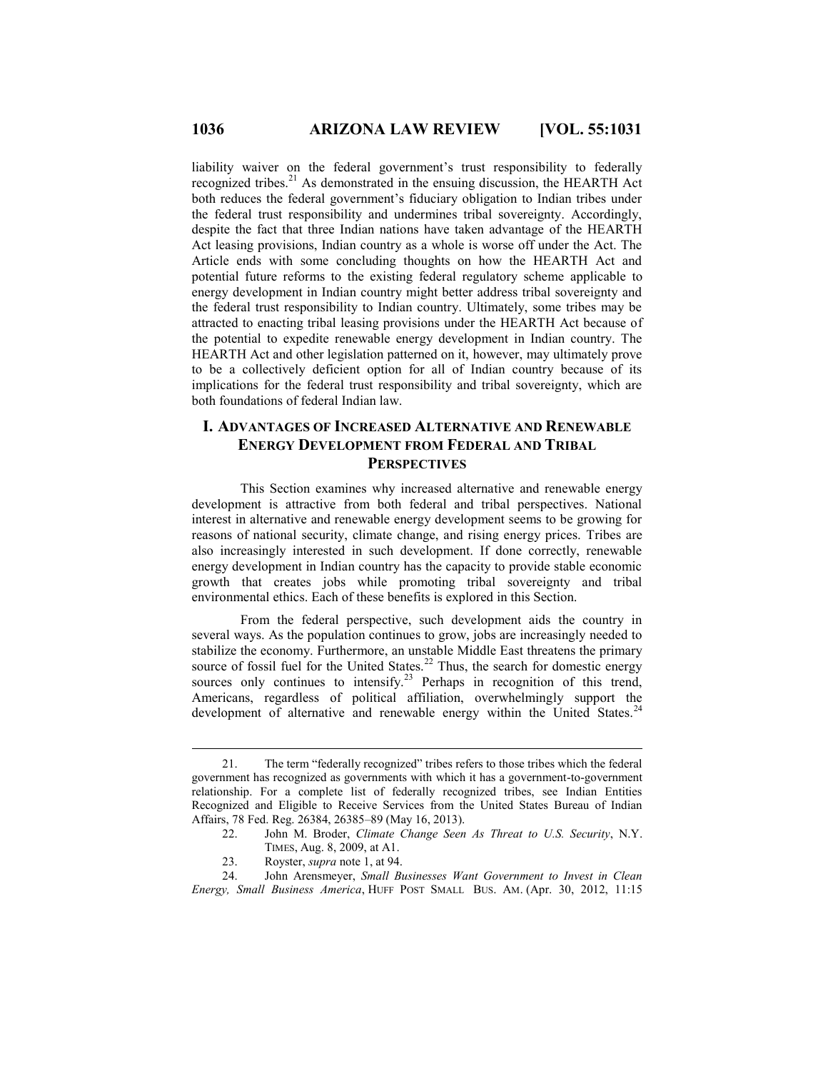liability waiver on the federal government's trust responsibility to federally recognized tribes.[21] As demonstrated in the ensuing discussion, the HEARTH Act both reduces the federal government's fiduciary obligation to Indian tribes under the federal trust responsibility and undermines tribal sovereignty. Accordingly, despite the fact that three Indian nations have taken advantage of the HEARTH Act leasing provisions, Indian country as a whole is worse off under the Act. The Article ends with some concluding thoughts on how the HEARTH Act and potential future reforms to the existing federal regulatory scheme applicable to energy development in Indian country might better address tribal sovereignty and the federal trust responsibility to Indian country. Ultimately, some tribes may be attracted to enacting tribal leasing provisions under the HEARTH Act because of the potential to expedite renewable energy development in Indian country. The HEARTH Act and other legislation patterned on it, however, may ultimately prove to be a collectively deficient option for all of Indian country because of its implications for the federal trust responsibility and tribal sovereignty, which are both foundations of federal Indian law.

## I. ADVANTAGES OF INCREASED ALTERNATIVE AND RENEWABLE ENERGY DEVELOPMENT FROM FEDERAL AND TRIBAL PERSPECTIVES

This Section examines why increased alternative and renewable energy development is attractive from both federal and tribal perspectives. National interest in alternative and renewable energy development seems to be growing for reasons of national security, climate change, and rising energy prices. Tribes are also increasingly interested in such development. If done correctly, renewable energy development in Indian country has the capacity to provide stable economic growth that creates jobs while promoting tribal sovereignty and tribal environmental ethics. Each of these benefits is explored in this Section.

From the federal perspective, such development aids the country in several ways. As the population continues to grow, jobs are increasingly needed to stabilize the economy. Furthermore, an unstable Middle East threatens the primary source of fossil fuel for the United States.[22] Thus, the search for domestic energy sources only continues to intensify.[23] Perhaps in recognition of this trend, Americans, regardless of political affiliation, overwhelmingly support the development of alternative and renewable energy within the United States.[24]

---

21. The term "federally recognized" tribes refers to those tribes which the federal government has recognized as governments with which it has a government-to-government relationship. For a complete list of federally recognized tribes, see Indian Entities Recognized and Eligible to Receive Services from the United States Bureau of Indian Affairs, 78 Fed. Reg. 26384, 26385–89 (May 16, 2013).

22. John M. Broder, *Climate Change Seen As Threat to U.S. Security*, N.Y. TIMES, Aug. 8, 2009, at A1.

23. Royster, *supra* note 1, at 94.

24. John Arensmeyer, *Small Businesses Want Government to Invest in Clean Energy, Small Business America*, HUFF POST SMALL BUS. AM. (Apr. 30, 2012, 11:15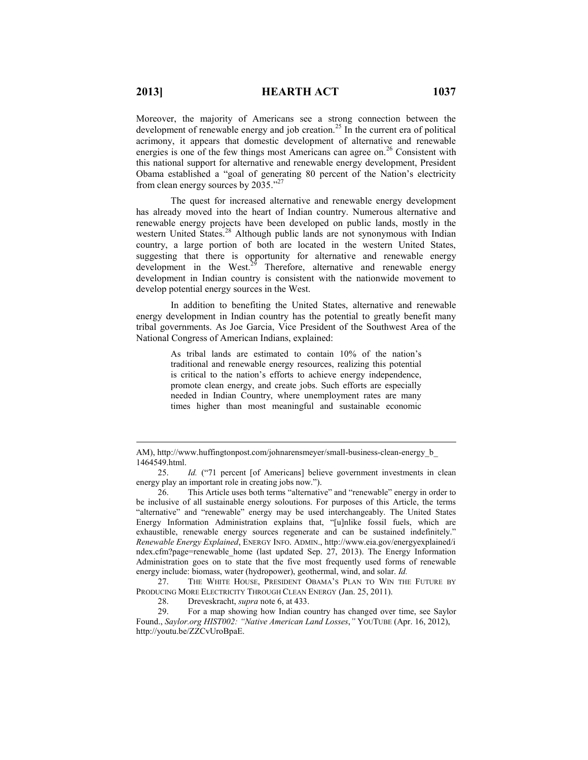Moreover, the majority of Americans see a strong connection between the development of renewable energy and job creation.[25] In the current era of political acrimony, it appears that domestic development of alternative and renewable energies is one of the few things most Americans can agree on.[26] Consistent with this national support for alternative and renewable energy development, President Obama established a "goal of generating 80 percent of the Nation's electricity from clean energy sources by 2035."[27]

The quest for increased alternative and renewable energy development has already moved into the heart of Indian country. Numerous alternative and renewable energy projects have been developed on public lands, mostly in the western United States.[28] Although public lands are not synonymous with Indian country, a large portion of both are located in the western United States, suggesting that there is opportunity for alternative and renewable energy development in the West.[29] Therefore, alternative and renewable energy development in Indian country is consistent with the nationwide movement to develop potential energy sources in the West.

In addition to benefiting the United States, alternative and renewable energy development in Indian country has the potential to greatly benefit many tribal governments. As Joe Garcia, Vice President of the Southwest Area of the National Congress of American Indians, explained:

> As tribal lands are estimated to contain 10% of the nation's traditional and renewable energy resources, realizing this potential is critical to the nation's efforts to achieve energy independence, promote clean energy, and create jobs. Such efforts are especially needed in Indian Country, where unemployment rates are many times higher than most meaningful and sustainable economic

---

AM), http://www.huffingtonpost.com/johnarensmeyer/small-business-clean-energy_b_1464549.html.

25. *Id.* ("71 percent [of Americans] believe government investments in clean energy play an important role in creating jobs now.").

26. This Article uses both terms "alternative" and "renewable" energy in order to be inclusive of all sustainable energy soloutions. For purposes of this Article, the terms "alternative" and "renewable" energy may be used interchangeably. The United States Energy Information Administration explains that, "[u]nlike fossil fuels, which are exhaustible, renewable energy sources regenerate and can be sustained indefinitely." *Renewable Energy Explained*, ENERGY INFO. ADMIN., http://www.eia.gov/energyexplained/index.cfm?page=renewable_home (last updated Sep. 27, 2013). The Energy Information Administration goes on to state that the five most frequently used forms of renewable energy include: biomass, water (hydropower), geothermal, wind, and solar. *Id.*

27. THE WHITE HOUSE, PRESIDENT OBAMA'S PLAN TO WIN THE FUTURE BY PRODUCING MORE ELECTRICITY THROUGH CLEAN ENERGY (Jan. 25, 2011).

28. Dreveskracht, *supra* note 6, at 433.

29. For a map showing how Indian country has changed over time, see Saylor Found., *Saylor.org HIST002: "Native American Land Losses*,*"* YOUTUBE (Apr. 16, 2012), http://youtu.be/ZZCvUroBpaE.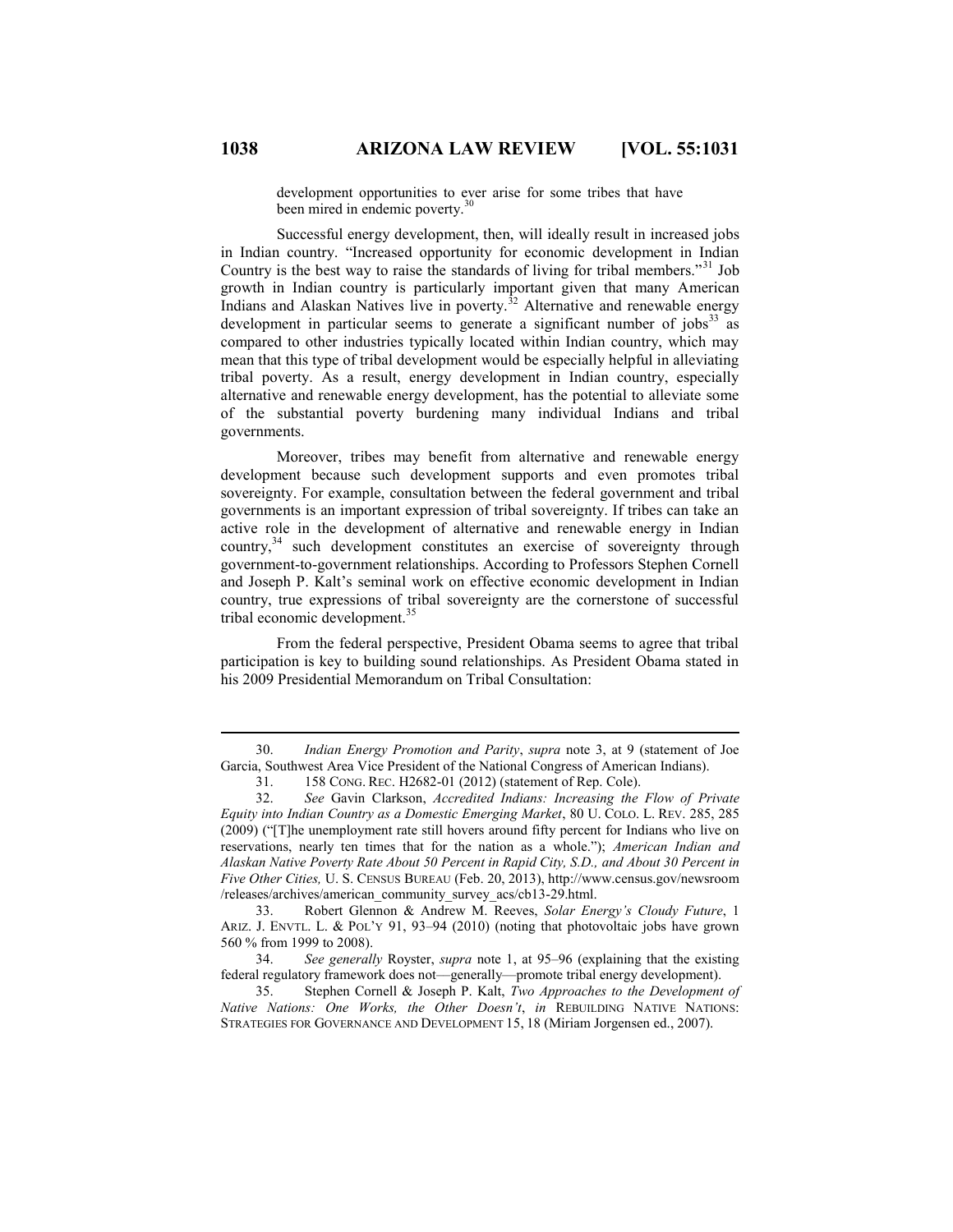development opportunities to ever arise for some tribes that have been mired in endemic poverty.[30]

Successful energy development, then, will ideally result in increased jobs in Indian country. "Increased opportunity for economic development in Indian Country is the best way to raise the standards of living for tribal members."[31] Job growth in Indian country is particularly important given that many American Indians and Alaskan Natives live in poverty.[32] Alternative and renewable energy development in particular seems to generate a significant number of jobs[33] as compared to other industries typically located within Indian country, which may mean that this type of tribal development would be especially helpful in alleviating tribal poverty. As a result, energy development in Indian country, especially alternative and renewable energy development, has the potential to alleviate some of the substantial poverty burdening many individual Indians and tribal governments.

Moreover, tribes may benefit from alternative and renewable energy development because such development supports and even promotes tribal sovereignty. For example, consultation between the federal government and tribal governments is an important expression of tribal sovereignty. If tribes can take an active role in the development of alternative and renewable energy in Indian country,[34] such development constitutes an exercise of sovereignty through government-to-government relationships. According to Professors Stephen Cornell and Joseph P. Kalt's seminal work on effective economic development in Indian country, true expressions of tribal sovereignty are the cornerstone of successful tribal economic development.[35]

From the federal perspective, President Obama seems to agree that tribal participation is key to building sound relationships. As President Obama stated in his 2009 Presidential Memorandum on Tribal Consultation:

---

30. *Indian Energy Promotion and Parity*, *supra* note 3, at 9 (statement of Joe Garcia, Southwest Area Vice President of the National Congress of American Indians).

31. 158 CONG. REC. H2682-01 (2012) (statement of Rep. Cole).

32. *See* Gavin Clarkson, *Accredited Indians: Increasing the Flow of Private Equity into Indian Country as a Domestic Emerging Market*, 80 U. COLO. L. REV. 285, 285 (2009) ("[T]he unemployment rate still hovers around fifty percent for Indians who live on reservations, nearly ten times that for the nation as a whole."); *American Indian and Alaskan Native Poverty Rate About 50 Percent in Rapid City, S.D., and About 30 Percent in Five Other Cities,* U. S. CENSUS BUREAU (Feb. 20, 2013), http://www.census.gov/newsroom/releases/archives/american_community_survey_acs/cb13-29.html.

33. Robert Glennon & Andrew M. Reeves, *Solar Energy's Cloudy Future*, 1 ARIZ. J. ENVTL. L. & POL'Y 91, 93–94 (2010) (noting that photovoltaic jobs have grown 560 % from 1999 to 2008).

34. *See generally* Royster, *supra* note 1, at 95–96 (explaining that the existing federal regulatory framework does not—generally—promote tribal energy development).

35. Stephen Cornell & Joseph P. Kalt, *Two Approaches to the Development of Native Nations: One Works, the Other Doesn't*, *in* REBUILDING NATIVE NATIONS: STRATEGIES FOR GOVERNANCE AND DEVELOPMENT 15, 18 (Miriam Jorgensen ed., 2007).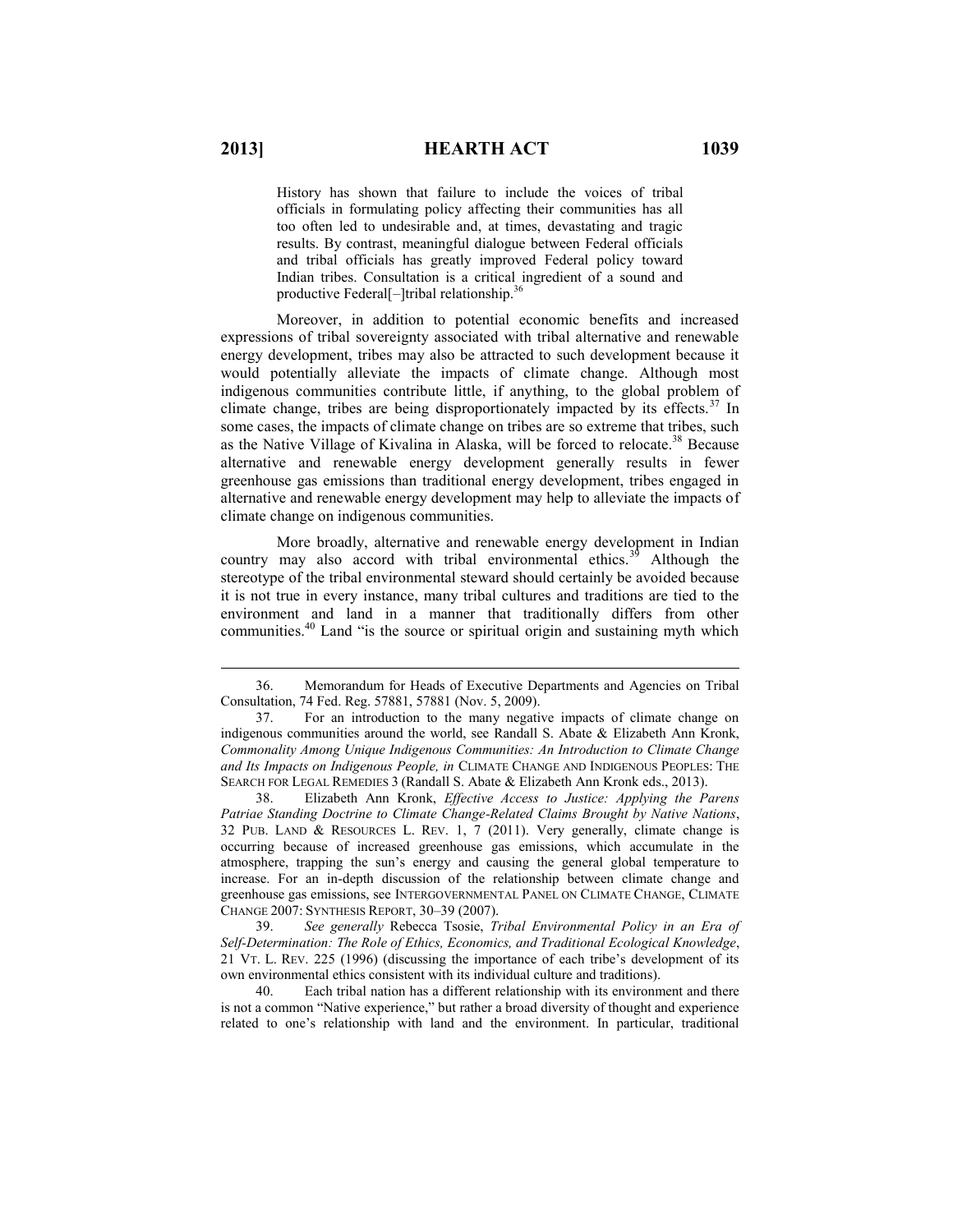> History has shown that failure to include the voices of tribal officials in formulating policy affecting their communities has all too often led to undesirable and, at times, devastating and tragic results. By contrast, meaningful dialogue between Federal officials and tribal officials has greatly improved Federal policy toward Indian tribes. Consultation is a critical ingredient of a sound and productive Federal[–]tribal relationship.[36]

Moreover, in addition to potential economic benefits and increased expressions of tribal sovereignty associated with tribal alternative and renewable energy development, tribes may also be attracted to such development because it would potentially alleviate the impacts of climate change. Although most indigenous communities contribute little, if anything, to the global problem of climate change, tribes are being disproportionately impacted by its effects.[37] In some cases, the impacts of climate change on tribes are so extreme that tribes, such as the Native Village of Kivalina in Alaska, will be forced to relocate.[38] Because alternative and renewable energy development generally results in fewer greenhouse gas emissions than traditional energy development, tribes engaged in alternative and renewable energy development may help to alleviate the impacts of climate change on indigenous communities.

More broadly, alternative and renewable energy development in Indian country may also accord with tribal environmental ethics.[39] Although the stereotype of the tribal environmental steward should certainly be avoided because it is not true in every instance, many tribal cultures and traditions are tied to the environment and land in a manner that traditionally differs from other communities.[40] Land "is the source or spiritual origin and sustaining myth which

---

36. Memorandum for Heads of Executive Departments and Agencies on Tribal Consultation, 74 Fed. Reg. 57881, 57881 (Nov. 5, 2009).

37. For an introduction to the many negative impacts of climate change on indigenous communities around the world, see Randall S. Abate & Elizabeth Ann Kronk, *Commonality Among Unique Indigenous Communities: An Introduction to Climate Change and Its Impacts on Indigenous People, in* CLIMATE CHANGE AND INDIGENOUS PEOPLES: THE SEARCH FOR LEGAL REMEDIES 3 (Randall S. Abate & Elizabeth Ann Kronk eds., 2013).

38. Elizabeth Ann Kronk, *Effective Access to Justice: Applying the Parens Patriae Standing Doctrine to Climate Change-Related Claims Brought by Native Nations*, 32 PUB. LAND & RESOURCES L. REV. 1, 7 (2011). Very generally, climate change is occurring because of increased greenhouse gas emissions, which accumulate in the atmosphere, trapping the sun's energy and causing the general global temperature to increase. For an in-depth discussion of the relationship between climate change and greenhouse gas emissions, see INTERGOVERNMENTAL PANEL ON CLIMATE CHANGE, CLIMATE CHANGE 2007: SYNTHESIS REPORT, 30–39 (2007).

39. *See generally* Rebecca Tsosie, *Tribal Environmental Policy in an Era of Self-Determination: The Role of Ethics, Economics, and Traditional Ecological Knowledge*, 21 VT. L. REV. 225 (1996) (discussing the importance of each tribe's development of its own environmental ethics consistent with its individual culture and traditions).

40. Each tribal nation has a different relationship with its environment and there is not a common "Native experience," but rather a broad diversity of thought and experience related to one's relationship with land and the environment. In particular, traditional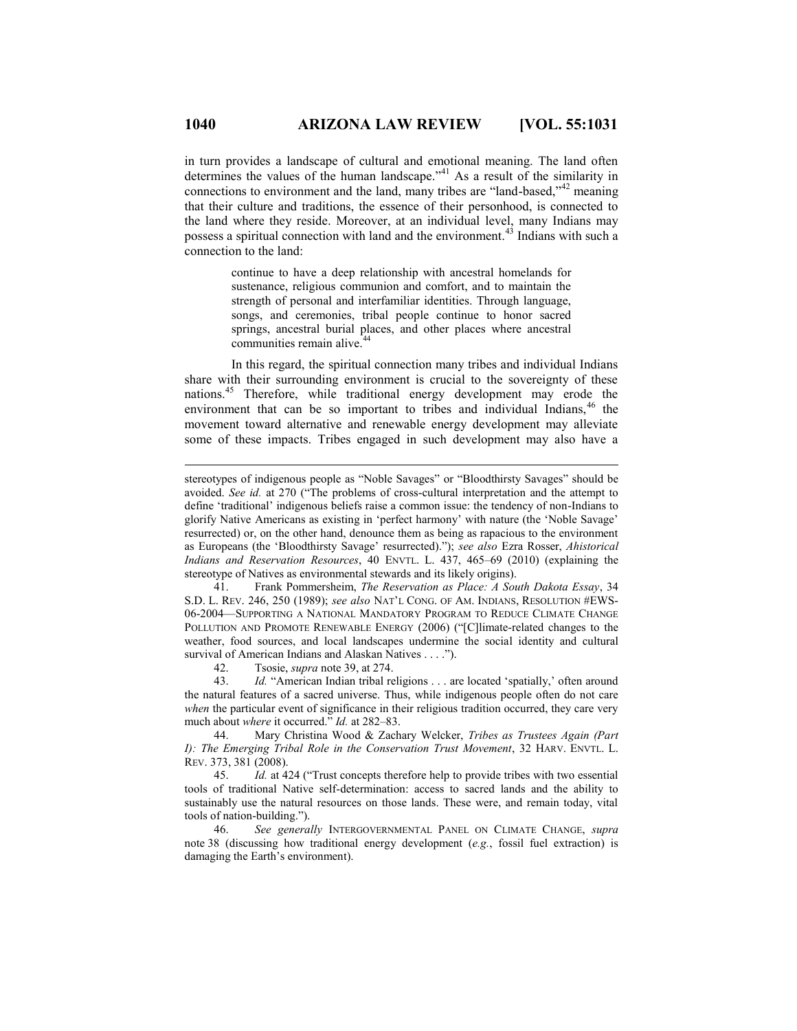in turn provides a landscape of cultural and emotional meaning. The land often determines the values of the human landscape."[41] As a result of the similarity in connections to environment and the land, many tribes are "land-based,"[42] meaning that their culture and traditions, the essence of their personhood, is connected to the land where they reside. Moreover, at an individual level, many Indians may possess a spiritual connection with land and the environment.[43] Indians with such a connection to the land:

> continue to have a deep relationship with ancestral homelands for sustenance, religious communion and comfort, and to maintain the strength of personal and interfamiliar identities. Through language, songs, and ceremonies, tribal people continue to honor sacred springs, ancestral burial places, and other places where ancestral communities remain alive.[44]

In this regard, the spiritual connection many tribes and individual Indians share with their surrounding environment is crucial to the sovereignty of these nations.[45] Therefore, while traditional energy development may erode the environment that can be so important to tribes and individual Indians,[46] the movement toward alternative and renewable energy development may alleviate some of these impacts. Tribes engaged in such development may also have a

---

stereotypes of indigenous people as "Noble Savages" or "Bloodthirsty Savages" should be avoided. *See id.* at 270 ("The problems of cross-cultural interpretation and the attempt to define 'traditional' indigenous beliefs raise a common issue: the tendency of non-Indians to glorify Native Americans as existing in 'perfect harmony' with nature (the 'Noble Savage' resurrected) or, on the other hand, denounce them as being as rapacious to the environment as Europeans (the 'Bloodthirsty Savage' resurrected)."); *see also* Ezra Rosser, *Ahistorical Indians and Reservation Resources*, 40 ENVTL. L. 437, 465–69 (2010) (explaining the stereotype of Natives as environmental stewards and its likely origins).

41. Frank Pommersheim, *The Reservation as Place: A South Dakota Essay*, 34 S.D. L. REV. 246, 250 (1989); *see also* NAT'L CONG. OF AM. INDIANS, RESOLUTION #EWS-06-2004—SUPPORTING A NATIONAL MANDATORY PROGRAM TO REDUCE CLIMATE CHANGE POLLUTION AND PROMOTE RENEWABLE ENERGY (2006) ("[C]limate-related changes to the weather, food sources, and local landscapes undermine the social identity and cultural survival of American Indians and Alaskan Natives . . . .").

42. Tsosie, *supra* note 39, at 274.

43. *Id.* "American Indian tribal religions . . . are located 'spatially,' often around the natural features of a sacred universe. Thus, while indigenous people often do not care *when* the particular event of significance in their religious tradition occurred, they care very much about *where* it occurred." *Id.* at 282–83.

44. Mary Christina Wood & Zachary Welcker, *Tribes as Trustees Again (Part I): The Emerging Tribal Role in the Conservation Trust Movement*, 32 HARV. ENVTL. L. REV. 373, 381 (2008).

45. *Id.* at 424 ("Trust concepts therefore help to provide tribes with two essential tools of traditional Native self-determination: access to sacred lands and the ability to sustainably use the natural resources on those lands. These were, and remain today, vital tools of nation-building.").

46. *See generally* INTERGOVERNMENTAL PANEL ON CLIMATE CHANGE, *supra* note 38 (discussing how traditional energy development (*e.g.*, fossil fuel extraction) is damaging the Earth's environment).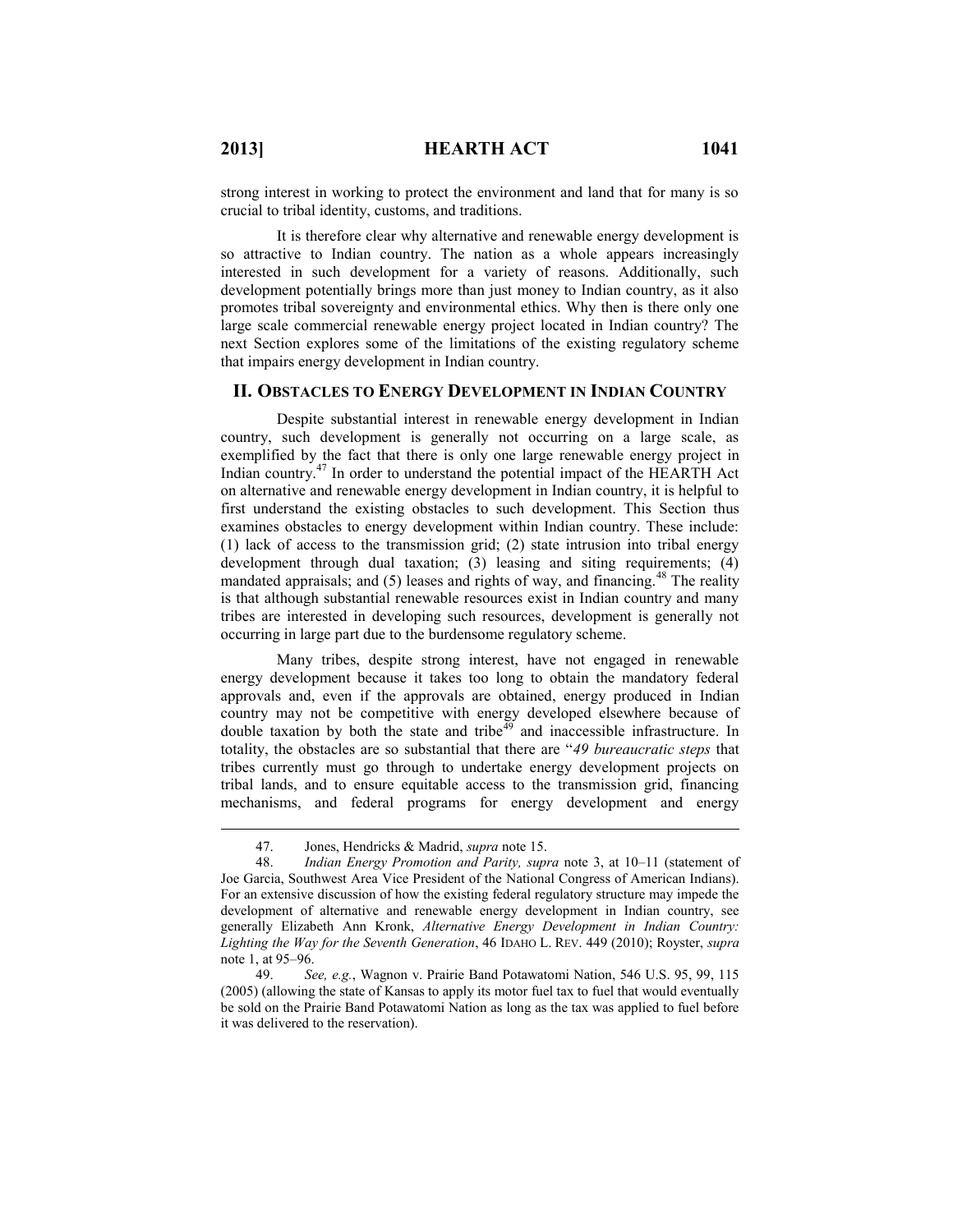strong interest in working to protect the environment and land that for many is so crucial to tribal identity, customs, and traditions.

It is therefore clear why alternative and renewable energy development is so attractive to Indian country. The nation as a whole appears increasingly interested in such development for a variety of reasons. Additionally, such development potentially brings more than just money to Indian country, as it also promotes tribal sovereignty and environmental ethics. Why then is there only one large scale commercial renewable energy project located in Indian country? The next Section explores some of the limitations of the existing regulatory scheme that impairs energy development in Indian country.

## II. Obstacles to Energy Development in Indian Country

Despite substantial interest in renewable energy development in Indian country, such development is generally not occurring on a large scale, as exemplified by the fact that there is only one large renewable energy project in Indian country.[47] In order to understand the potential impact of the HEARTH Act on alternative and renewable energy development in Indian country, it is helpful to first understand the existing obstacles to such development. This Section thus examines obstacles to energy development within Indian country. These include: (1) lack of access to the transmission grid; (2) state intrusion into tribal energy development through dual taxation; (3) leasing and siting requirements; (4) mandated appraisals; and (5) leases and rights of way, and financing.[48] The reality is that although substantial renewable resources exist in Indian country and many tribes are interested in developing such resources, development is generally not occurring in large part due to the burdensome regulatory scheme.

Many tribes, despite strong interest, have not engaged in renewable energy development because it takes too long to obtain the mandatory federal approvals and, even if the approvals are obtained, energy produced in Indian country may not be competitive with energy developed elsewhere because of double taxation by both the state and tribe[49] and inaccessible infrastructure. In totality, the obstacles are so substantial that there are "*49 bureaucratic steps* that tribes currently must go through to undertake energy development projects on tribal lands, and to ensure equitable access to the transmission grid, financing mechanisms, and federal programs for energy development and energy

---

47. Jones, Hendricks & Madrid, *supra* note 15.

48. *Indian Energy Promotion and Parity, supra* note 3, at 10–11 (statement of Joe Garcia, Southwest Area Vice President of the National Congress of American Indians). For an extensive discussion of how the existing federal regulatory structure may impede the development of alternative and renewable energy development in Indian country, see generally Elizabeth Ann Kronk, *Alternative Energy Development in Indian Country: Lighting the Way for the Seventh Generation*, 46 IDAHO L. REV. 449 (2010); Royster, *supra* note 1, at 95–96.

49. *See, e.g.*, Wagnon v. Prairie Band Potawatomi Nation, 546 U.S. 95, 99, 115 (2005) (allowing the state of Kansas to apply its motor fuel tax to fuel that would eventually be sold on the Prairie Band Potawatomi Nation as long as the tax was applied to fuel before it was delivered to the reservation).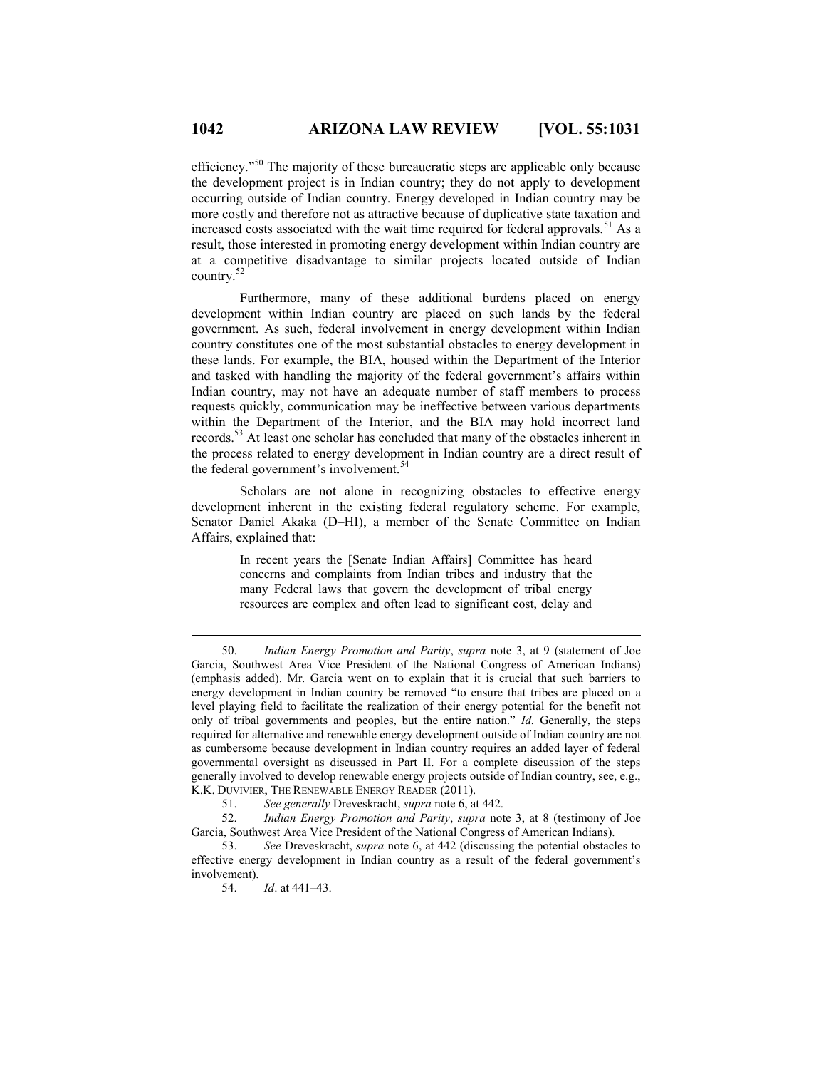efficiency."[50] The majority of these bureaucratic steps are applicable only because the development project is in Indian country; they do not apply to development occurring outside of Indian country. Energy developed in Indian country may be more costly and therefore not as attractive because of duplicative state taxation and increased costs associated with the wait time required for federal approvals.[51] As a result, those interested in promoting energy development within Indian country are at a competitive disadvantage to similar projects located outside of Indian country.[52]

Furthermore, many of these additional burdens placed on energy development within Indian country are placed on such lands by the federal government. As such, federal involvement in energy development within Indian country constitutes one of the most substantial obstacles to energy development in these lands. For example, the BIA, housed within the Department of the Interior and tasked with handling the majority of the federal government's affairs within Indian country, may not have an adequate number of staff members to process requests quickly, communication may be ineffective between various departments within the Department of the Interior, and the BIA may hold incorrect land records.[53] At least one scholar has concluded that many of the obstacles inherent in the process related to energy development in Indian country are a direct result of the federal government's involvement.[54]

Scholars are not alone in recognizing obstacles to effective energy development inherent in the existing federal regulatory scheme. For example, Senator Daniel Akaka (D–HI), a member of the Senate Committee on Indian Affairs, explained that:

> In recent years the [Senate Indian Affairs] Committee has heard concerns and complaints from Indian tribes and industry that the many Federal laws that govern the development of tribal energy resources are complex and often lead to significant cost, delay and

---

50. *Indian Energy Promotion and Parity*, *supra* note 3, at 9 (statement of Joe Garcia, Southwest Area Vice President of the National Congress of American Indians) (emphasis added). Mr. Garcia went on to explain that it is crucial that such barriers to energy development in Indian country be removed "to ensure that tribes are placed on a level playing field to facilitate the realization of their energy potential for the benefit not only of tribal governments and peoples, but the entire nation." *Id.* Generally, the steps required for alternative and renewable energy development outside of Indian country are not as cumbersome because development in Indian country requires an added layer of federal governmental oversight as discussed in Part II. For a complete discussion of the steps generally involved to develop renewable energy projects outside of Indian country, see, e.g., K.K. DUVIVIER, THE RENEWABLE ENERGY READER (2011).

51. *See generally* Dreveskracht, *supra* note 6, at 442.

52. *Indian Energy Promotion and Parity*, *supra* note 3, at 8 (testimony of Joe Garcia, Southwest Area Vice President of the National Congress of American Indians).

53. *See* Dreveskracht, *supra* note 6, at 442 (discussing the potential obstacles to effective energy development in Indian country as a result of the federal government's involvement).

54. *Id*. at 441–43.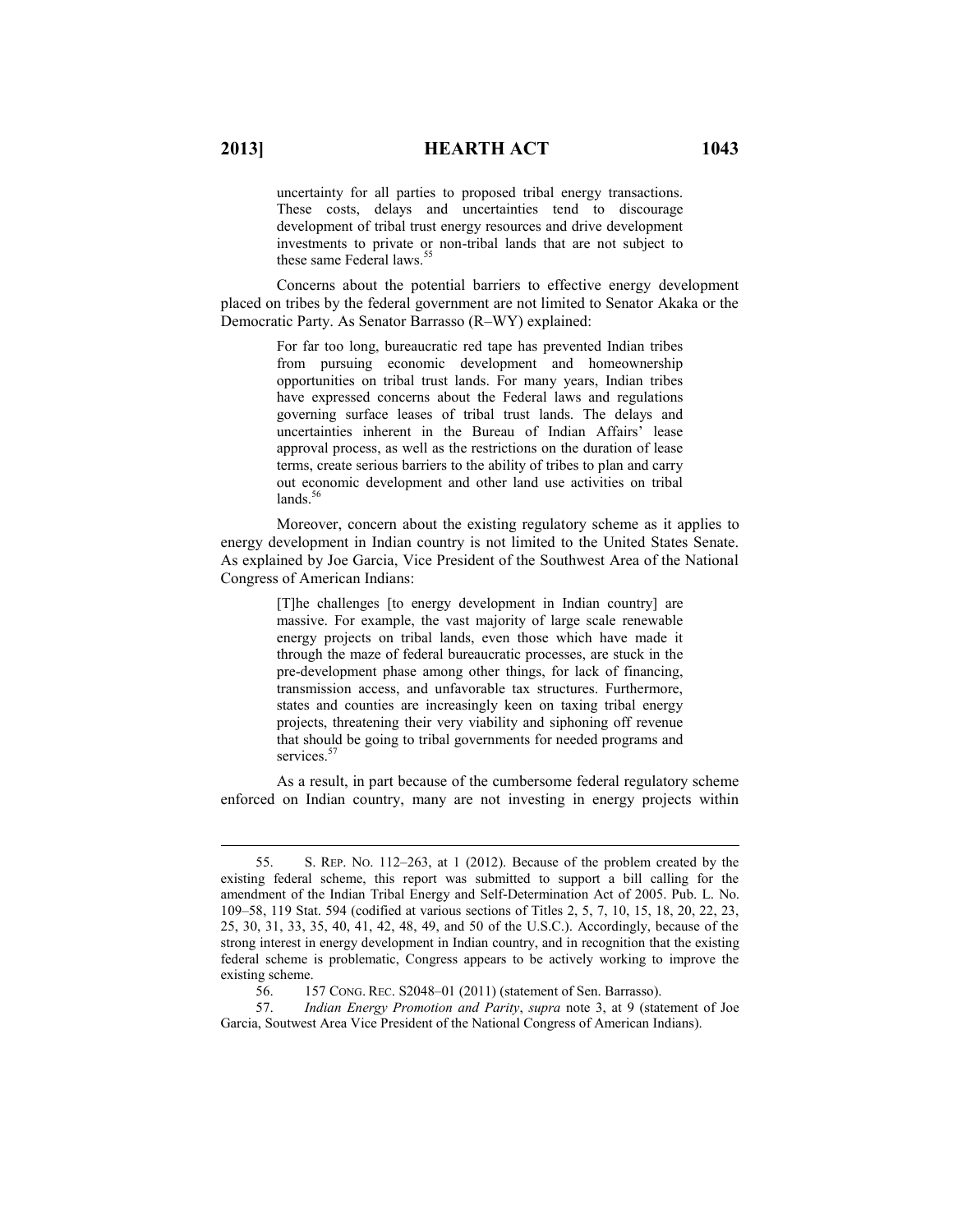> uncertainty for all parties to proposed tribal energy transactions. These costs, delays and uncertainties tend to discourage development of tribal trust energy resources and drive development investments to private or non-tribal lands that are not subject to these same Federal laws.[55]

Concerns about the potential barriers to effective energy development placed on tribes by the federal government are not limited to Senator Akaka or the Democratic Party. As Senator Barrasso (R–WY) explained:

> For far too long, bureaucratic red tape has prevented Indian tribes from pursuing economic development and homeownership opportunities on tribal trust lands. For many years, Indian tribes have expressed concerns about the Federal laws and regulations governing surface leases of tribal trust lands. The delays and uncertainties inherent in the Bureau of Indian Affairs' lease approval process, as well as the restrictions on the duration of lease terms, create serious barriers to the ability of tribes to plan and carry out economic development and other land use activities on tribal lands.[56]

Moreover, concern about the existing regulatory scheme as it applies to energy development in Indian country is not limited to the United States Senate. As explained by Joe Garcia, Vice President of the Southwest Area of the National Congress of American Indians:

> [T]he challenges [to energy development in Indian country] are massive. For example, the vast majority of large scale renewable energy projects on tribal lands, even those which have made it through the maze of federal bureaucratic processes, are stuck in the pre-development phase among other things, for lack of financing, transmission access, and unfavorable tax structures. Furthermore, states and counties are increasingly keen on taxing tribal energy projects, threatening their very viability and siphoning off revenue that should be going to tribal governments for needed programs and services.[57]

As a result, in part because of the cumbersome federal regulatory scheme enforced on Indian country, many are not investing in energy projects within

---

55. S. REP. NO. 112–263, at 1 (2012). Because of the problem created by the existing federal scheme, this report was submitted to support a bill calling for the amendment of the Indian Tribal Energy and Self-Determination Act of 2005. Pub. L. No. 109–58, 119 Stat. 594 (codified at various sections of Titles 2, 5, 7, 10, 15, 18, 20, 22, 23, 25, 30, 31, 33, 35, 40, 41, 42, 48, 49, and 50 of the U.S.C.). Accordingly, because of the strong interest in energy development in Indian country, and in recognition that the existing federal scheme is problematic, Congress appears to be actively working to improve the existing scheme.

56. 157 CONG. REC. S2048–01 (2011) (statement of Sen. Barrasso).

57. *Indian Energy Promotion and Parity*, *supra* note 3, at 9 (statement of Joe Garcia, Soutwest Area Vice President of the National Congress of American Indians).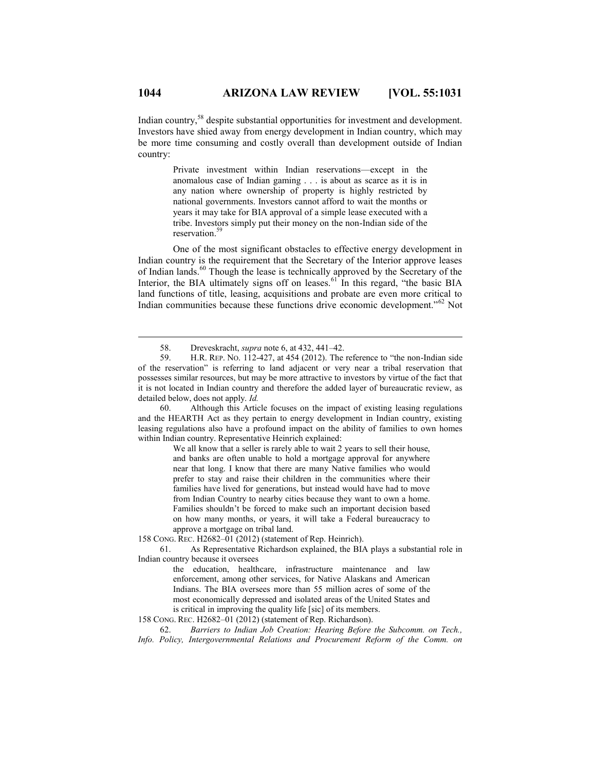Indian country,[58] despite substantial opportunities for investment and development. Investors have shied away from energy development in Indian country, which may be more time consuming and costly overall than development outside of Indian country:

> Private investment within Indian reservations—except in the anomalous case of Indian gaming . . . is about as scarce as it is in any nation where ownership of property is highly restricted by national governments. Investors cannot afford to wait the months or years it may take for BIA approval of a simple lease executed with a tribe. Investors simply put their money on the non-Indian side of the reservation.[59]

One of the most significant obstacles to effective energy development in Indian country is the requirement that the Secretary of the Interior approve leases of Indian lands.[60] Though the lease is technically approved by the Secretary of the Interior, the BIA ultimately signs off on leases.[61] In this regard, "the basic BIA land functions of title, leasing, acquisitions and probate are even more critical to Indian communities because these functions drive economic development."[62] Not

---

58. Dreveskracht, *supra* note 6, at 432, 441–42.

59. H.R. REP. NO. 112-427, at 454 (2012). The reference to "the non-Indian side of the reservation" is referring to land adjacent or very near a tribal reservation that possesses similar resources, but may be more attractive to investors by virtue of the fact that it is not located in Indian country and therefore the added layer of bureaucratic review, as detailed below, does not apply. *Id.*

60. Although this Article focuses on the impact of existing leasing regulations and the HEARTH Act as they pertain to energy development in Indian country, existing leasing regulations also have a profound impact on the ability of families to own homes within Indian country. Representative Heinrich explained:

> We all know that a seller is rarely able to wait 2 years to sell their house, and banks are often unable to hold a mortgage approval for anywhere near that long. I know that there are many Native families who would prefer to stay and raise their children in the communities where their families have lived for generations, but instead would have had to move from Indian Country to nearby cities because they want to own a home. Families shouldn't be forced to make such an important decision based on how many months, or years, it will take a Federal bureaucracy to approve a mortgage on tribal land.

158 CONG. REC. H2682–01 (2012) (statement of Rep. Heinrich).

61. As Representative Richardson explained, the BIA plays a substantial role in Indian country because it oversees

> the education, healthcare, infrastructure maintenance and law enforcement, among other services, for Native Alaskans and American Indians. The BIA oversees more than 55 million acres of some of the most economically depressed and isolated areas of the United States and is critical in improving the quality life [sic] of its members.

158 CONG. REC. H2682–01 (2012) (statement of Rep. Richardson).

62. *Barriers to Indian Job Creation: Hearing Before the Subcomm. on Tech., Info. Policy, Intergovernmental Relations and Procurement Reform of the Comm. on*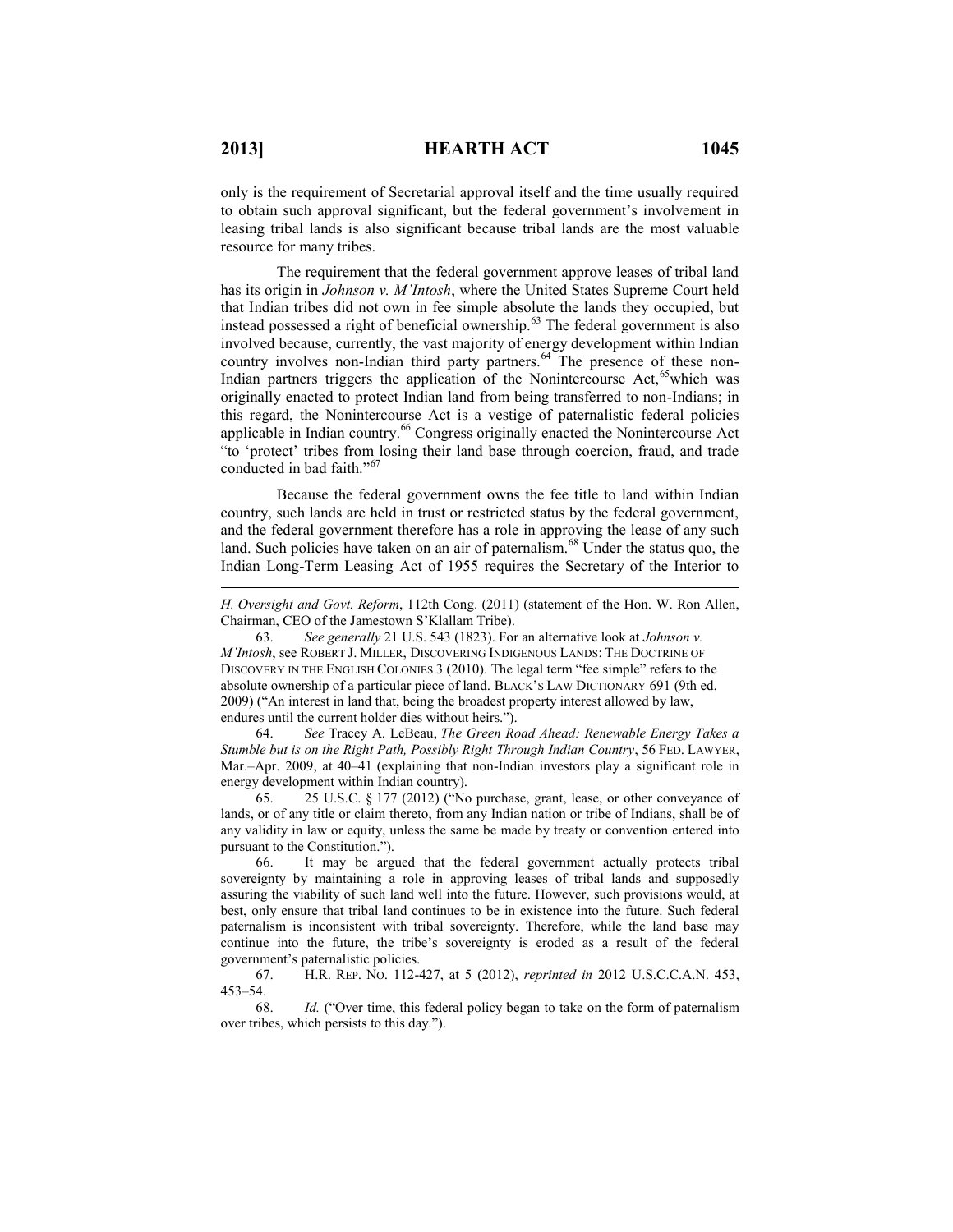only is the requirement of Secretarial approval itself and the time usually required to obtain such approval significant, but the federal government's involvement in leasing tribal lands is also significant because tribal lands are the most valuable resource for many tribes.

The requirement that the federal government approve leases of tribal land has its origin in *Johnson v. M'Intosh*, where the United States Supreme Court held that Indian tribes did not own in fee simple absolute the lands they occupied, but instead possessed a right of beneficial ownership.[63] The federal government is also involved because, currently, the vast majority of energy development within Indian country involves non-Indian third party partners.[64] The presence of these non-Indian partners triggers the application of the Nonintercourse Act,[65] which was originally enacted to protect Indian land from being transferred to non-Indians; in this regard, the Nonintercourse Act is a vestige of paternalistic federal policies applicable in Indian country.[66] Congress originally enacted the Nonintercourse Act "to 'protect' tribes from losing their land base through coercion, fraud, and trade conducted in bad faith."[67]

Because the federal government owns the fee title to land within Indian country, such lands are held in trust or restricted status by the federal government, and the federal government therefore has a role in approving the lease of any such land. Such policies have taken on an air of paternalism.[68] Under the status quo, the Indian Long-Term Leasing Act of 1955 requires the Secretary of the Interior to

---

*H. Oversight and Govt. Reform*, 112th Cong. (2011) (statement of the Hon. W. Ron Allen, Chairman, CEO of the Jamestown S'Klallam Tribe).

63. *See generally* 21 U.S. 543 (1823). For an alternative look at *Johnson v. M'Intosh*, see ROBERT J. MILLER, DISCOVERING INDIGENOUS LANDS: THE DOCTRINE OF DISCOVERY IN THE ENGLISH COLONIES 3 (2010). The legal term "fee simple" refers to the absolute ownership of a particular piece of land. BLACK'S LAW DICTIONARY 691 (9th ed. 2009) ("An interest in land that, being the broadest property interest allowed by law, endures until the current holder dies without heirs.").

64. *See* Tracey A. LeBeau, *The Green Road Ahead: Renewable Energy Takes a Stumble but is on the Right Path, Possibly Right Through Indian Country*, 56 FED. LAWYER, Mar.–Apr. 2009, at 40–41 (explaining that non-Indian investors play a significant role in energy development within Indian country).

65. 25 U.S.C. § 177 (2012) ("No purchase, grant, lease, or other conveyance of lands, or of any title or claim thereto, from any Indian nation or tribe of Indians, shall be of any validity in law or equity, unless the same be made by treaty or convention entered into pursuant to the Constitution.").

66. It may be argued that the federal government actually protects tribal sovereignty by maintaining a role in approving leases of tribal lands and supposedly assuring the viability of such land well into the future. However, such provisions would, at best, only ensure that tribal land continues to be in existence into the future. Such federal paternalism is inconsistent with tribal sovereignty. Therefore, while the land base may continue into the future, the tribe's sovereignty is eroded as a result of the federal government's paternalistic policies.

67. H.R. REP. NO. 112-427, at 5 (2012), *reprinted in* 2012 U.S.C.C.A.N. 453, 453–54.

68. *Id.* ("Over time, this federal policy began to take on the form of paternalism over tribes, which persists to this day.").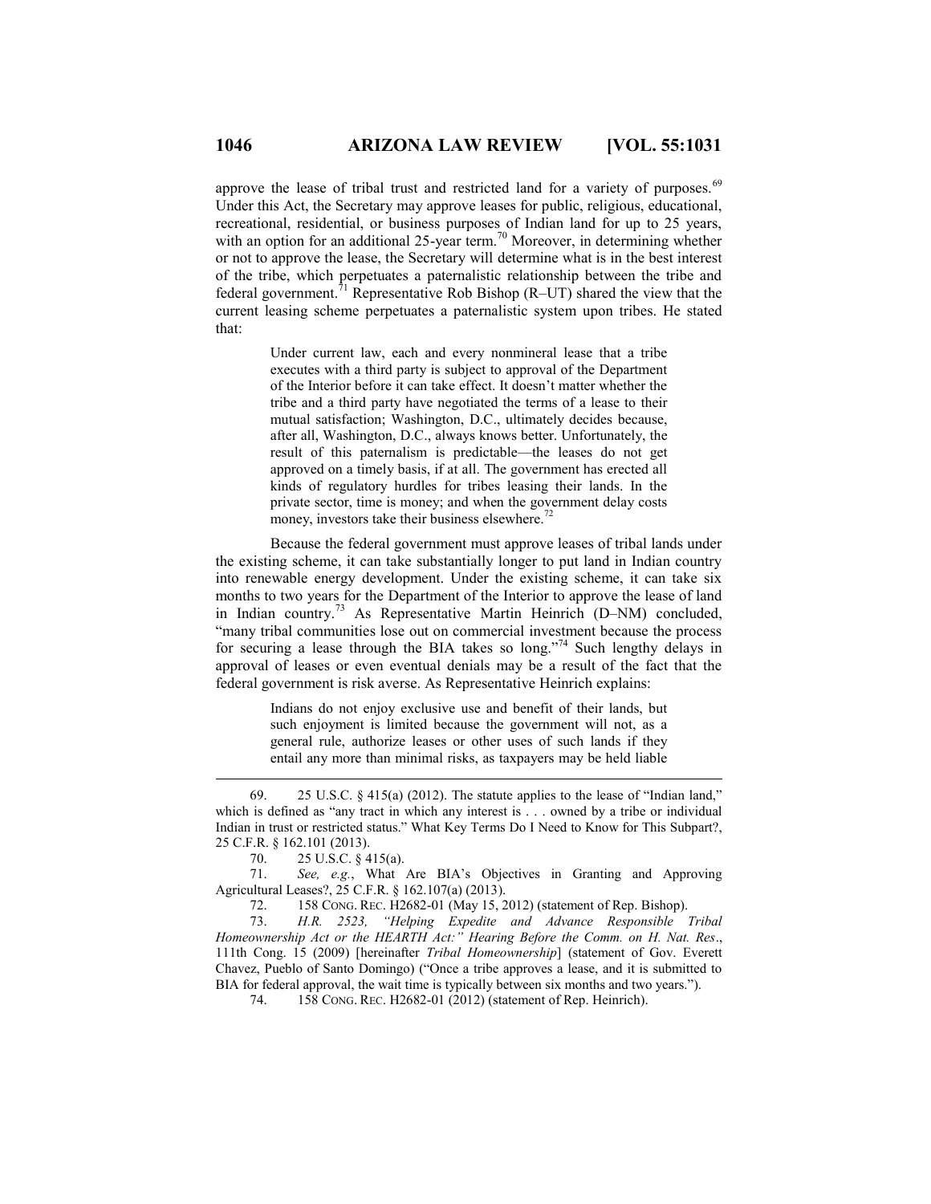approve the lease of tribal trust and restricted land for a variety of purposes.[69] Under this Act, the Secretary may approve leases for public, religious, educational, recreational, residential, or business purposes of Indian land for up to 25 years, with an option for an additional 25-year term.[70] Moreover, in determining whether or not to approve the lease, the Secretary will determine what is in the best interest of the tribe, which perpetuates a paternalistic relationship between the tribe and federal government.[71] Representative Rob Bishop (R–UT) shared the view that the current leasing scheme perpetuates a paternalistic system upon tribes. He stated that:

> Under current law, each and every nonmineral lease that a tribe executes with a third party is subject to approval of the Department of the Interior before it can take effect. It doesn't matter whether the tribe and a third party have negotiated the terms of a lease to their mutual satisfaction; Washington, D.C., ultimately decides because, after all, Washington, D.C., always knows better. Unfortunately, the result of this paternalism is predictable—the leases do not get approved on a timely basis, if at all. The government has erected all kinds of regulatory hurdles for tribes leasing their lands. In the private sector, time is money; and when the government delay costs money, investors take their business elsewhere.[72]

Because the federal government must approve leases of tribal lands under the existing scheme, it can take substantially longer to put land in Indian country into renewable energy development. Under the existing scheme, it can take six months to two years for the Department of the Interior to approve the lease of land in Indian country.[73] As Representative Martin Heinrich (D–NM) concluded, "many tribal communities lose out on commercial investment because the process for securing a lease through the BIA takes so long."[74] Such lengthy delays in approval of leases or even eventual denials may be a result of the fact that the federal government is risk averse. As Representative Heinrich explains:

> Indians do not enjoy exclusive use and benefit of their lands, but such enjoyment is limited because the government will not, as a general rule, authorize leases or other uses of such lands if they entail any more than minimal risks, as taxpayers may be held liable

---

69. 25 U.S.C. § 415(a) (2012). The statute applies to the lease of "Indian land," which is defined as "any tract in which any interest is . . . owned by a tribe or individual Indian in trust or restricted status." What Key Terms Do I Need to Know for This Subpart?, 25 C.F.R. § 162.101 (2013).

70. 25 U.S.C. § 415(a).

71. *See, e.g.*, What Are BIA's Objectives in Granting and Approving Agricultural Leases?, 25 C.F.R. § 162.107(a) (2013).

72. 158 CONG. REC. H2682-01 (May 15, 2012) (statement of Rep. Bishop).

73. *H.R. 2523, "Helping Expedite and Advance Responsible Tribal Homeownership Act or the HEARTH Act:" Hearing Before the Comm. on H. Nat. Res.*, 111th Cong. 15 (2009) [hereinafter *Tribal Homeownership*] (statement of Gov. Everett Chavez, Pueblo of Santo Domingo) ("Once a tribe approves a lease, and it is submitted to BIA for federal approval, the wait time is typically between six months and two years.").

74. 158 CONG. REC. H2682-01 (2012) (statement of Rep. Heinrich).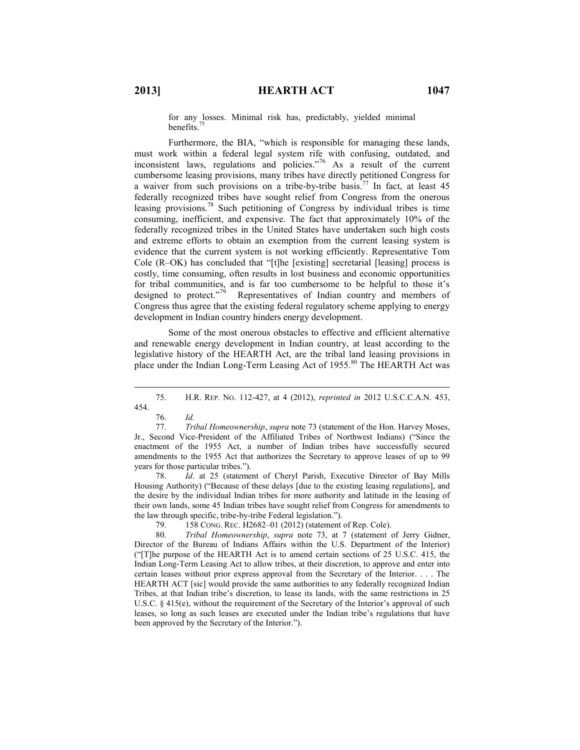for any losses. Minimal risk has, predictably, yielded minimal benefits.[75]

Furthermore, the BIA, "which is responsible for managing these lands, must work within a federal legal system rife with confusing, outdated, and inconsistent laws, regulations and policies."[76] As a result of the current cumbersome leasing provisions, many tribes have directly petitioned Congress for a waiver from such provisions on a tribe-by-tribe basis.[77] In fact, at least 45 federally recognized tribes have sought relief from Congress from the onerous leasing provisions.[78] Such petitioning of Congress by individual tribes is time consuming, inefficient, and expensive. The fact that approximately 10% of the federally recognized tribes in the United States have undertaken such high costs and extreme efforts to obtain an exemption from the current leasing system is evidence that the current system is not working efficiently. Representative Tom Cole (R–OK) has concluded that "[t]he [existing] secretarial [leasing] process is costly, time consuming, often results in lost business and economic opportunities for tribal communities, and is far too cumbersome to be helpful to those it's designed to protect."[79] Representatives of Indian country and members of Congress thus agree that the existing federal regulatory scheme applying to energy development in Indian country hinders energy development.

Some of the most onerous obstacles to effective and efficient alternative and renewable energy development in Indian country, at least according to the legislative history of the HEARTH Act, are the tribal land leasing provisions in place under the Indian Long-Term Leasing Act of 1955.[80] The HEARTH Act was

---

75. H.R. REP. NO. 112-427, at 4 (2012), *reprinted in* 2012 U.S.C.C.A.N. 453, 454.

76. *Id.*

77. *Tribal Homeownership*, *supra* note 73 (statement of the Hon. Harvey Moses, Jr., Second Vice-President of the Affiliated Tribes of Northwest Indians) ("Since the enactment of the 1955 Act, a number of Indian tribes have successfully secured amendments to the 1955 Act that authorizes the Secretary to approve leases of up to 99 years for those particular tribes.").

78. *Id*. at 25 (statement of Cheryl Parish, Executive Director of Bay Mills Housing Authority) ("Because of these delays [due to the existing leasing regulations], and the desire by the individual Indian tribes for more authority and latitude in the leasing of their own lands, some 45 Indian tribes have sought relief from Congress for amendments to the law through specific, tribe-by-tribe Federal legislation.").

79. 158 CONG. REC. H2682–01 (2012) (statement of Rep. Cole).

80. *Tribal Homeownership*, *supra* note 73, at 7 (statement of Jerry Gidner, Director of the Bureau of Indians Affairs within the U.S. Department of the Interior) ("[T]he purpose of the HEARTH Act is to amend certain sections of 25 U.S.C. 415, the Indian Long-Term Leasing Act to allow tribes, at their discretion, to approve and enter into certain leases without prior express approval from the Secretary of the Interior. . . . The HEARTH ACT [sic] would provide the same authorities to any federally recognized Indian Tribes, at that Indian tribe's discretion, to lease its lands, with the same restrictions in 25 U.S.C. § 415(e), without the requirement of the Secretary of the Interior's approval of such leases, so long as such leases are executed under the Indian tribe's regulations that have been approved by the Secretary of the Interior.").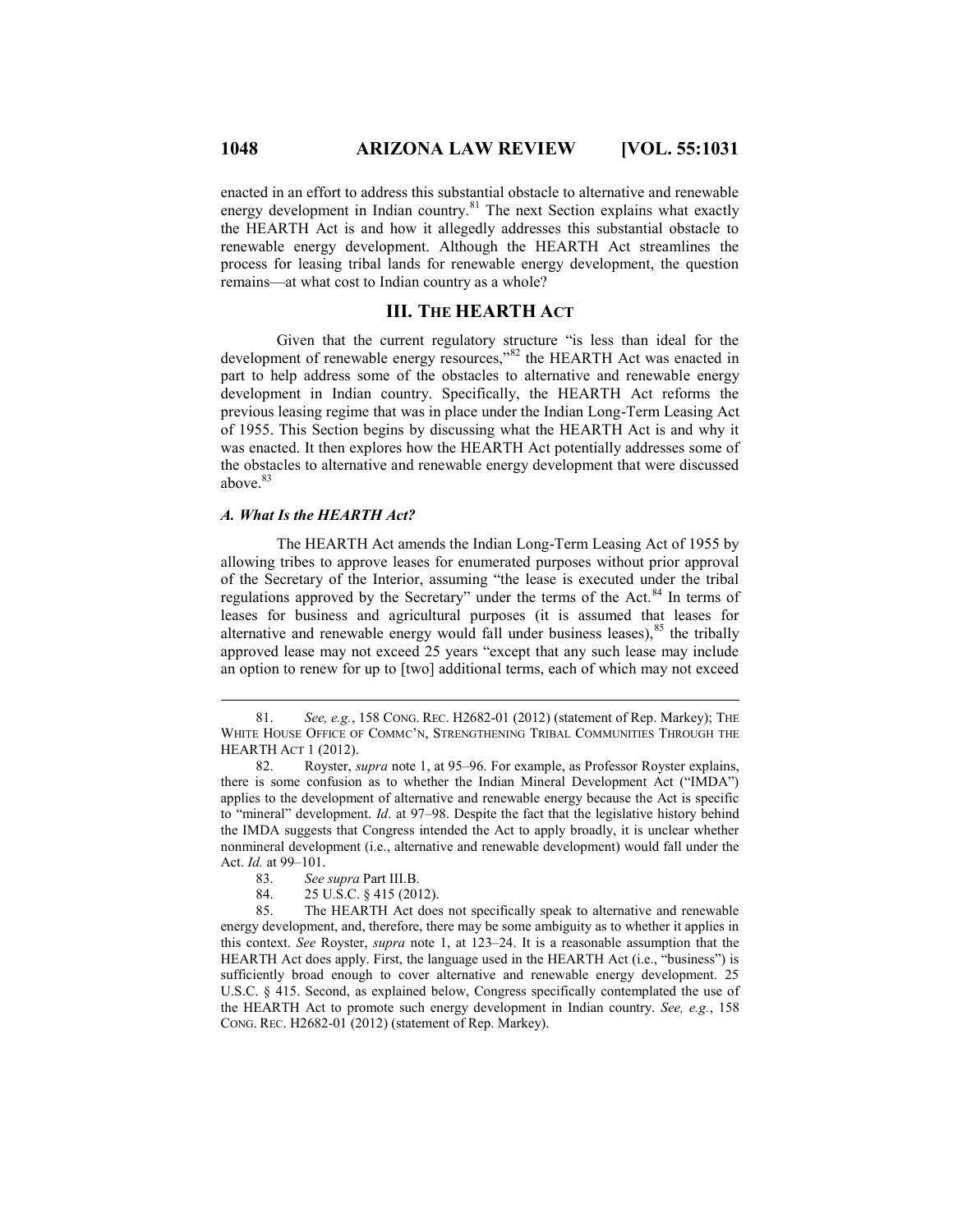enacted in an effort to address this substantial obstacle to alternative and renewable energy development in Indian country.[81] The next Section explains what exactly the HEARTH Act is and how it allegedly addresses this substantial obstacle to renewable energy development. Although the HEARTH Act streamlines the process for leasing tribal lands for renewable energy development, the question remains—at what cost to Indian country as a whole?

## III. The HEARTH Act

Given that the current regulatory structure "is less than ideal for the development of renewable energy resources,"[82] the HEARTH Act was enacted in part to help address some of the obstacles to alternative and renewable energy development in Indian country. Specifically, the HEARTH Act reforms the previous leasing regime that was in place under the Indian Long-Term Leasing Act of 1955. This Section begins by discussing what the HEARTH Act is and why it was enacted. It then explores how the HEARTH Act potentially addresses some of the obstacles to alternative and renewable energy development that were discussed above.[83]

### *A. What Is the HEARTH Act?*

The HEARTH Act amends the Indian Long-Term Leasing Act of 1955 by allowing tribes to approve leases for enumerated purposes without prior approval of the Secretary of the Interior, assuming "the lease is executed under the tribal regulations approved by the Secretary" under the terms of the Act.[84] In terms of leases for business and agricultural purposes (it is assumed that leases for alternative and renewable energy would fall under business leases),[85] the tribally approved lease may not exceed 25 years "except that any such lease may include an option to renew for up to [two] additional terms, each of which may not exceed

---

81. *See, e.g.*, 158 Cong. Rec. H2682-01 (2012) (statement of Rep. Markey); The White House Office of Commc'n, Strengthening Tribal Communities Through the HEARTH Act 1 (2012).

82. Royster, *supra* note 1, at 95–96. For example, as Professor Royster explains, there is some confusion as to whether the Indian Mineral Development Act ("IMDA") applies to the development of alternative and renewable energy because the Act is specific to "mineral" development. *Id*. at 97–98. Despite the fact that the legislative history behind the IMDA suggests that Congress intended the Act to apply broadly, it is unclear whether nonmineral development (i.e., alternative and renewable development) would fall under the Act. *Id.* at 99–101.

83. *See supra* Part III.B.

84. 25 U.S.C. § 415 (2012).

85. The HEARTH Act does not specifically speak to alternative and renewable energy development, and, therefore, there may be some ambiguity as to whether it applies in this context. *See* Royster, *supra* note 1, at 123–24. It is a reasonable assumption that the HEARTH Act does apply. First, the language used in the HEARTH Act (i.e., "business") is sufficiently broad enough to cover alternative and renewable energy development. 25 U.S.C. § 415. Second, as explained below, Congress specifically contemplated the use of the HEARTH Act to promote such energy development in Indian country. *See, e.g.*, 158 Cong. Rec. H2682-01 (2012) (statement of Rep. Markey).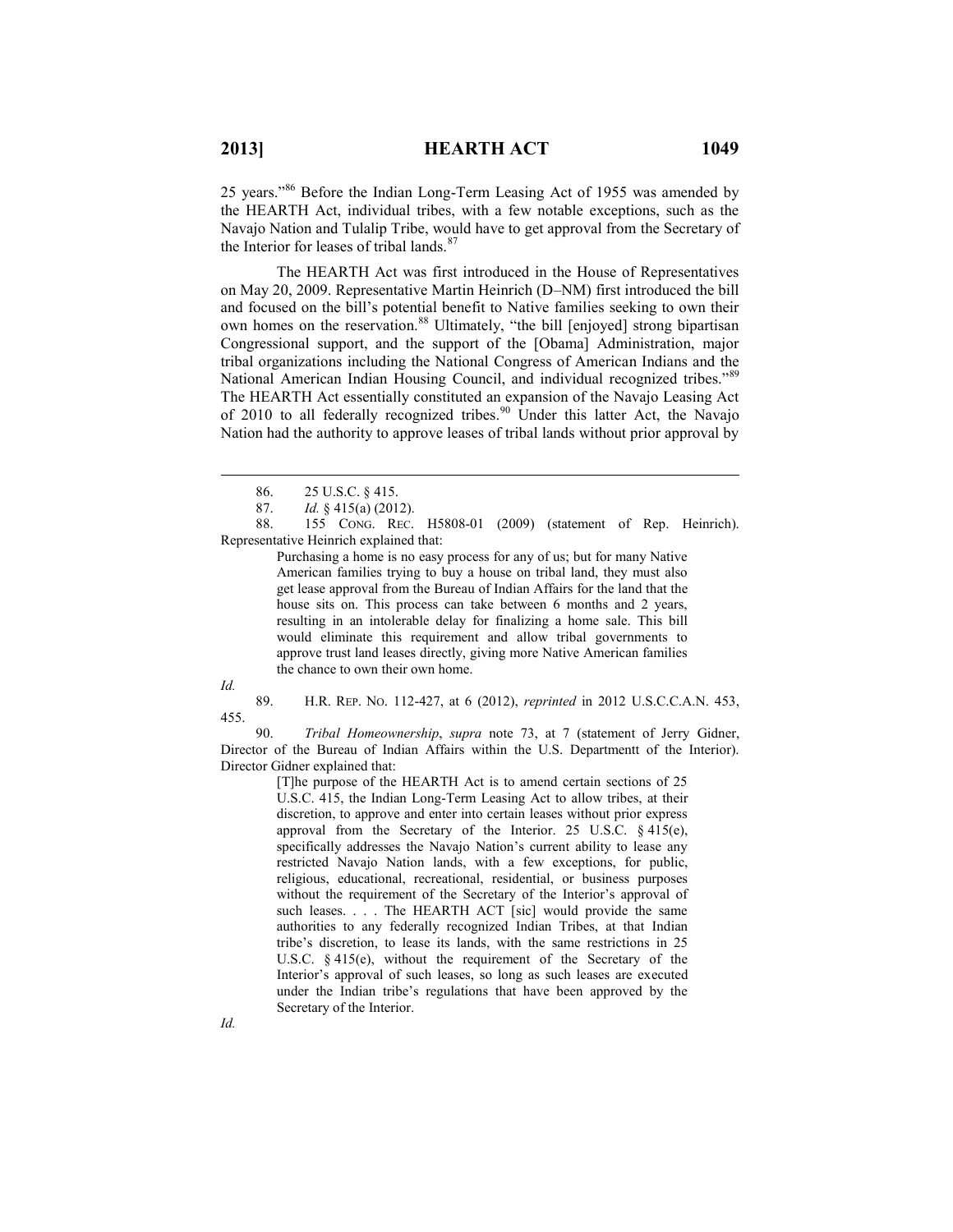25 years."[86] Before the Indian Long-Term Leasing Act of 1955 was amended by the HEARTH Act, individual tribes, with a few notable exceptions, such as the Navajo Nation and Tulalip Tribe, would have to get approval from the Secretary of the Interior for leases of tribal lands.[87]

The HEARTH Act was first introduced in the House of Representatives on May 20, 2009. Representative Martin Heinrich (D–NM) first introduced the bill and focused on the bill's potential benefit to Native families seeking to own their own homes on the reservation.[88] Ultimately, "the bill [enjoyed] strong bipartisan Congressional support, and the support of the [Obama] Administration, major tribal organizations including the National Congress of American Indians and the National American Indian Housing Council, and individual recognized tribes."[89] The HEARTH Act essentially constituted an expansion of the Navajo Leasing Act of 2010 to all federally recognized tribes.[90] Under this latter Act, the Navajo Nation had the authority to approve leases of tribal lands without prior approval by

---

86. 25 U.S.C. § 415.

87. *Id.* § 415(a) (2012).

88. 155 CONG. REC. H5808-01 (2009) (statement of Rep. Heinrich). Representative Heinrich explained that:

> Purchasing a home is no easy process for any of us; but for many Native American families trying to buy a house on tribal land, they must also get lease approval from the Bureau of Indian Affairs for the land that the house sits on. This process can take between 6 months and 2 years, resulting in an intolerable delay for finalizing a home sale. This bill would eliminate this requirement and allow tribal governments to approve trust land leases directly, giving more Native American families the chance to own their own home.

*Id.*

89. H.R. REP. NO. 112-427, at 6 (2012), *reprinted* in 2012 U.S.C.C.A.N. 453, 455.

90. *Tribal Homeownership*, *supra* note 73, at 7 (statement of Jerry Gidner, Director of the Bureau of Indian Affairs within the U.S. Departmentt of the Interior). Director Gidner explained that:

> [T]he purpose of the HEARTH Act is to amend certain sections of 25 U.S.C. 415, the Indian Long-Term Leasing Act to allow tribes, at their discretion, to approve and enter into certain leases without prior express approval from the Secretary of the Interior. 25 U.S.C. § 415(e), specifically addresses the Navajo Nation's current ability to lease any restricted Navajo Nation lands, with a few exceptions, for public, religious, educational, recreational, residential, or business purposes without the requirement of the Secretary of the Interior's approval of such leases. . . . The HEARTH ACT [sic] would provide the same authorities to any federally recognized Indian Tribes, at that Indian tribe's discretion, to lease its lands, with the same restrictions in 25 U.S.C. § 415(e), without the requirement of the Secretary of the Interior's approval of such leases, so long as such leases are executed under the Indian tribe's regulations that have been approved by the Secretary of the Interior.

*Id.*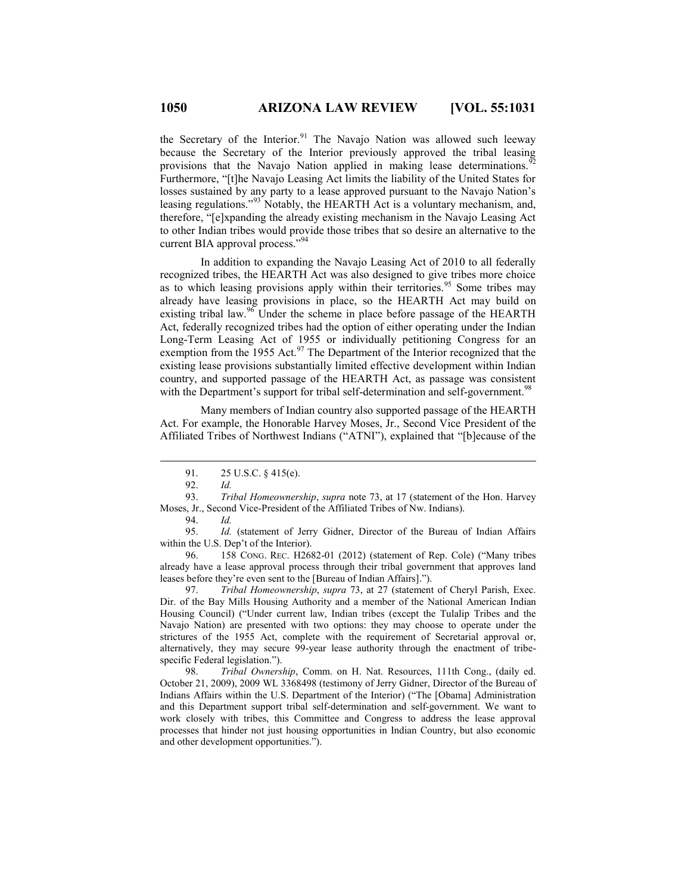the Secretary of the Interior.[91] The Navajo Nation was allowed such leeway because the Secretary of the Interior previously approved the tribal leasing provisions that the Navajo Nation applied in making lease determinations.[92] Furthermore, "[t]he Navajo Leasing Act limits the liability of the United States for losses sustained by any party to a lease approved pursuant to the Navajo Nation's leasing regulations."[93] Notably, the HEARTH Act is a voluntary mechanism, and, therefore, "[e]xpanding the already existing mechanism in the Navajo Leasing Act to other Indian tribes would provide those tribes that so desire an alternative to the current BIA approval process."[94]

In addition to expanding the Navajo Leasing Act of 2010 to all federally recognized tribes, the HEARTH Act was also designed to give tribes more choice as to which leasing provisions apply within their territories.[95] Some tribes may already have leasing provisions in place, so the HEARTH Act may build on existing tribal law.[96] Under the scheme in place before passage of the HEARTH Act, federally recognized tribes had the option of either operating under the Indian Long-Term Leasing Act of 1955 or individually petitioning Congress for an exemption from the 1955 Act.[97] The Department of the Interior recognized that the existing lease provisions substantially limited effective development within Indian country, and supported passage of the HEARTH Act, as passage was consistent with the Department's support for tribal self-determination and self-government.[98]

Many members of Indian country also supported passage of the HEARTH Act. For example, the Honorable Harvey Moses, Jr., Second Vice President of the Affiliated Tribes of Northwest Indians ("ATNI"), explained that "[b]ecause of the

---

91. 25 U.S.C. § 415(e).

92. *Id.*

93. *Tribal Homeownership*, *supra* note 73, at 17 (statement of the Hon. Harvey Moses, Jr., Second Vice-President of the Affiliated Tribes of Nw. Indians).

94. *Id.*

95. *Id.* (statement of Jerry Gidner, Director of the Bureau of Indian Affairs within the U.S. Dep't of the Interior).

96. 158 CONG. REC. H2682-01 (2012) (statement of Rep. Cole) ("Many tribes already have a lease approval process through their tribal government that approves land leases before they're even sent to the [Bureau of Indian Affairs].").

97. *Tribal Homeownership*, *supra* 73, at 27 (statement of Cheryl Parish, Exec. Dir. of the Bay Mills Housing Authority and a member of the National American Indian Housing Council) ("Under current law, Indian tribes (except the Tulalip Tribes and the Navajo Nation) are presented with two options: they may choose to operate under the strictures of the 1955 Act, complete with the requirement of Secretarial approval or, alternatively, they may secure 99-year lease authority through the enactment of tribe-specific Federal legislation.").

98. *Tribal Ownership*, Comm. on H. Nat. Resources, 111th Cong., (daily ed. October 21, 2009), 2009 WL 3368498 (testimony of Jerry Gidner, Director of the Bureau of Indians Affairs within the U.S. Department of the Interior) ("The [Obama] Administration and this Department support tribal self-determination and self-government. We want to work closely with tribes, this Committee and Congress to address the lease approval processes that hinder not just housing opportunities in Indian Country, but also economic and other development opportunities.").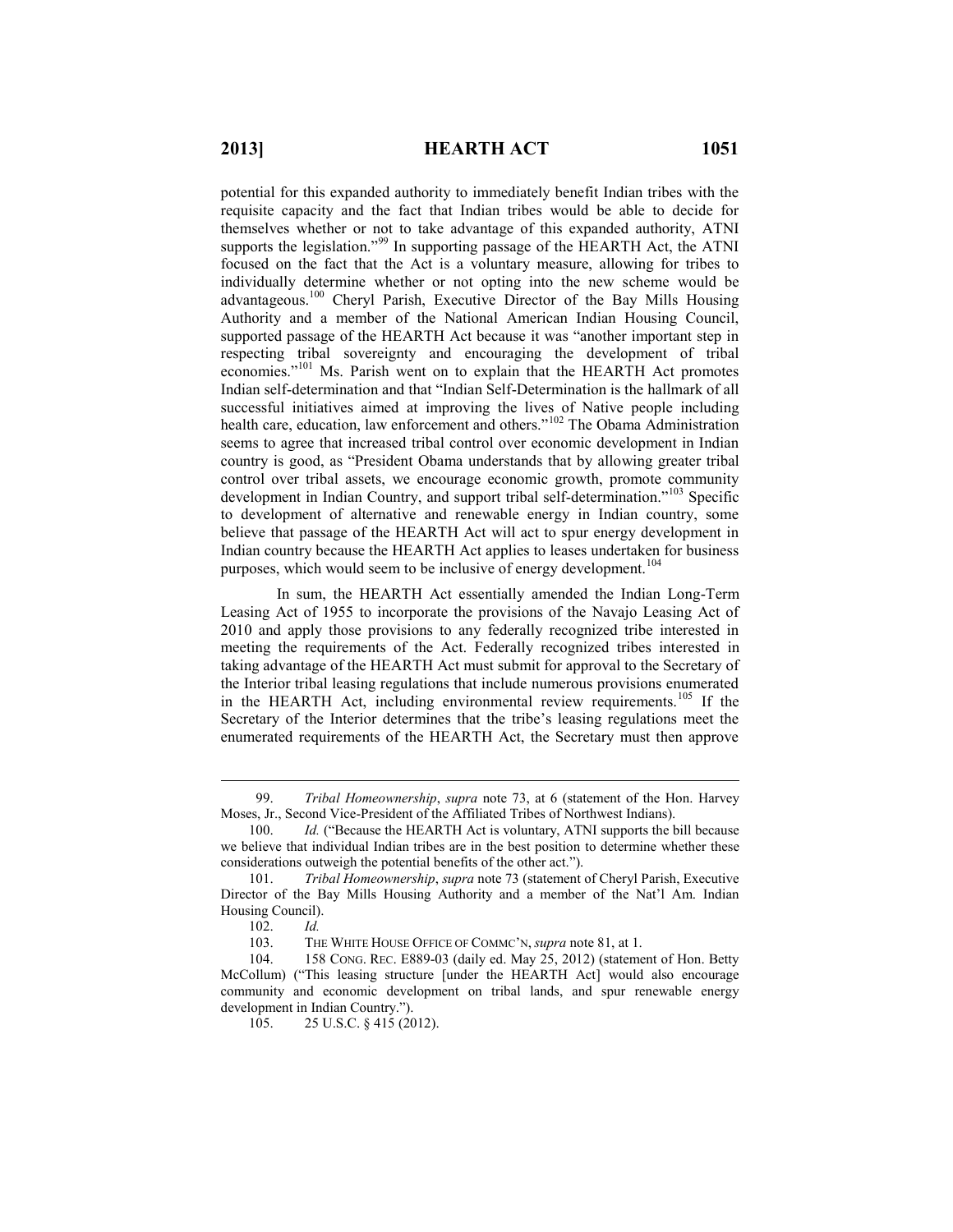potential for this expanded authority to immediately benefit Indian tribes with the requisite capacity and the fact that Indian tribes would be able to decide for themselves whether or not to take advantage of this expanded authority, ATNI supports the legislation."[99] In supporting passage of the HEARTH Act, the ATNI focused on the fact that the Act is a voluntary measure, allowing for tribes to individually determine whether or not opting into the new scheme would be advantageous.[100] Cheryl Parish, Executive Director of the Bay Mills Housing Authority and a member of the National American Indian Housing Council, supported passage of the HEARTH Act because it was "another important step in respecting tribal sovereignty and encouraging the development of tribal economies."[101] Ms. Parish went on to explain that the HEARTH Act promotes Indian self-determination and that "Indian Self-Determination is the hallmark of all successful initiatives aimed at improving the lives of Native people including health care, education, law enforcement and others."[102] The Obama Administration seems to agree that increased tribal control over economic development in Indian country is good, as "President Obama understands that by allowing greater tribal control over tribal assets, we encourage economic growth, promote community development in Indian Country, and support tribal self-determination."[103] Specific to development of alternative and renewable energy in Indian country, some believe that passage of the HEARTH Act will act to spur energy development in Indian country because the HEARTH Act applies to leases undertaken for business purposes, which would seem to be inclusive of energy development.[104]

In sum, the HEARTH Act essentially amended the Indian Long-Term Leasing Act of 1955 to incorporate the provisions of the Navajo Leasing Act of 2010 and apply those provisions to any federally recognized tribe interested in meeting the requirements of the Act. Federally recognized tribes interested in taking advantage of the HEARTH Act must submit for approval to the Secretary of the Interior tribal leasing regulations that include numerous provisions enumerated in the HEARTH Act, including environmental review requirements.[105] If the Secretary of the Interior determines that the tribe's leasing regulations meet the enumerated requirements of the HEARTH Act, the Secretary must then approve

---

99. *Tribal Homeownership*, *supra* note 73, at 6 (statement of the Hon. Harvey Moses, Jr., Second Vice-President of the Affiliated Tribes of Northwest Indians).

100. *Id.* ("Because the HEARTH Act is voluntary, ATNI supports the bill because we believe that individual Indian tribes are in the best position to determine whether these considerations outweigh the potential benefits of the other act.").

101. *Tribal Homeownership*, *supra* note 73 (statement of Cheryl Parish, Executive Director of the Bay Mills Housing Authority and a member of the Nat'l Am. Indian Housing Council).

102. *Id.*

103. THE WHITE HOUSE OFFICE OF COMMC'N, *supra* note 81, at 1.

104. 158 CONG. REC. E889-03 (daily ed. May 25, 2012) (statement of Hon. Betty McCollum) ("This leasing structure [under the HEARTH Act] would also encourage community and economic development on tribal lands, and spur renewable energy development in Indian Country.").

105. 25 U.S.C. § 415 (2012).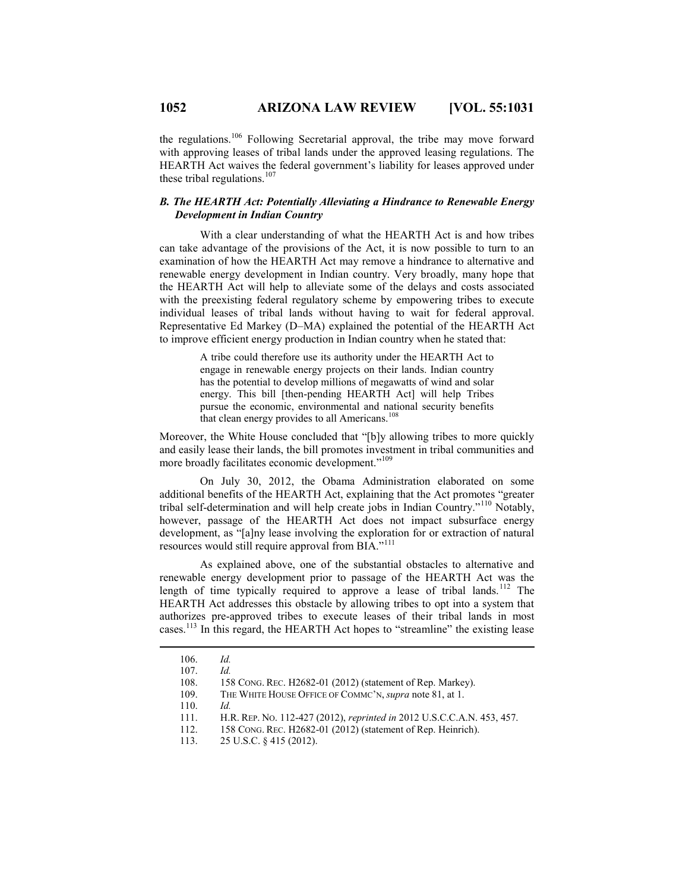the regulations.[106] Following Secretarial approval, the tribe may move forward with approving leases of tribal lands under the approved leasing regulations. The HEARTH Act waives the federal government's liability for leases approved under these tribal regulations.[107]

### *B. The HEARTH Act: Potentially Alleviating a Hindrance to Renewable Energy Development in Indian Country*

With a clear understanding of what the HEARTH Act is and how tribes can take advantage of the provisions of the Act, it is now possible to turn to an examination of how the HEARTH Act may remove a hindrance to alternative and renewable energy development in Indian country. Very broadly, many hope that the HEARTH Act will help to alleviate some of the delays and costs associated with the preexisting federal regulatory scheme by empowering tribes to execute individual leases of tribal lands without having to wait for federal approval. Representative Ed Markey (D–MA) explained the potential of the HEARTH Act to improve efficient energy production in Indian country when he stated that:

> A tribe could therefore use its authority under the HEARTH Act to engage in renewable energy projects on their lands. Indian country has the potential to develop millions of megawatts of wind and solar energy. This bill [then-pending HEARTH Act] will help Tribes pursue the economic, environmental and national security benefits that clean energy provides to all Americans.[108]

Moreover, the White House concluded that "[b]y allowing tribes to more quickly and easily lease their lands, the bill promotes investment in tribal communities and more broadly facilitates economic development."[109]

On July 30, 2012, the Obama Administration elaborated on some additional benefits of the HEARTH Act, explaining that the Act promotes "greater tribal self-determination and will help create jobs in Indian Country."[110] Notably, however, passage of the HEARTH Act does not impact subsurface energy development, as "[a]ny lease involving the exploration for or extraction of natural resources would still require approval from BIA."[111]

As explained above, one of the substantial obstacles to alternative and renewable energy development prior to passage of the HEARTH Act was the length of time typically required to approve a lease of tribal lands.[112] The HEARTH Act addresses this obstacle by allowing tribes to opt into a system that authorizes pre-approved tribes to execute leases of their tribal lands in most cases.[113] In this regard, the HEARTH Act hopes to "streamline" the existing lease

---

106. *Id.*

107. *Id.*

108. 158 CONG. REC. H2682-01 (2012) (statement of Rep. Markey).

109. THE WHITE HOUSE OFFICE OF COMMC'N, *supra* note 81, at 1.

110. *Id.*

111. H.R. REP. NO. 112-427 (2012), *reprinted in* 2012 U.S.C.C.A.N. 453, 457.

112. 158 CONG. REC. H2682-01 (2012) (statement of Rep. Heinrich).

113. 25 U.S.C. § 415 (2012).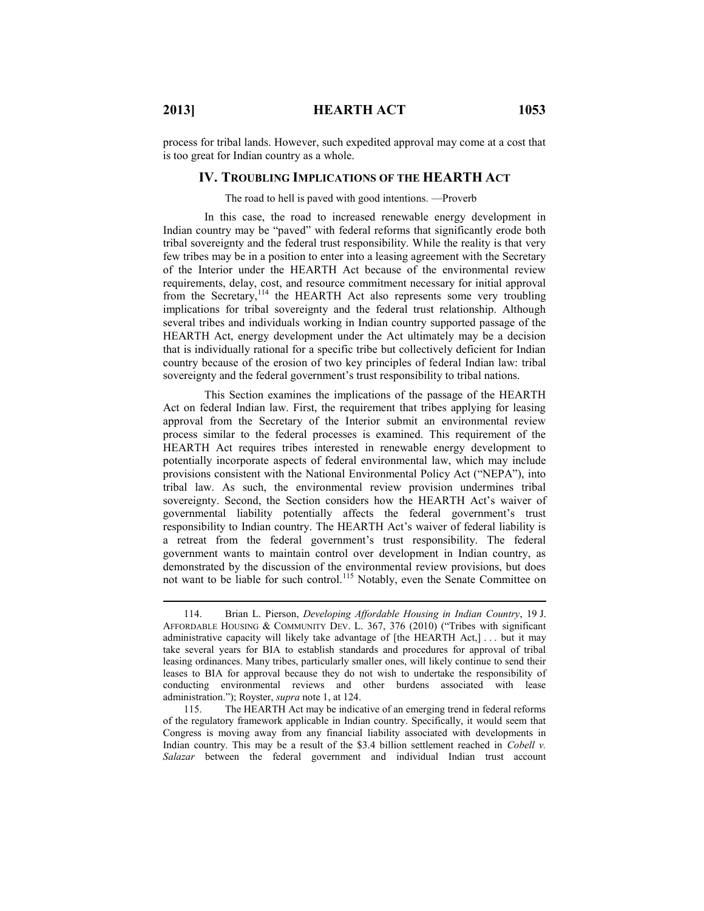process for tribal lands. However, such expedited approval may come at a cost that is too great for Indian country as a whole.

## IV. TROUBLING IMPLICATIONS OF THE HEARTH ACT

The road to hell is paved with good intentions. —Proverb

In this case, the road to increased renewable energy development in Indian country may be "paved" with federal reforms that significantly erode both tribal sovereignty and the federal trust responsibility. While the reality is that very few tribes may be in a position to enter into a leasing agreement with the Secretary of the Interior under the HEARTH Act because of the environmental review requirements, delay, cost, and resource commitment necessary for initial approval from the Secretary,[114] the HEARTH Act also represents some very troubling implications for tribal sovereignty and the federal trust relationship. Although several tribes and individuals working in Indian country supported passage of the HEARTH Act, energy development under the Act ultimately may be a decision that is individually rational for a specific tribe but collectively deficient for Indian country because of the erosion of two key principles of federal Indian law: tribal sovereignty and the federal government's trust responsibility to tribal nations.

This Section examines the implications of the passage of the HEARTH Act on federal Indian law. First, the requirement that tribes applying for leasing approval from the Secretary of the Interior submit an environmental review process similar to the federal processes is examined. This requirement of the HEARTH Act requires tribes interested in renewable energy development to potentially incorporate aspects of federal environmental law, which may include provisions consistent with the National Environmental Policy Act ("NEPA"), into tribal law. As such, the environmental review provision undermines tribal sovereignty. Second, the Section considers how the HEARTH Act's waiver of governmental liability potentially affects the federal government's trust responsibility to Indian country. The HEARTH Act's waiver of federal liability is a retreat from the federal government's trust responsibility. The federal government wants to maintain control over development in Indian country, as demonstrated by the discussion of the environmental review provisions, but does not want to be liable for such control.[115] Notably, even the Senate Committee on

---

114. Brian L. Pierson, *Developing Affordable Housing in Indian Country*, 19 J. AFFORDABLE HOUSING & COMMUNITY DEV. L. 367, 376 (2010) ("Tribes with significant administrative capacity will likely take advantage of [the HEARTH Act,] . . . but it may take several years for BIA to establish standards and procedures for approval of tribal leasing ordinances. Many tribes, particularly smaller ones, will likely continue to send their leases to BIA for approval because they do not wish to undertake the responsibility of conducting environmental reviews and other burdens associated with lease administration."); Royster, *supra* note 1, at 124.

115. The HEARTH Act may be indicative of an emerging trend in federal reforms of the regulatory framework applicable in Indian country. Specifically, it would seem that Congress is moving away from any financial liability associated with developments in Indian country. This may be a result of the $3.4 billion settlement reached in *Cobell v. Salazar* between the federal government and individual Indian trust account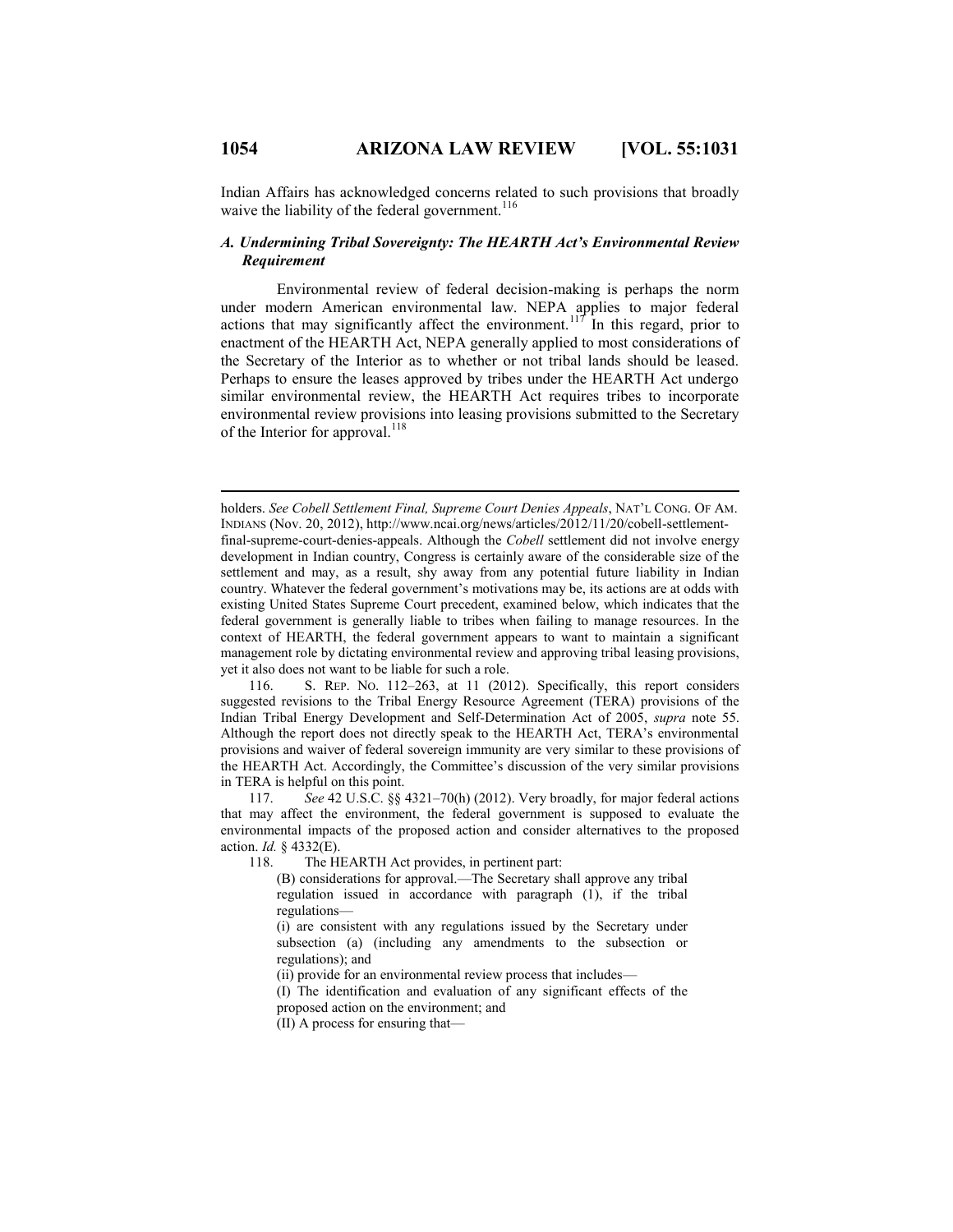Indian Affairs has acknowledged concerns related to such provisions that broadly waive the liability of the federal government.[116]

### *A. Undermining Tribal Sovereignty: The HEARTH Act's Environmental Review Requirement*

Environmental review of federal decision-making is perhaps the norm under modern American environmental law. NEPA applies to major federal actions that may significantly affect the environment.[117] In this regard, prior to enactment of the HEARTH Act, NEPA generally applied to most considerations of the Secretary of the Interior as to whether or not tribal lands should be leased. Perhaps to ensure the leases approved by tribes under the HEARTH Act undergo similar environmental review, the HEARTH Act requires tribes to incorporate environmental review provisions into leasing provisions submitted to the Secretary of the Interior for approval.[118]

---

holders. *See Cobell Settlement Final, Supreme Court Denies Appeals*, NAT'L CONG. OF AM. INDIANS (Nov. 20, 2012), http://www.ncai.org/news/articles/2012/11/20/cobell-settlement-final-supreme-court-denies-appeals. Although the *Cobell* settlement did not involve energy development in Indian country, Congress is certainly aware of the considerable size of the settlement and may, as a result, shy away from any potential future liability in Indian country. Whatever the federal government's motivations may be, its actions are at odds with existing United States Supreme Court precedent, examined below, which indicates that the federal government is generally liable to tribes when failing to manage resources. In the context of HEARTH, the federal government appears to want to maintain a significant management role by dictating environmental review and approving tribal leasing provisions, yet it also does not want to be liable for such a role.

116. S. REP. NO. 112–263, at 11 (2012). Specifically, this report considers suggested revisions to the Tribal Energy Resource Agreement (TERA) provisions of the Indian Tribal Energy Development and Self-Determination Act of 2005, *supra* note 55. Although the report does not directly speak to the HEARTH Act, TERA's environmental provisions and waiver of federal sovereign immunity are very similar to these provisions of the HEARTH Act. Accordingly, the Committee's discussion of the very similar provisions in TERA is helpful on this point.

117. *See* 42 U.S.C. §§ 4321–70(h) (2012). Very broadly, for major federal actions that may affect the environment, the federal government is supposed to evaluate the environmental impacts of the proposed action and consider alternatives to the proposed action. *Id.* § 4332(E).

118. The HEARTH Act provides, in pertinent part:

> (B) considerations for approval.—The Secretary shall approve any tribal regulation issued in accordance with paragraph (1), if the tribal regulations—
>
> (i) are consistent with any regulations issued by the Secretary under subsection (a) (including any amendments to the subsection or regulations); and
>
> (ii) provide for an environmental review process that includes—
>
> (I) The identification and evaluation of any significant effects of the proposed action on the environment; and
>
> (II) A process for ensuring that—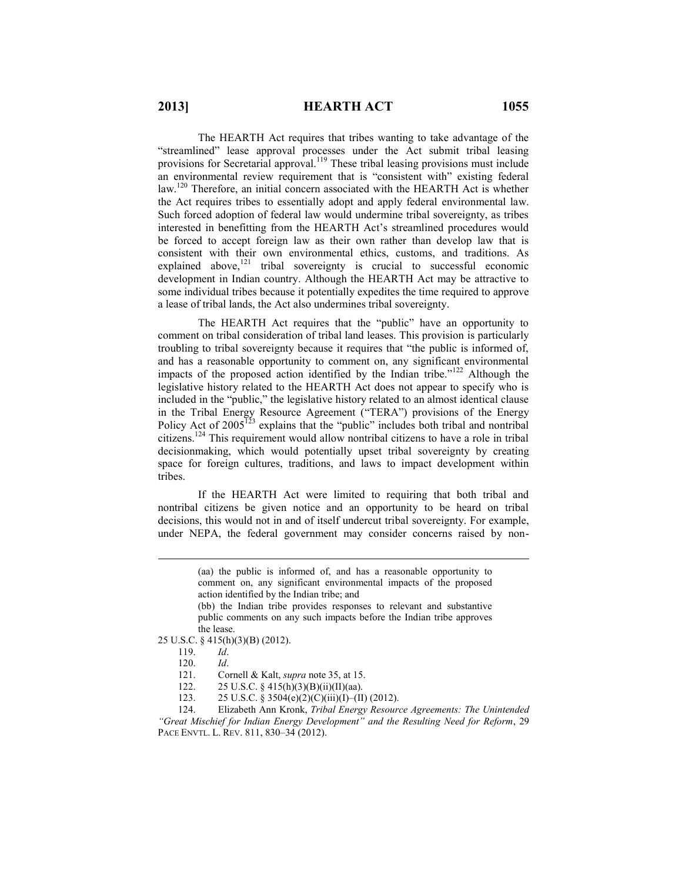The HEARTH Act requires that tribes wanting to take advantage of the "streamlined" lease approval processes under the Act submit tribal leasing provisions for Secretarial approval.[119] These tribal leasing provisions must include an environmental review requirement that is "consistent with" existing federal law.[120] Therefore, an initial concern associated with the HEARTH Act is whether the Act requires tribes to essentially adopt and apply federal environmental law. Such forced adoption of federal law would undermine tribal sovereignty, as tribes interested in benefitting from the HEARTH Act's streamlined procedures would be forced to accept foreign law as their own rather than develop law that is consistent with their own environmental ethics, customs, and traditions. As explained above,[121] tribal sovereignty is crucial to successful economic development in Indian country. Although the HEARTH Act may be attractive to some individual tribes because it potentially expedites the time required to approve a lease of tribal lands, the Act also undermines tribal sovereignty.

The HEARTH Act requires that the "public" have an opportunity to comment on tribal consideration of tribal land leases. This provision is particularly troubling to tribal sovereignty because it requires that "the public is informed of, and has a reasonable opportunity to comment on, any significant environmental impacts of the proposed action identified by the Indian tribe."[122] Although the legislative history related to the HEARTH Act does not appear to specify who is included in the "public," the legislative history related to an almost identical clause in the Tribal Energy Resource Agreement ("TERA") provisions of the Energy Policy Act of 2005[123] explains that the "public" includes both tribal and nontribal citizens.[124] This requirement would allow nontribal citizens to have a role in tribal decisionmaking, which would potentially upset tribal sovereignty by creating space for foreign cultures, traditions, and laws to impact development within tribes.

If the HEARTH Act were limited to requiring that both tribal and nontribal citizens be given notice and an opportunity to be heard on tribal decisions, this would not in and of itself undercut tribal sovereignty. For example, under NEPA, the federal government may consider concerns raised by non-

---

> (aa) the public is informed of, and has a reasonable opportunity to comment on, any significant environmental impacts of the proposed action identified by the Indian tribe; and
>
> (bb) the Indian tribe provides responses to relevant and substantive public comments on any such impacts before the Indian tribe approves the lease.

25 U.S.C. § 415(h)(3)(B) (2012).

119. *Id*.

120. *Id*.

121. Cornell & Kalt, *supra* note 35, at 15.

122. 25 U.S.C. § 415(h)(3)(B)(ii)(II)(aa).

123. 25 U.S.C. § 3504(e)(2)(C)(iii)(I)–(II) (2012).

124. Elizabeth Ann Kronk, *Tribal Energy Resource Agreements: The Unintended "Great Mischief for Indian Energy Development" and the Resulting Need for Reform*, 29 PACE ENVTL. L. REV. 811, 830–34 (2012).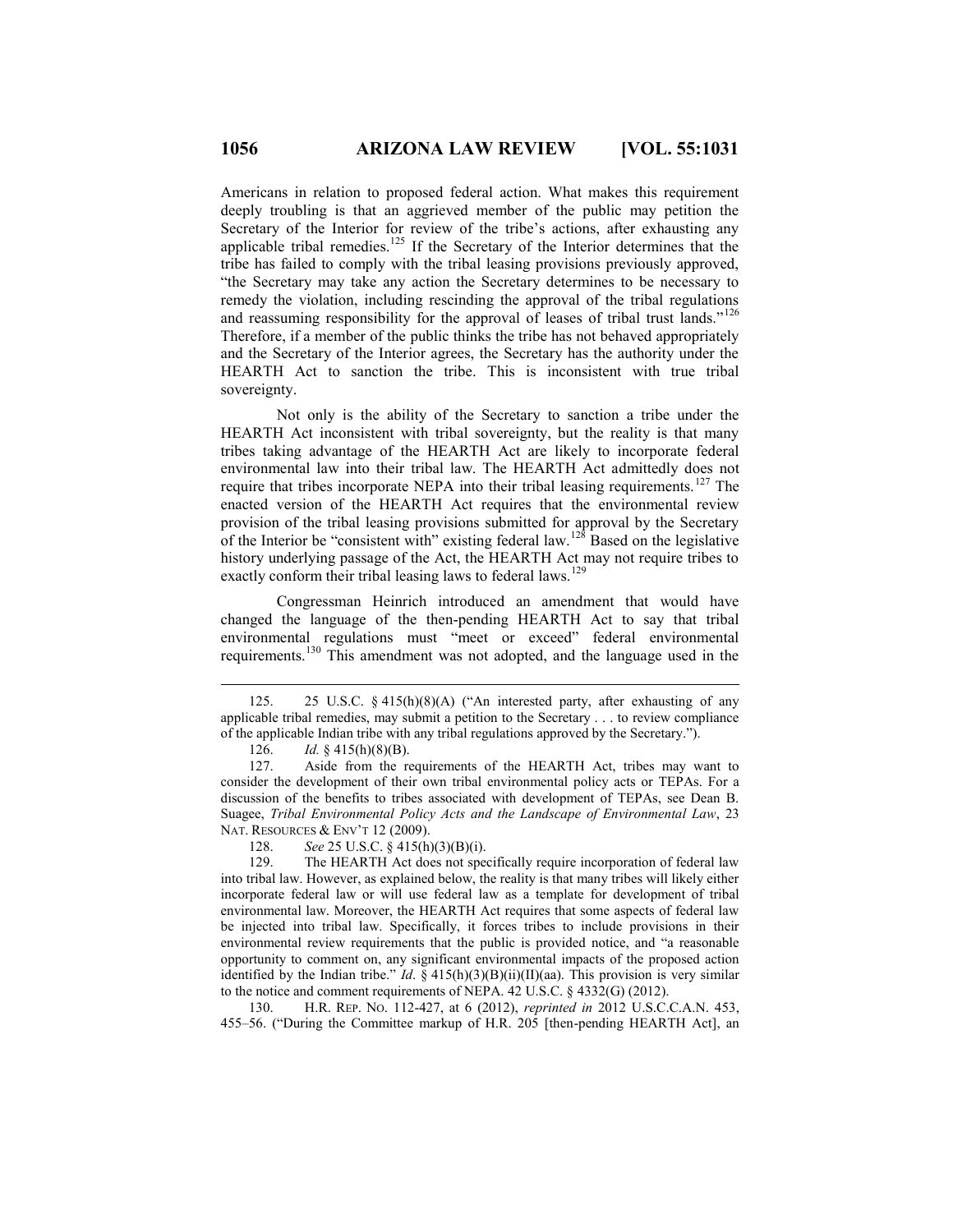Americans in relation to proposed federal action. What makes this requirement deeply troubling is that an aggrieved member of the public may petition the Secretary of the Interior for review of the tribe's actions, after exhausting any applicable tribal remedies.[125] If the Secretary of the Interior determines that the tribe has failed to comply with the tribal leasing provisions previously approved, "the Secretary may take any action the Secretary determines to be necessary to remedy the violation, including rescinding the approval of the tribal regulations and reassuming responsibility for the approval of leases of tribal trust lands."[126] Therefore, if a member of the public thinks the tribe has not behaved appropriately and the Secretary of the Interior agrees, the Secretary has the authority under the HEARTH Act to sanction the tribe. This is inconsistent with true tribal sovereignty.

Not only is the ability of the Secretary to sanction a tribe under the HEARTH Act inconsistent with tribal sovereignty, but the reality is that many tribes taking advantage of the HEARTH Act are likely to incorporate federal environmental law into their tribal law. The HEARTH Act admittedly does not require that tribes incorporate NEPA into their tribal leasing requirements.[127] The enacted version of the HEARTH Act requires that the environmental review provision of the tribal leasing provisions submitted for approval by the Secretary of the Interior be "consistent with" existing federal law.[128] Based on the legislative history underlying passage of the Act, the HEARTH Act may not require tribes to exactly conform their tribal leasing laws to federal laws.[129]

Congressman Heinrich introduced an amendment that would have changed the language of the then-pending HEARTH Act to say that tribal environmental regulations must "meet or exceed" federal environmental requirements.[130] This amendment was not adopted, and the language used in the

---

125. 25 U.S.C. § 415(h)(8)(A) ("An interested party, after exhausting of any applicable tribal remedies, may submit a petition to the Secretary . . . to review compliance of the applicable Indian tribe with any tribal regulations approved by the Secretary.").

126. *Id.* § 415(h)(8)(B).

127. Aside from the requirements of the HEARTH Act, tribes may want to consider the development of their own tribal environmental policy acts or TEPAs. For a discussion of the benefits to tribes associated with development of TEPAs, see Dean B. Suagee, *Tribal Environmental Policy Acts and the Landscape of Environmental Law*, 23 NAT. RESOURCES & ENV'T 12 (2009).

128. *See* 25 U.S.C. § 415(h)(3)(B)(i).

129. The HEARTH Act does not specifically require incorporation of federal law into tribal law. However, as explained below, the reality is that many tribes will likely either incorporate federal law or will use federal law as a template for development of tribal environmental law. Moreover, the HEARTH Act requires that some aspects of federal law be injected into tribal law. Specifically, it forces tribes to include provisions in their environmental review requirements that the public is provided notice, and "a reasonable opportunity to comment on, any significant environmental impacts of the proposed action identified by the Indian tribe." *Id*. § 415(h)(3)(B)(ii)(II)(aa). This provision is very similar to the notice and comment requirements of NEPA. 42 U.S.C. § 4332(G) (2012).

130. H.R. REP. NO. 112-427, at 6 (2012), *reprinted in* 2012 U.S.C.C.A.N. 453, 455–56. ("During the Committee markup of H.R. 205 [then-pending HEARTH Act], an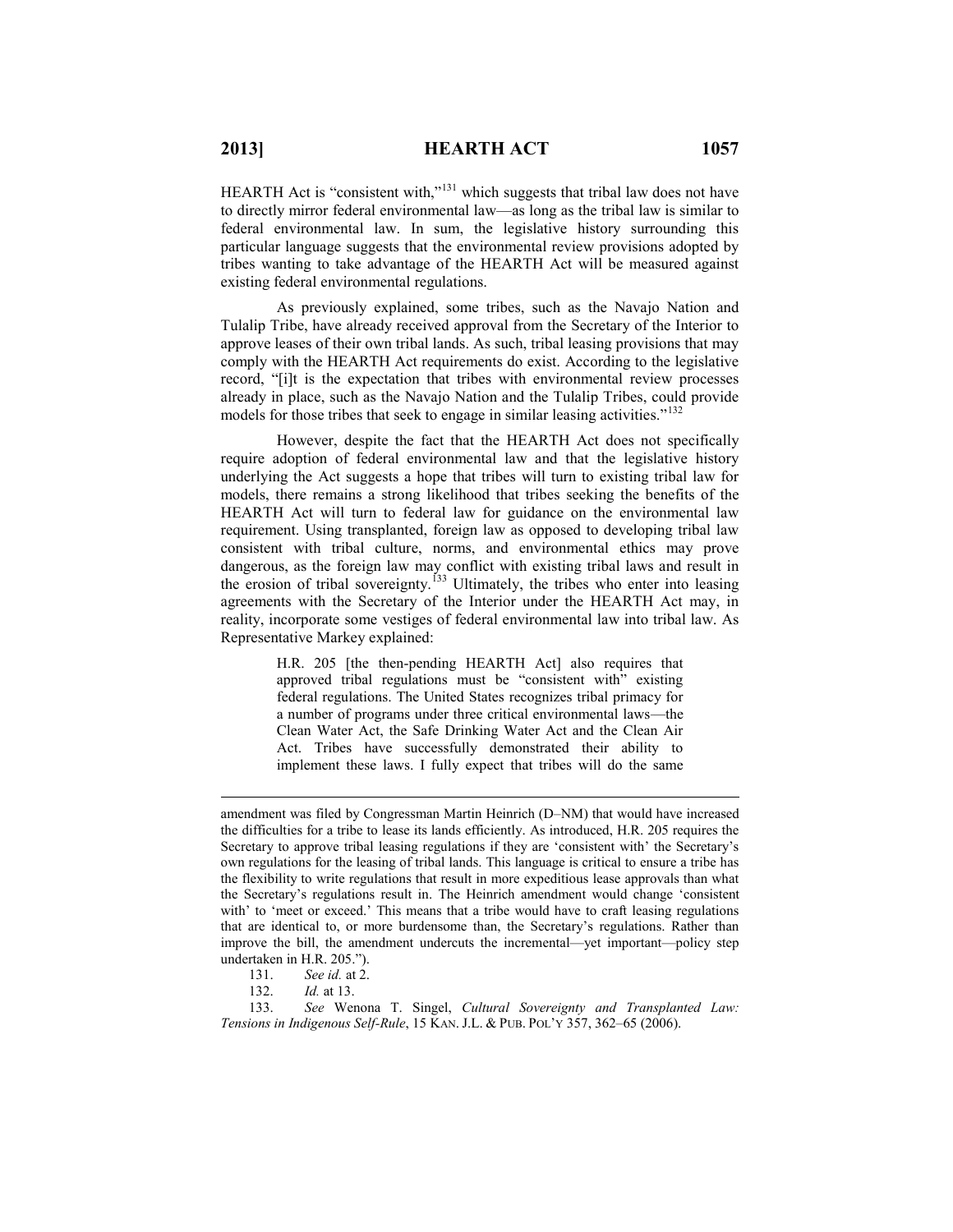HEARTH Act is "consistent with,"[131] which suggests that tribal law does not have to directly mirror federal environmental law—as long as the tribal law is similar to federal environmental law. In sum, the legislative history surrounding this particular language suggests that the environmental review provisions adopted by tribes wanting to take advantage of the HEARTH Act will be measured against existing federal environmental regulations.

As previously explained, some tribes, such as the Navajo Nation and Tulalip Tribe, have already received approval from the Secretary of the Interior to approve leases of their own tribal lands. As such, tribal leasing provisions that may comply with the HEARTH Act requirements do exist. According to the legislative record, "[i]t is the expectation that tribes with environmental review processes already in place, such as the Navajo Nation and the Tulalip Tribes, could provide models for those tribes that seek to engage in similar leasing activities."[132]

However, despite the fact that the HEARTH Act does not specifically require adoption of federal environmental law and that the legislative history underlying the Act suggests a hope that tribes will turn to existing tribal law for models, there remains a strong likelihood that tribes seeking the benefits of the HEARTH Act will turn to federal law for guidance on the environmental law requirement. Using transplanted, foreign law as opposed to developing tribal law consistent with tribal culture, norms, and environmental ethics may prove dangerous, as the foreign law may conflict with existing tribal laws and result in the erosion of tribal sovereignty.[133] Ultimately, the tribes who enter into leasing agreements with the Secretary of the Interior under the HEARTH Act may, in reality, incorporate some vestiges of federal environmental law into tribal law. As Representative Markey explained:

> H.R. 205 [the then-pending HEARTH Act] also requires that approved tribal regulations must be "consistent with" existing federal regulations. The United States recognizes tribal primacy for a number of programs under three critical environmental laws—the Clean Water Act, the Safe Drinking Water Act and the Clean Air Act. Tribes have successfully demonstrated their ability to implement these laws. I fully expect that tribes will do the same

---

amendment was filed by Congressman Martin Heinrich (D–NM) that would have increased the difficulties for a tribe to lease its lands efficiently. As introduced, H.R. 205 requires the Secretary to approve tribal leasing regulations if they are 'consistent with' the Secretary's own regulations for the leasing of tribal lands. This language is critical to ensure a tribe has the flexibility to write regulations that result in more expeditious lease approvals than what the Secretary's regulations result in. The Heinrich amendment would change 'consistent with' to 'meet or exceed.' This means that a tribe would have to craft leasing regulations that are identical to, or more burdensome than, the Secretary's regulations. Rather than improve the bill, the amendment undercuts the incremental—yet important—policy step undertaken in H.R. 205.").

131. *See id.* at 2.

132. *Id.* at 13.

133. *See* Wenona T. Singel, *Cultural Sovereignty and Transplanted Law: Tensions in Indigenous Self-Rule*, 15 KAN. J.L. & PUB. POL'Y 357, 362–65 (2006).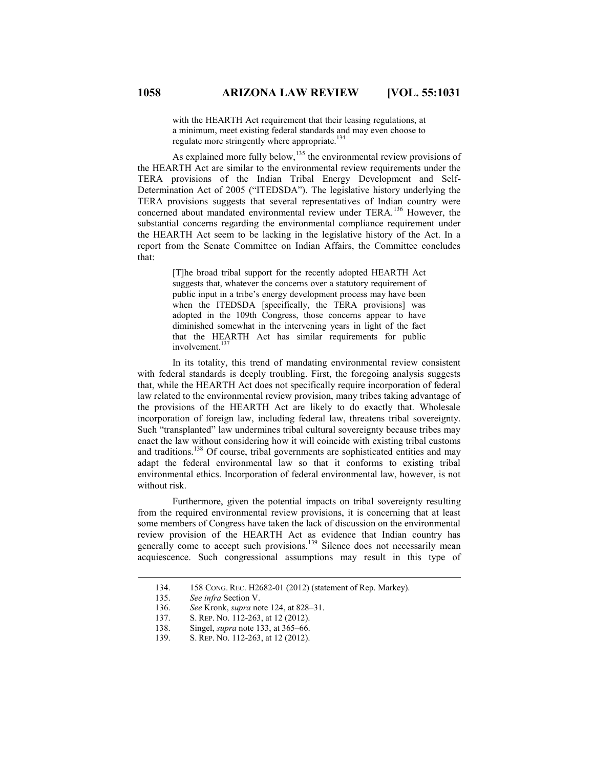> with the HEARTH Act requirement that their leasing regulations, at a minimum, meet existing federal standards and may even choose to regulate more stringently where appropriate.[134]

As explained more fully below,[135] the environmental review provisions of the HEARTH Act are similar to the environmental review requirements under the TERA provisions of the Indian Tribal Energy Development and Self-Determination Act of 2005 ("ITEDSDA"). The legislative history underlying the TERA provisions suggests that several representatives of Indian country were concerned about mandated environmental review under TERA.[136] However, the substantial concerns regarding the environmental compliance requirement under the HEARTH Act seem to be lacking in the legislative history of the Act. In a report from the Senate Committee on Indian Affairs, the Committee concludes that:

> [T]he broad tribal support for the recently adopted HEARTH Act suggests that, whatever the concerns over a statutory requirement of public input in a tribe's energy development process may have been when the ITEDSDA [specifically, the TERA provisions] was adopted in the 109th Congress, those concerns appear to have diminished somewhat in the intervening years in light of the fact that the HEARTH Act has similar requirements for public involvement.[137]

In its totality, this trend of mandating environmental review consistent with federal standards is deeply troubling. First, the foregoing analysis suggests that, while the HEARTH Act does not specifically require incorporation of federal law related to the environmental review provision, many tribes taking advantage of the provisions of the HEARTH Act are likely to do exactly that. Wholesale incorporation of foreign law, including federal law, threatens tribal sovereignty. Such "transplanted" law undermines tribal cultural sovereignty because tribes may enact the law without considering how it will coincide with existing tribal customs and traditions.[138] Of course, tribal governments are sophisticated entities and may adapt the federal environmental law so that it conforms to existing tribal environmental ethics. Incorporation of federal environmental law, however, is not without risk.

Furthermore, given the potential impacts on tribal sovereignty resulting from the required environmental review provisions, it is concerning that at least some members of Congress have taken the lack of discussion on the environmental review provision of the HEARTH Act as evidence that Indian country has generally come to accept such provisions.[139] Silence does not necessarily mean acquiescence. Such congressional assumptions may result in this type of

---

134. 158 CONG. REC. H2682-01 (2012) (statement of Rep. Markey).

135. *See infra* Section V.

136. *See* Kronk, *supra* note 124, at 828–31.

137. S. REP. NO. 112-263, at 12 (2012).

138. Singel, *supra* note 133, at 365–66.

139. S. REP. NO. 112-263, at 12 (2012).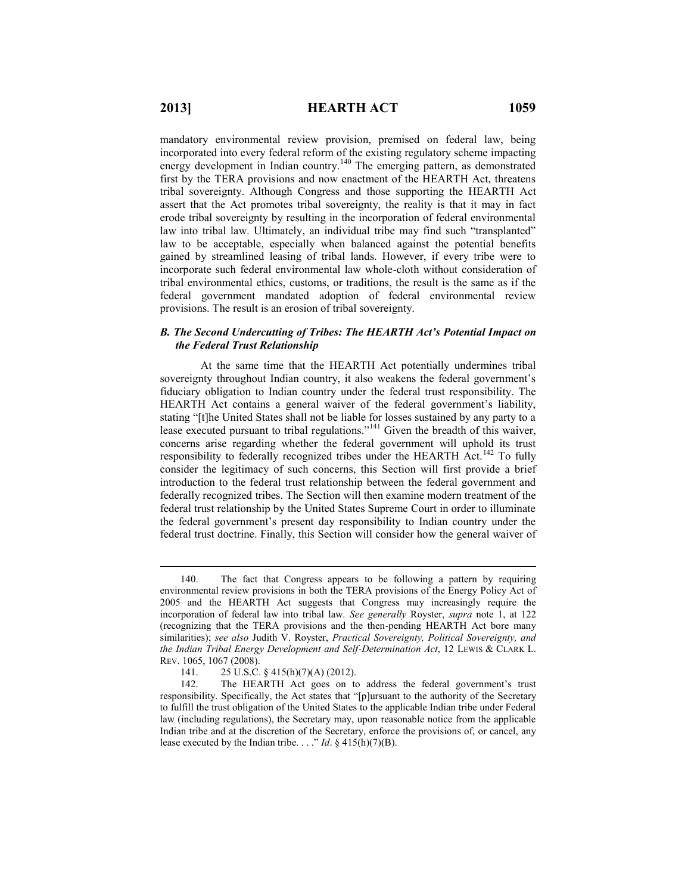mandatory environmental review provision, premised on federal law, being incorporated into every federal reform of the existing regulatory scheme impacting energy development in Indian country.[140] The emerging pattern, as demonstrated first by the TERA provisions and now enactment of the HEARTH Act, threatens tribal sovereignty. Although Congress and those supporting the HEARTH Act assert that the Act promotes tribal sovereignty, the reality is that it may in fact erode tribal sovereignty by resulting in the incorporation of federal environmental law into tribal law. Ultimately, an individual tribe may find such "transplanted" law to be acceptable, especially when balanced against the potential benefits gained by streamlined leasing of tribal lands. However, if every tribe were to incorporate such federal environmental law whole-cloth without consideration of tribal environmental ethics, customs, or traditions, the result is the same as if the federal government mandated adoption of federal environmental review provisions. The result is an erosion of tribal sovereignty.

### *B. The Second Undercutting of Tribes: The HEARTH Act's Potential Impact on the Federal Trust Relationship*

At the same time that the HEARTH Act potentially undermines tribal sovereignty throughout Indian country, it also weakens the federal government's fiduciary obligation to Indian country under the federal trust responsibility. The HEARTH Act contains a general waiver of the federal government's liability, stating "[t]he United States shall not be liable for losses sustained by any party to a lease executed pursuant to tribal regulations."[141] Given the breadth of this waiver, concerns arise regarding whether the federal government will uphold its trust responsibility to federally recognized tribes under the HEARTH Act.[142] To fully consider the legitimacy of such concerns, this Section will first provide a brief introduction to the federal trust relationship between the federal government and federally recognized tribes. The Section will then examine modern treatment of the federal trust relationship by the United States Supreme Court in order to illuminate the federal government's present day responsibility to Indian country under the federal trust doctrine. Finally, this Section will consider how the general waiver of

---

140. The fact that Congress appears to be following a pattern by requiring environmental review provisions in both the TERA provisions of the Energy Policy Act of 2005 and the HEARTH Act suggests that Congress may increasingly require the incorporation of federal law into tribal law. *See generally* Royster, *supra* note 1, at 122 (recognizing that the TERA provisions and the then-pending HEARTH Act bore many similarities); *see also* Judith V. Royster, *Practical Sovereignty, Political Sovereignty, and the Indian Tribal Energy Development and Self-Determination Act*, 12 LEWIS & CLARK L. REV. 1065, 1067 (2008).

141. 25 U.S.C. § 415(h)(7)(A) (2012).

142. The HEARTH Act goes on to address the federal government's trust responsibility. Specifically, the Act states that "[p]ursuant to the authority of the Secretary to fulfill the trust obligation of the United States to the applicable Indian tribe under Federal law (including regulations), the Secretary may, upon reasonable notice from the applicable Indian tribe and at the discretion of the Secretary, enforce the provisions of, or cancel, any lease executed by the Indian tribe. . . ." *Id*. § 415(h)(7)(B).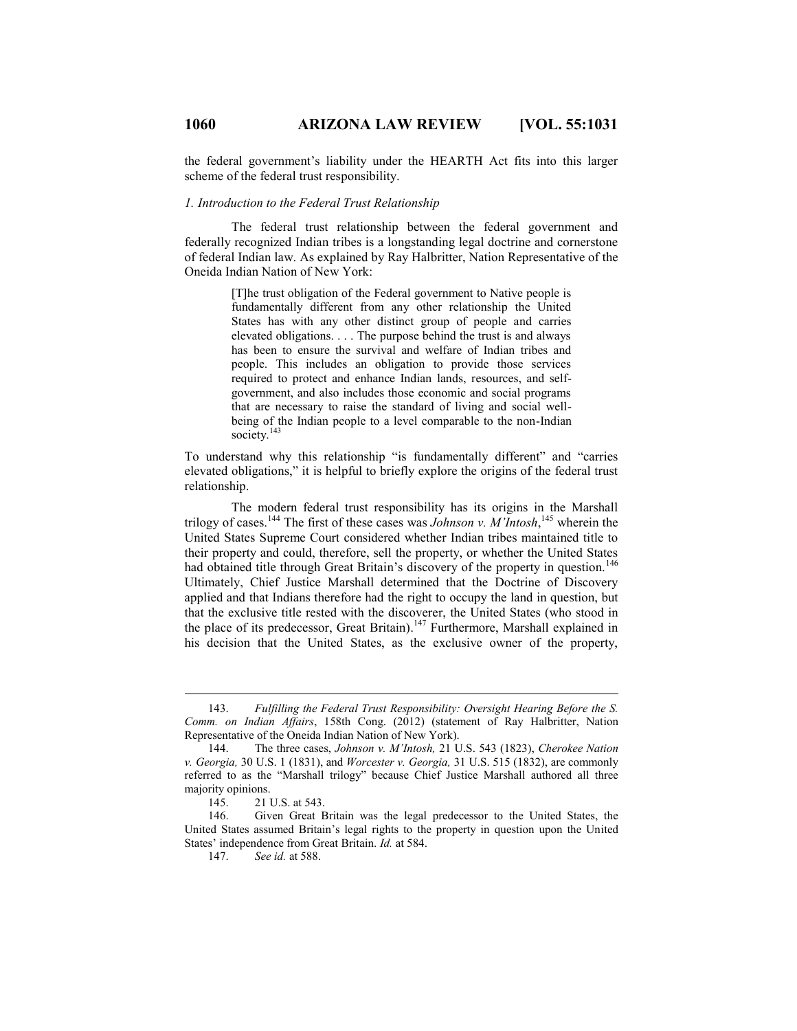the federal government's liability under the HEARTH Act fits into this larger scheme of the federal trust responsibility.

### *1. Introduction to the Federal Trust Relationship*

The federal trust relationship between the federal government and federally recognized Indian tribes is a longstanding legal doctrine and cornerstone of federal Indian law. As explained by Ray Halbritter, Nation Representative of the Oneida Indian Nation of New York:

> [T]he trust obligation of the Federal government to Native people is fundamentally different from any other relationship the United States has with any other distinct group of people and carries elevated obligations. . . . The purpose behind the trust is and always has been to ensure the survival and welfare of Indian tribes and people. This includes an obligation to provide those services required to protect and enhance Indian lands, resources, and self-government, and also includes those economic and social programs that are necessary to raise the standard of living and social well-being of the Indian people to a level comparable to the non-Indian society.[143]

To understand why this relationship "is fundamentally different" and "carries elevated obligations," it is helpful to briefly explore the origins of the federal trust relationship.

The modern federal trust responsibility has its origins in the Marshall trilogy of cases.[144] The first of these cases was *Johnson v. M'Intosh*,[145] wherein the United States Supreme Court considered whether Indian tribes maintained title to their property and could, therefore, sell the property, or whether the United States had obtained title through Great Britain's discovery of the property in question.[146] Ultimately, Chief Justice Marshall determined that the Doctrine of Discovery applied and that Indians therefore had the right to occupy the land in question, but that the exclusive title rested with the discoverer, the United States (who stood in the place of its predecessor, Great Britain).[147] Furthermore, Marshall explained in his decision that the United States, as the exclusive owner of the property,

---

143. *Fulfilling the Federal Trust Responsibility: Oversight Hearing Before the S. Comm. on Indian Affairs*, 158th Cong. (2012) (statement of Ray Halbritter, Nation Representative of the Oneida Indian Nation of New York).

144. The three cases, *Johnson v. M'Intosh,* 21 U.S. 543 (1823), *Cherokee Nation v. Georgia,* 30 U.S. 1 (1831), and *Worcester v. Georgia,* 31 U.S. 515 (1832), are commonly referred to as the "Marshall trilogy" because Chief Justice Marshall authored all three majority opinions.

145. 21 U.S. at 543.

146. Given Great Britain was the legal predecessor to the United States, the United States assumed Britain's legal rights to the property in question upon the United States' independence from Great Britain. *Id.* at 584.

147. *See id.* at 588.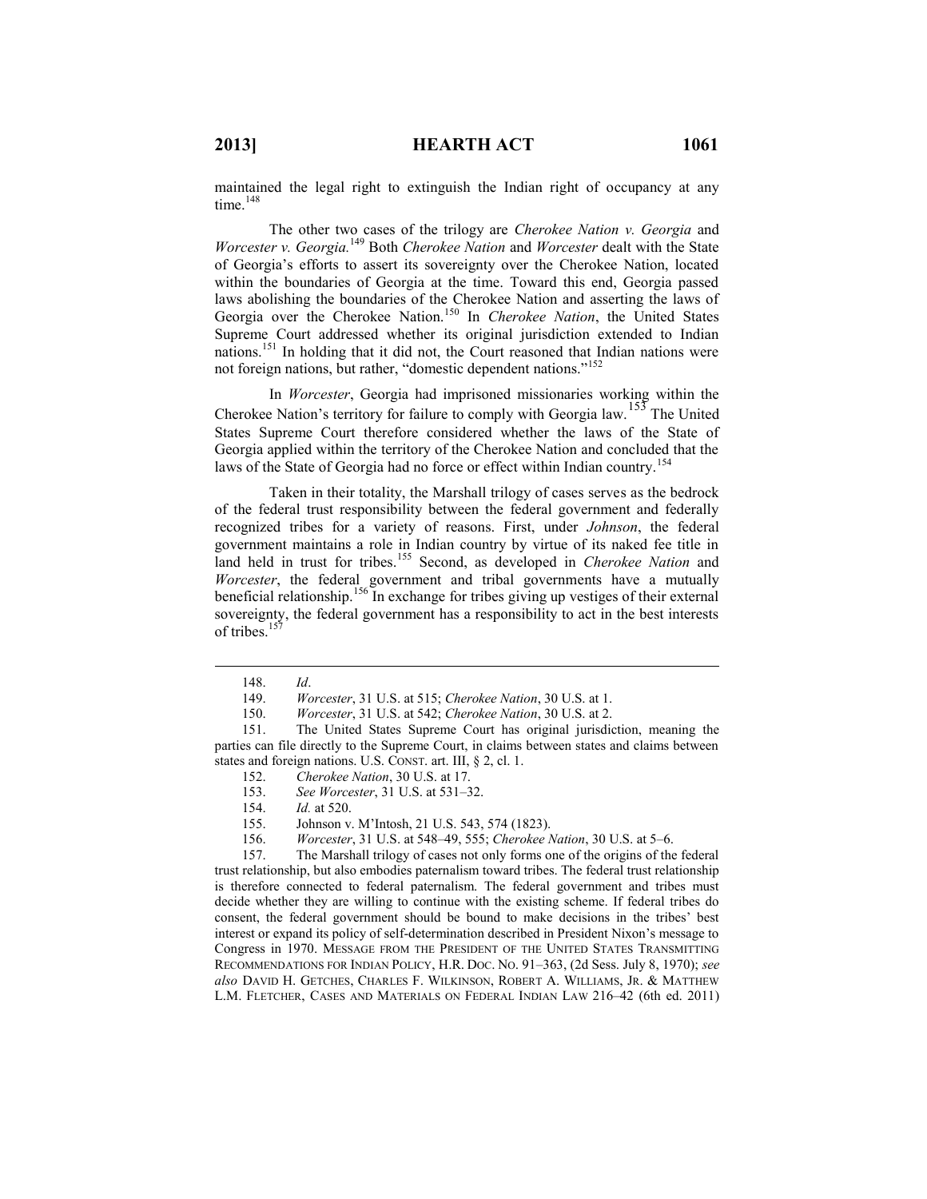maintained the legal right to extinguish the Indian right of occupancy at any time.[148]

The other two cases of the trilogy are *Cherokee Nation v. Georgia* and *Worcester v. Georgia.*[149] Both *Cherokee Nation* and *Worcester* dealt with the State of Georgia's efforts to assert its sovereignty over the Cherokee Nation, located within the boundaries of Georgia at the time. Toward this end, Georgia passed laws abolishing the boundaries of the Cherokee Nation and asserting the laws of Georgia over the Cherokee Nation.[150] In *Cherokee Nation*, the United States Supreme Court addressed whether its original jurisdiction extended to Indian nations.[151] In holding that it did not, the Court reasoned that Indian nations were not foreign nations, but rather, "domestic dependent nations."[152]

In *Worcester*, Georgia had imprisoned missionaries working within the Cherokee Nation's territory for failure to comply with Georgia law.[153] The United States Supreme Court therefore considered whether the laws of the State of Georgia applied within the territory of the Cherokee Nation and concluded that the laws of the State of Georgia had no force or effect within Indian country.[154]

Taken in their totality, the Marshall trilogy of cases serves as the bedrock of the federal trust responsibility between the federal government and federally recognized tribes for a variety of reasons. First, under *Johnson*, the federal government maintains a role in Indian country by virtue of its naked fee title in land held in trust for tribes.[155] Second, as developed in *Cherokee Nation* and *Worcester*, the federal government and tribal governments have a mutually beneficial relationship.[156] In exchange for tribes giving up vestiges of their external sovereignty, the federal government has a responsibility to act in the best interests of tribes.[157]

---

148. *Id*.

149. *Worcester*, 31 U.S. at 515; *Cherokee Nation*, 30 U.S. at 1.

150. *Worcester*, 31 U.S. at 542; *Cherokee Nation*, 30 U.S. at 2.

151. The United States Supreme Court has original jurisdiction, meaning the parties can file directly to the Supreme Court, in claims between states and claims between states and foreign nations. U.S. CONST. art. III, § 2, cl. 1.

152. *Cherokee Nation*, 30 U.S. at 17.

153. *See Worcester*, 31 U.S. at 531–32.

154. *Id.* at 520.

155. Johnson v. M'Intosh, 21 U.S. 543, 574 (1823).

156. *Worcester*, 31 U.S. at 548–49, 555; *Cherokee Nation*, 30 U.S. at 5–6.

157. The Marshall trilogy of cases not only forms one of the origins of the federal trust relationship, but also embodies paternalism toward tribes. The federal trust relationship is therefore connected to federal paternalism. The federal government and tribes must decide whether they are willing to continue with the existing scheme. If federal tribes do consent, the federal government should be bound to make decisions in the tribes' best interest or expand its policy of self-determination described in President Nixon's message to Congress in 1970. MESSAGE FROM THE PRESIDENT OF THE UNITED STATES TRANSMITTING RECOMMENDATIONS FOR INDIAN POLICY, H.R. DOC. NO. 91–363, (2d Sess. July 8, 1970); *see also* DAVID H. GETCHES, CHARLES F. WILKINSON, ROBERT A. WILLIAMS, JR. & MATTHEW L.M. FLETCHER, CASES AND MATERIALS ON FEDERAL INDIAN LAW 216–42 (6th ed. 2011)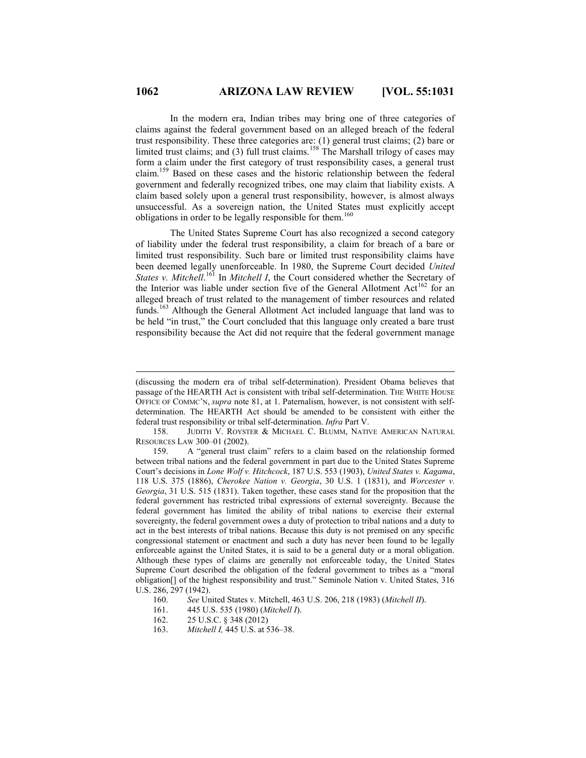In the modern era, Indian tribes may bring one of three categories of claims against the federal government based on an alleged breach of the federal trust responsibility. These three categories are: (1) general trust claims; (2) bare or limited trust claims; and (3) full trust claims.[158] The Marshall trilogy of cases may form a claim under the first category of trust responsibility cases, a general trust claim.[159] Based on these cases and the historic relationship between the federal government and federally recognized tribes, one may claim that liability exists. A claim based solely upon a general trust responsibility, however, is almost always unsuccessful. As a sovereign nation, the United States must explicitly accept obligations in order to be legally responsible for them.[160]

The United States Supreme Court has also recognized a second category of liability under the federal trust responsibility, a claim for breach of a bare or limited trust responsibility. Such bare or limited trust responsibility claims have been deemed legally unenforceable. In 1980, the Supreme Court decided *United States v. Mitchell*.[161] In *Mitchell I*, the Court considered whether the Secretary of the Interior was liable under section five of the General Allotment Act[162] for an alleged breach of trust related to the management of timber resources and related funds.[163] Although the General Allotment Act included language that land was to be held "in trust," the Court concluded that this language only created a bare trust responsibility because the Act did not require that the federal government manage

---

(discussing the modern era of tribal self-determination). President Obama believes that passage of the HEARTH Act is consistent with tribal self-determination. THE WHITE HOUSE OFFICE OF COMMC'N, *supra* note 81, at 1. Paternalism, however, is not consistent with self-determination. The HEARTH Act should be amended to be consistent with either the federal trust responsibility or tribal self-determination. *Infra* Part V.

158. JUDITH V. ROYSTER & MICHAEL C. BLUMM, NATIVE AMERICAN NATURAL RESOURCES LAW 300–01 (2002).

159. A "general trust claim" refers to a claim based on the relationship formed between tribal nations and the federal government in part due to the United States Supreme Court's decisions in *Lone Wolf v. Hitchcock*, 187 U.S. 553 (1903), *United States v. Kagama*, 118 U.S. 375 (1886), *Cherokee Nation v. Georgia*, 30 U.S. 1 (1831), and *Worcester v. Georgia*, 31 U.S. 515 (1831). Taken together, these cases stand for the proposition that the federal government has restricted tribal expressions of external sovereignty. Because the federal government has limited the ability of tribal nations to exercise their external sovereignty, the federal government owes a duty of protection to tribal nations and a duty to act in the best interests of tribal nations. Because this duty is not premised on any specific congressional statement or enactment and such a duty has never been found to be legally enforceable against the United States, it is said to be a general duty or a moral obligation. Although these types of claims are generally not enforceable today, the United States Supreme Court described the obligation of the federal government to tribes as a "moral obligation[] of the highest responsibility and trust." Seminole Nation v. United States, 316 U.S. 286, 297 (1942).

160. *See* United States v. Mitchell, 463 U.S. 206, 218 (1983) (*Mitchell II*).

161. 445 U.S. 535 (1980) (*Mitchell I*).

162. 25 U.S.C. § 348 (2012)

163. *Mitchell I,* 445 U.S. at 536–38.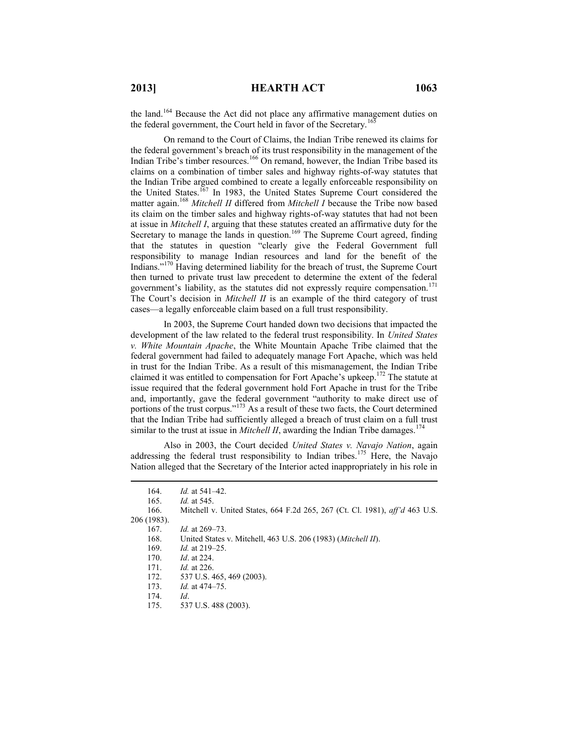the land.[164] Because the Act did not place any affirmative management duties on the federal government, the Court held in favor of the Secretary.[165]

On remand to the Court of Claims, the Indian Tribe renewed its claims for the federal government's breach of its trust responsibility in the management of the Indian Tribe's timber resources.[166] On remand, however, the Indian Tribe based its claims on a combination of timber sales and highway rights-of-way statutes that the Indian Tribe argued combined to create a legally enforceable responsibility on the United States.[167] In 1983, the United States Supreme Court considered the matter again.[168] *Mitchell II* differed from *Mitchell I* because the Tribe now based its claim on the timber sales and highway rights-of-way statutes that had not been at issue in *Mitchell I*, arguing that these statutes created an affirmative duty for the Secretary to manage the lands in question.[169] The Supreme Court agreed, finding that the statutes in question "clearly give the Federal Government full responsibility to manage Indian resources and land for the benefit of the Indians."[170] Having determined liability for the breach of trust, the Supreme Court then turned to private trust law precedent to determine the extent of the federal government's liability, as the statutes did not expressly require compensation.[171] The Court's decision in *Mitchell II* is an example of the third category of trust cases—a legally enforceable claim based on a full trust responsibility.

In 2003, the Supreme Court handed down two decisions that impacted the development of the law related to the federal trust responsibility. In *United States v. White Mountain Apache*, the White Mountain Apache Tribe claimed that the federal government had failed to adequately manage Fort Apache, which was held in trust for the Indian Tribe. As a result of this mismanagement, the Indian Tribe claimed it was entitled to compensation for Fort Apache's upkeep.[172] The statute at issue required that the federal government hold Fort Apache in trust for the Tribe and, importantly, gave the federal government "authority to make direct use of portions of the trust corpus."[173] As a result of these two facts, the Court determined that the Indian Tribe had sufficiently alleged a breach of trust claim on a full trust similar to the trust at issue in *Mitchell II*, awarding the Indian Tribe damages.[174]

Also in 2003, the Court decided *United States v. Navajo Nation*, again addressing the federal trust responsibility to Indian tribes.[175] Here, the Navajo Nation alleged that the Secretary of the Interior acted inappropriately in his role in

---

164. *Id.* at 541–42.

165. *Id.* at 545.

166. Mitchell v. United States, 664 F.2d 265, 267 (Ct. Cl. 1981), *aff'd* 463 U.S. 206 (1983).

167. *Id.* at 269–73.

168. United States v. Mitchell, 463 U.S. 206 (1983) (*Mitchell II*).

169. *Id.* at 219–25.

170. *Id*. at 224.

171. *Id.* at 226.

172. 537 U.S. 465, 469 (2003).

173. *Id.* at 474–75.

174. *Id*.

175. 537 U.S. 488 (2003).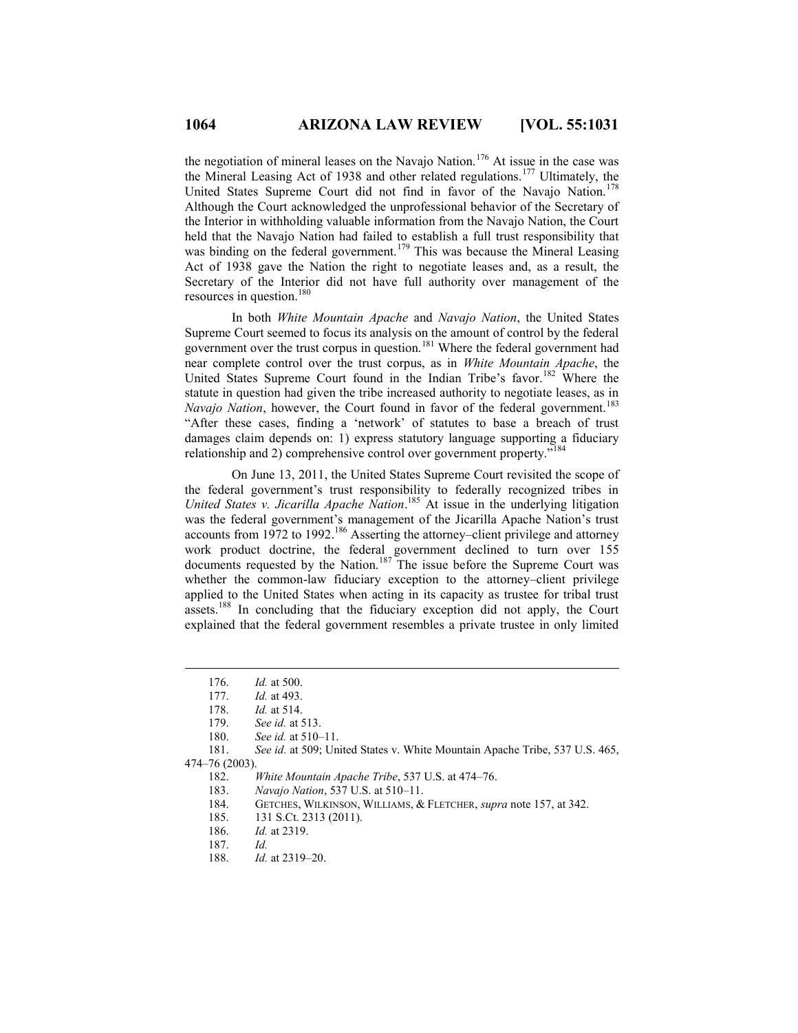the negotiation of mineral leases on the Navajo Nation.[176] At issue in the case was the Mineral Leasing Act of 1938 and other related regulations.[177] Ultimately, the United States Supreme Court did not find in favor of the Navajo Nation.[178] Although the Court acknowledged the unprofessional behavior of the Secretary of the Interior in withholding valuable information from the Navajo Nation, the Court held that the Navajo Nation had failed to establish a full trust responsibility that was binding on the federal government.[179] This was because the Mineral Leasing Act of 1938 gave the Nation the right to negotiate leases and, as a result, the Secretary of the Interior did not have full authority over management of the resources in question.[180]

In both *White Mountain Apache* and *Navajo Nation*, the United States Supreme Court seemed to focus its analysis on the amount of control by the federal government over the trust corpus in question.[181] Where the federal government had near complete control over the trust corpus, as in *White Mountain Apache*, the United States Supreme Court found in the Indian Tribe's favor.[182] Where the statute in question had given the tribe increased authority to negotiate leases, as in *Navajo Nation*, however, the Court found in favor of the federal government.[183] "After these cases, finding a 'network' of statutes to base a breach of trust damages claim depends on: 1) express statutory language supporting a fiduciary relationship and 2) comprehensive control over government property."[184]

On June 13, 2011, the United States Supreme Court revisited the scope of the federal government's trust responsibility to federally recognized tribes in *United States v. Jicarilla Apache Nation*.[185] At issue in the underlying litigation was the federal government's management of the Jicarilla Apache Nation's trust accounts from 1972 to 1992.[186] Asserting the attorney–client privilege and attorney work product doctrine, the federal government declined to turn over 155 documents requested by the Nation.[187] The issue before the Supreme Court was whether the common-law fiduciary exception to the attorney–client privilege applied to the United States when acting in its capacity as trustee for tribal trust assets.[188] In concluding that the fiduciary exception did not apply, the Court explained that the federal government resembles a private trustee in only limited

---

176. *Id.* at 500.

177. *Id.* at 493.

178. *Id.* at 514.

179. *See id.* at 513.

180. *See id.* at 510–11.

181. *See id.* at 509; United States v. White Mountain Apache Tribe, 537 U.S. 465, 474–76 (2003).

182. *White Mountain Apache Tribe*, 537 U.S. at 474–76.

183. *Navajo Nation*, 537 U.S. at 510–11.

184. GETCHES, WILKINSON, WILLIAMS, & FLETCHER, *supra* note 157, at 342.

185. 131 S.Ct. 2313 (2011).

186. *Id.* at 2319.

187. *Id.*

188. *Id.* at 2319–20.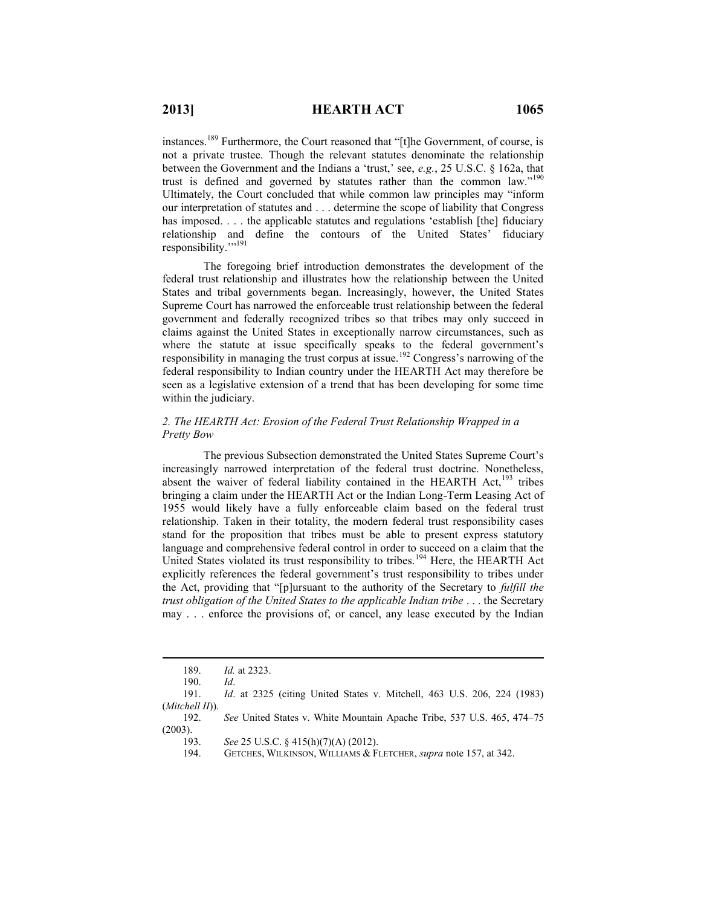instances.[189] Furthermore, the Court reasoned that "[t]he Government, of course, is not a private trustee. Though the relevant statutes denominate the relationship between the Government and the Indians a 'trust,' see, *e.g.*, 25 U.S.C. § 162a, that trust is defined and governed by statutes rather than the common law."[190] Ultimately, the Court concluded that while common law principles may "inform our interpretation of statutes and . . . determine the scope of liability that Congress has imposed. . . . the applicable statutes and regulations 'establish [the] fiduciary relationship and define the contours of the United States' fiduciary responsibility.'"[191]

The foregoing brief introduction demonstrates the development of the federal trust relationship and illustrates how the relationship between the United States and tribal governments began. Increasingly, however, the United States Supreme Court has narrowed the enforceable trust relationship between the federal government and federally recognized tribes so that tribes may only succeed in claims against the United States in exceptionally narrow circumstances, such as where the statute at issue specifically speaks to the federal government's responsibility in managing the trust corpus at issue.[192] Congress's narrowing of the federal responsibility to Indian country under the HEARTH Act may therefore be seen as a legislative extension of a trend that has been developing for some time within the judiciary.

### *2. The HEARTH Act: Erosion of the Federal Trust Relationship Wrapped in a Pretty Bow*

The previous Subsection demonstrated the United States Supreme Court's increasingly narrowed interpretation of the federal trust doctrine. Nonetheless, absent the waiver of federal liability contained in the HEARTH Act,[193] tribes bringing a claim under the HEARTH Act or the Indian Long-Term Leasing Act of 1955 would likely have a fully enforceable claim based on the federal trust relationship. Taken in their totality, the modern federal trust responsibility cases stand for the proposition that tribes must be able to present express statutory language and comprehensive federal control in order to succeed on a claim that the United States violated its trust responsibility to tribes.[194] Here, the HEARTH Act explicitly references the federal government's trust responsibility to tribes under the Act, providing that "[p]ursuant to the authority of the Secretary to *fulfill the trust obligation of the United States to the applicable Indian tribe* . . . the Secretary may . . . enforce the provisions of, or cancel, any lease executed by the Indian

---

189. *Id.* at 2323.

190. *Id*.

191. *Id*. at 2325 (citing United States v. Mitchell, 463 U.S. 206, 224 (1983) (*Mitchell II*)).

192. *See* United States v. White Mountain Apache Tribe, 537 U.S. 465, 474–75 (2003).

193. *See* 25 U.S.C. § 415(h)(7)(A) (2012).

194. GETCHES, WILKINSON, WILLIAMS & FLETCHER, *supra* note 157, at 342.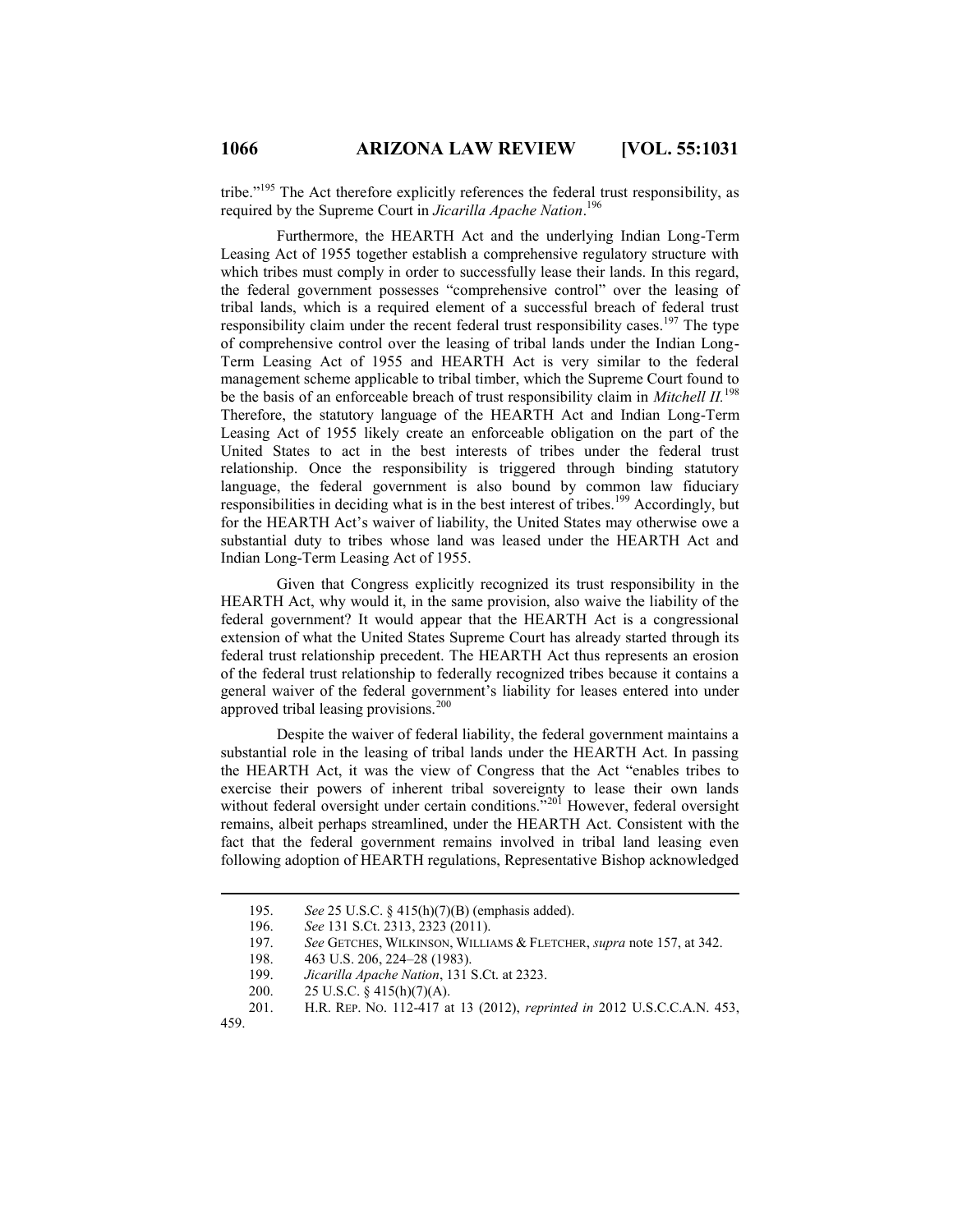tribe."[195] The Act therefore explicitly references the federal trust responsibility, as required by the Supreme Court in *Jicarilla Apache Nation*.[196]

Furthermore, the HEARTH Act and the underlying Indian Long-Term Leasing Act of 1955 together establish a comprehensive regulatory structure with which tribes must comply in order to successfully lease their lands. In this regard, the federal government possesses "comprehensive control" over the leasing of tribal lands, which is a required element of a successful breach of federal trust responsibility claim under the recent federal trust responsibility cases.[197] The type of comprehensive control over the leasing of tribal lands under the Indian Long-Term Leasing Act of 1955 and HEARTH Act is very similar to the federal management scheme applicable to tribal timber, which the Supreme Court found to be the basis of an enforceable breach of trust responsibility claim in *Mitchell II*.[198] Therefore, the statutory language of the HEARTH Act and Indian Long-Term Leasing Act of 1955 likely create an enforceable obligation on the part of the United States to act in the best interests of tribes under the federal trust relationship. Once the responsibility is triggered through binding statutory language, the federal government is also bound by common law fiduciary responsibilities in deciding what is in the best interest of tribes.[199] Accordingly, but for the HEARTH Act's waiver of liability, the United States may otherwise owe a substantial duty to tribes whose land was leased under the HEARTH Act and Indian Long-Term Leasing Act of 1955.

Given that Congress explicitly recognized its trust responsibility in the HEARTH Act, why would it, in the same provision, also waive the liability of the federal government? It would appear that the HEARTH Act is a congressional extension of what the United States Supreme Court has already started through its federal trust relationship precedent. The HEARTH Act thus represents an erosion of the federal trust relationship to federally recognized tribes because it contains a general waiver of the federal government's liability for leases entered into under approved tribal leasing provisions.[200]

Despite the waiver of federal liability, the federal government maintains a substantial role in the leasing of tribal lands under the HEARTH Act. In passing the HEARTH Act, it was the view of Congress that the Act "enables tribes to exercise their powers of inherent tribal sovereignty to lease their own lands without federal oversight under certain conditions."[201] However, federal oversight remains, albeit perhaps streamlined, under the HEARTH Act. Consistent with the fact that the federal government remains involved in tribal land leasing even following adoption of HEARTH regulations, Representative Bishop acknowledged

---

195. *See* 25 U.S.C. § 415(h)(7)(B) (emphasis added).

196. *See* 131 S.Ct. 2313, 2323 (2011).

197. *See* GETCHES, WILKINSON, WILLIAMS & FLETCHER, *supra* note 157, at 342.

198. 463 U.S. 206, 224–28 (1983).

199. *Jicarilla Apache Nation*, 131 S.Ct. at 2323.

200. 25 U.S.C. § 415(h)(7)(A).

201. H.R. REP. NO. 112-417 at 13 (2012), *reprinted in* 2012 U.S.C.C.A.N. 453, 459.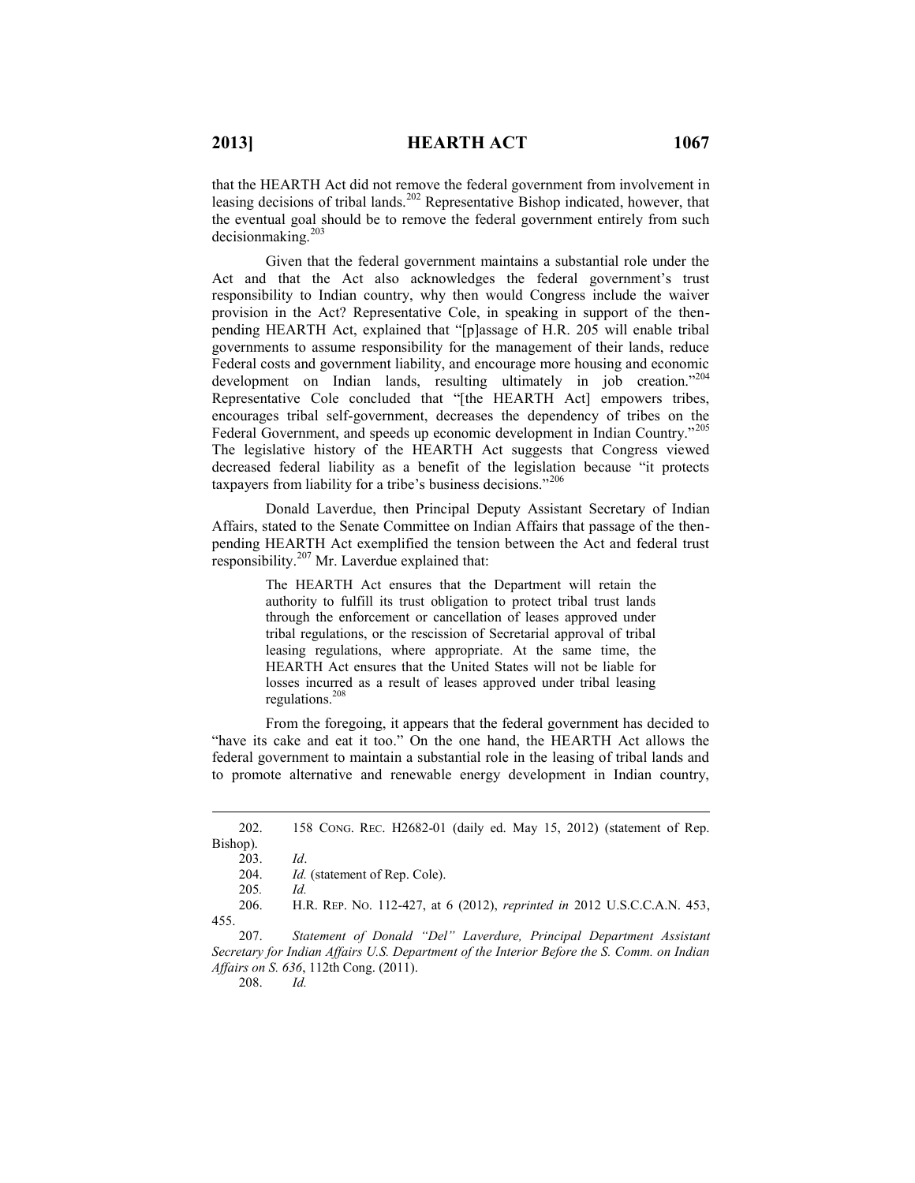that the HEARTH Act did not remove the federal government from involvement in leasing decisions of tribal lands.[202] Representative Bishop indicated, however, that the eventual goal should be to remove the federal government entirely from such decisionmaking.[203]

Given that the federal government maintains a substantial role under the Act and that the Act also acknowledges the federal government's trust responsibility to Indian country, why then would Congress include the waiver provision in the Act? Representative Cole, in speaking in support of the then-pending HEARTH Act, explained that "[p]assage of H.R. 205 will enable tribal governments to assume responsibility for the management of their lands, reduce Federal costs and government liability, and encourage more housing and economic development on Indian lands, resulting ultimately in job creation."[204] Representative Cole concluded that "[the HEARTH Act] empowers tribes, encourages tribal self-government, decreases the dependency of tribes on the Federal Government, and speeds up economic development in Indian Country."[205] The legislative history of the HEARTH Act suggests that Congress viewed decreased federal liability as a benefit of the legislation because "it protects taxpayers from liability for a tribe's business decisions."[206]

Donald Laverdue, then Principal Deputy Assistant Secretary of Indian Affairs, stated to the Senate Committee on Indian Affairs that passage of the then-pending HEARTH Act exemplified the tension between the Act and federal trust responsibility.[207] Mr. Laverdue explained that:

> The HEARTH Act ensures that the Department will retain the authority to fulfill its trust obligation to protect tribal trust lands through the enforcement or cancellation of leases approved under tribal regulations, or the rescission of Secretarial approval of tribal leasing regulations, where appropriate. At the same time, the HEARTH Act ensures that the United States will not be liable for losses incurred as a result of leases approved under tribal leasing regulations.[208]

From the foregoing, it appears that the federal government has decided to "have its cake and eat it too." On the one hand, the HEARTH Act allows the federal government to maintain a substantial role in the leasing of tribal lands and to promote alternative and renewable energy development in Indian country,

---

202. 158 CONG. REC. H2682-01 (daily ed. May 15, 2012) (statement of Rep. Bishop).

203. *Id*.

204. *Id.* (statement of Rep. Cole).

205. *Id.*

206. H.R. REP. NO. 112-427, at 6 (2012), *reprinted in* 2012 U.S.C.C.A.N. 453, 455.

207. *Statement of Donald "Del" Laverdure, Principal Department Assistant Secretary for Indian Affairs U.S. Department of the Interior Before the S. Comm. on Indian Affairs on S. 636*, 112th Cong. (2011).

208. *Id.*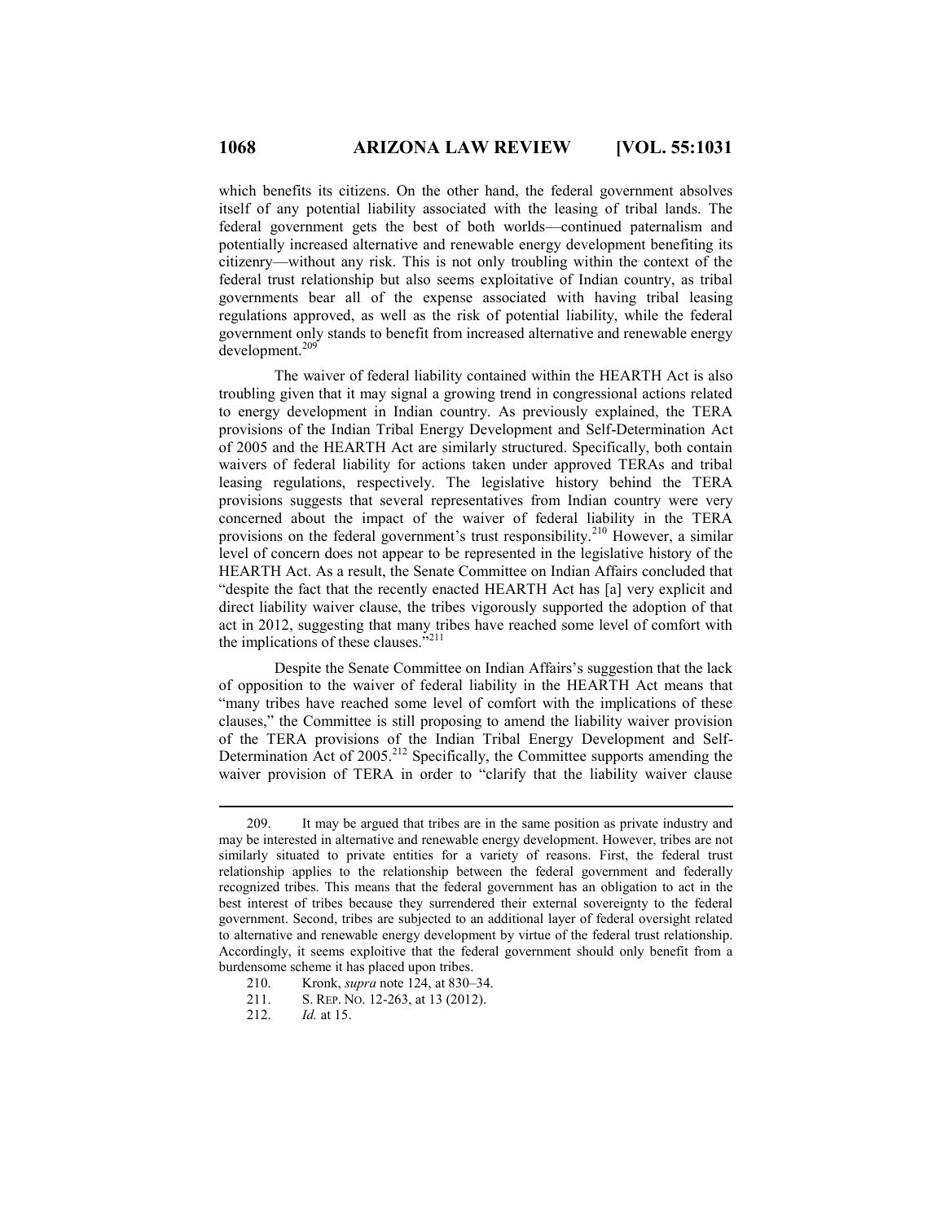which benefits its citizens. On the other hand, the federal government absolves itself of any potential liability associated with the leasing of tribal lands. The federal government gets the best of both worlds—continued paternalism and potentially increased alternative and renewable energy development benefiting its citizenry—without any risk. This is not only troubling within the context of the federal trust relationship but also seems exploitative of Indian country, as tribal governments bear all of the expense associated with having tribal leasing regulations approved, as well as the risk of potential liability, while the federal government only stands to benefit from increased alternative and renewable energy development.[209]

The waiver of federal liability contained within the HEARTH Act is also troubling given that it may signal a growing trend in congressional actions related to energy development in Indian country. As previously explained, the TERA provisions of the Indian Tribal Energy Development and Self-Determination Act of 2005 and the HEARTH Act are similarly structured. Specifically, both contain waivers of federal liability for actions taken under approved TERAs and tribal leasing regulations, respectively. The legislative history behind the TERA provisions suggests that several representatives from Indian country were very concerned about the impact of the waiver of federal liability in the TERA provisions on the federal government's trust responsibility.[210] However, a similar level of concern does not appear to be represented in the legislative history of the HEARTH Act. As a result, the Senate Committee on Indian Affairs concluded that "despite the fact that the recently enacted HEARTH Act has [a] very explicit and direct liability waiver clause, the tribes vigorously supported the adoption of that act in 2012, suggesting that many tribes have reached some level of comfort with the implications of these clauses."[211]

Despite the Senate Committee on Indian Affairs's suggestion that the lack of opposition to the waiver of federal liability in the HEARTH Act means that "many tribes have reached some level of comfort with the implications of these clauses," the Committee is still proposing to amend the liability waiver provision of the TERA provisions of the Indian Tribal Energy Development and Self-Determination Act of 2005.[212] Specifically, the Committee supports amending the waiver provision of TERA in order to "clarify that the liability waiver clause

---

209. It may be argued that tribes are in the same position as private industry and may be interested in alternative and renewable energy development. However, tribes are not similarly situated to private entities for a variety of reasons. First, the federal trust relationship applies to the relationship between the federal government and federally recognized tribes. This means that the federal government has an obligation to act in the best interest of tribes because they surrendered their external sovereignty to the federal government. Second, tribes are subjected to an additional layer of federal oversight related to alternative and renewable energy development by virtue of the federal trust relationship. Accordingly, it seems exploitive that the federal government should only benefit from a burdensome scheme it has placed upon tribes.

210. Kronk, *supra* note 124, at 830–34.

211. S. REP. NO. 12-263, at 13 (2012).

212. *Id.* at 15.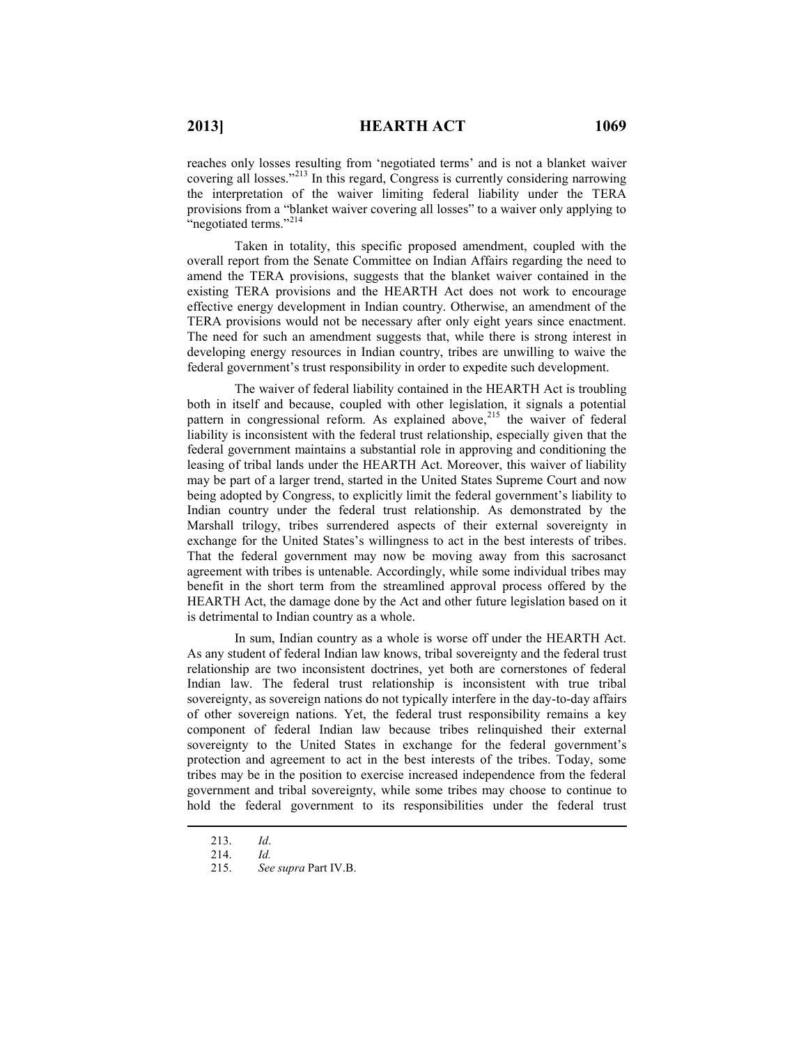reaches only losses resulting from 'negotiated terms' and is not a blanket waiver covering all losses."[213] In this regard, Congress is currently considering narrowing the interpretation of the waiver limiting federal liability under the TERA provisions from a "blanket waiver covering all losses" to a waiver only applying to "negotiated terms."[214]

Taken in totality, this specific proposed amendment, coupled with the overall report from the Senate Committee on Indian Affairs regarding the need to amend the TERA provisions, suggests that the blanket waiver contained in the existing TERA provisions and the HEARTH Act does not work to encourage effective energy development in Indian country. Otherwise, an amendment of the TERA provisions would not be necessary after only eight years since enactment. The need for such an amendment suggests that, while there is strong interest in developing energy resources in Indian country, tribes are unwilling to waive the federal government's trust responsibility in order to expedite such development.

The waiver of federal liability contained in the HEARTH Act is troubling both in itself and because, coupled with other legislation, it signals a potential pattern in congressional reform. As explained above,[215] the waiver of federal liability is inconsistent with the federal trust relationship, especially given that the federal government maintains a substantial role in approving and conditioning the leasing of tribal lands under the HEARTH Act. Moreover, this waiver of liability may be part of a larger trend, started in the United States Supreme Court and now being adopted by Congress, to explicitly limit the federal government's liability to Indian country under the federal trust relationship. As demonstrated by the Marshall trilogy, tribes surrendered aspects of their external sovereignty in exchange for the United States's willingness to act in the best interests of tribes. That the federal government may now be moving away from this sacrosanct agreement with tribes is untenable. Accordingly, while some individual tribes may benefit in the short term from the streamlined approval process offered by the HEARTH Act, the damage done by the Act and other future legislation based on it is detrimental to Indian country as a whole.

In sum, Indian country as a whole is worse off under the HEARTH Act. As any student of federal Indian law knows, tribal sovereignty and the federal trust relationship are two inconsistent doctrines, yet both are cornerstones of federal Indian law. The federal trust relationship is inconsistent with true tribal sovereignty, as sovereign nations do not typically interfere in the day-to-day affairs of other sovereign nations. Yet, the federal trust responsibility remains a key component of federal Indian law because tribes relinquished their external sovereignty to the United States in exchange for the federal government's protection and agreement to act in the best interests of the tribes. Today, some tribes may be in the position to exercise increased independence from the federal government and tribal sovereignty, while some tribes may choose to continue to hold the federal government to its responsibilities under the federal trust

---

213. *Id*.

214. *Id.*

215. *See supra* Part IV.B.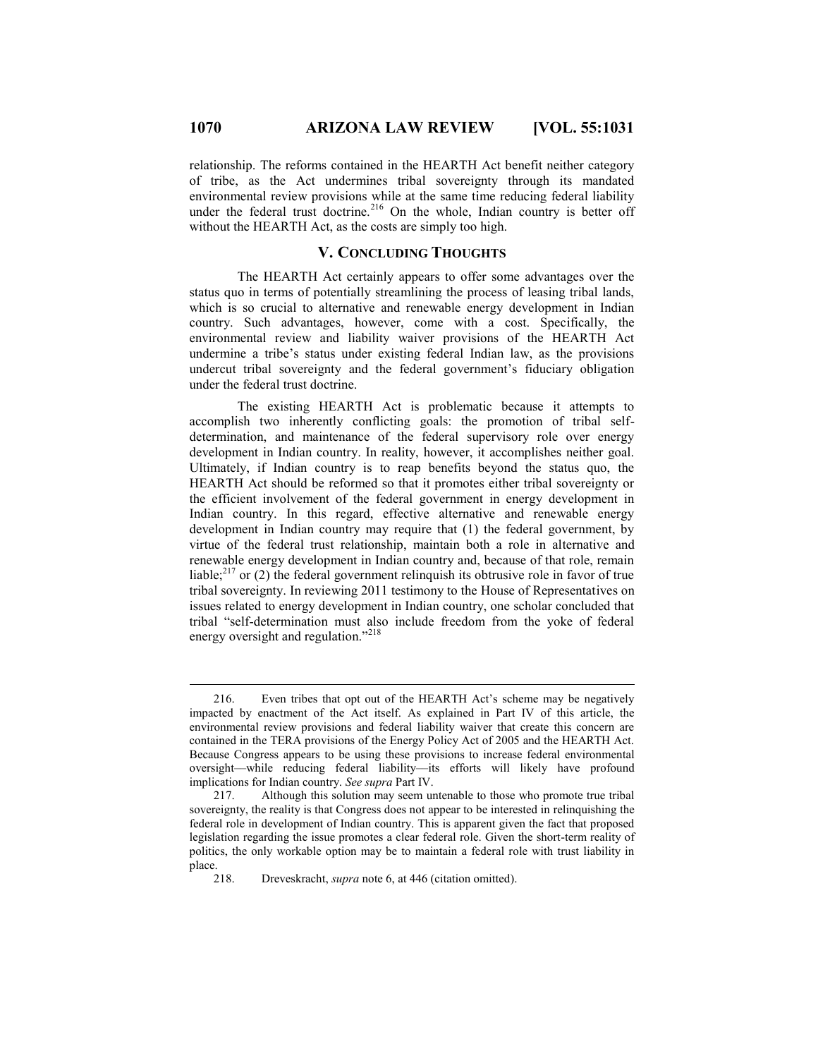relationship. The reforms contained in the HEARTH Act benefit neither category of tribe, as the Act undermines tribal sovereignty through its mandated environmental review provisions while at the same time reducing federal liability under the federal trust doctrine.[216] On the whole, Indian country is better off without the HEARTH Act, as the costs are simply too high.

## V. CONCLUDING THOUGHTS

The HEARTH Act certainly appears to offer some advantages over the status quo in terms of potentially streamlining the process of leasing tribal lands, which is so crucial to alternative and renewable energy development in Indian country. Such advantages, however, come with a cost. Specifically, the environmental review and liability waiver provisions of the HEARTH Act undermine a tribe's status under existing federal Indian law, as the provisions undercut tribal sovereignty and the federal government's fiduciary obligation under the federal trust doctrine.

The existing HEARTH Act is problematic because it attempts to accomplish two inherently conflicting goals: the promotion of tribal self-determination, and maintenance of the federal supervisory role over energy development in Indian country. In reality, however, it accomplishes neither goal. Ultimately, if Indian country is to reap benefits beyond the status quo, the HEARTH Act should be reformed so that it promotes either tribal sovereignty or the efficient involvement of the federal government in energy development in Indian country. In this regard, effective alternative and renewable energy development in Indian country may require that (1) the federal government, by virtue of the federal trust relationship, maintain both a role in alternative and renewable energy development in Indian country and, because of that role, remain liable;[217] or (2) the federal government relinquish its obtrusive role in favor of true tribal sovereignty. In reviewing 2011 testimony to the House of Representatives on issues related to energy development in Indian country, one scholar concluded that tribal "self-determination must also include freedom from the yoke of federal energy oversight and regulation."[218]

---

216. Even tribes that opt out of the HEARTH Act's scheme may be negatively impacted by enactment of the Act itself. As explained in Part IV of this article, the environmental review provisions and federal liability waiver that create this concern are contained in the TERA provisions of the Energy Policy Act of 2005 and the HEARTH Act. Because Congress appears to be using these provisions to increase federal environmental oversight—while reducing federal liability—its efforts will likely have profound implications for Indian country. *See supra* Part IV.

217. Although this solution may seem untenable to those who promote true tribal sovereignty, the reality is that Congress does not appear to be interested in relinquishing the federal role in development of Indian country. This is apparent given the fact that proposed legislation regarding the issue promotes a clear federal role. Given the short-term reality of politics, the only workable option may be to maintain a federal role with trust liability in place.

218. Dreveskracht, *supra* note 6, at 446 (citation omitted).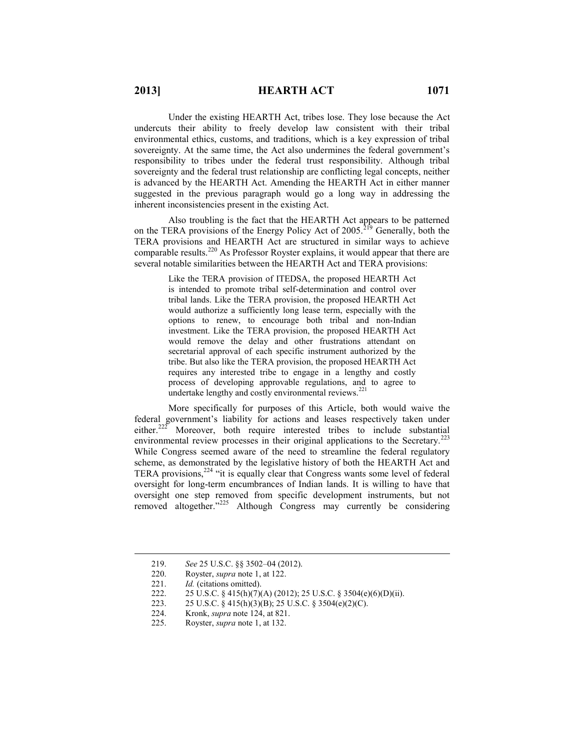Under the existing HEARTH Act, tribes lose. They lose because the Act undercuts their ability to freely develop law consistent with their tribal environmental ethics, customs, and traditions, which is a key expression of tribal sovereignty. At the same time, the Act also undermines the federal government's responsibility to tribes under the federal trust responsibility. Although tribal sovereignty and the federal trust relationship are conflicting legal concepts, neither is advanced by the HEARTH Act. Amending the HEARTH Act in either manner suggested in the previous paragraph would go a long way in addressing the inherent inconsistencies present in the existing Act.

Also troubling is the fact that the HEARTH Act appears to be patterned on the TERA provisions of the Energy Policy Act of 2005.[219] Generally, both the TERA provisions and HEARTH Act are structured in similar ways to achieve comparable results.[220] As Professor Royster explains, it would appear that there are several notable similarities between the HEARTH Act and TERA provisions:

> Like the TERA provision of ITEDSA, the proposed HEARTH Act is intended to promote tribal self-determination and control over tribal lands. Like the TERA provision, the proposed HEARTH Act would authorize a sufficiently long lease term, especially with the options to renew, to encourage both tribal and non-Indian investment. Like the TERA provision, the proposed HEARTH Act would remove the delay and other frustrations attendant on secretarial approval of each specific instrument authorized by the tribe. But also like the TERA provision, the proposed HEARTH Act requires any interested tribe to engage in a lengthy and costly process of developing approvable regulations, and to agree to undertake lengthy and costly environmental reviews.[221]

More specifically for purposes of this Article, both would waive the federal government's liability for actions and leases respectively taken under either.[222] Moreover, both require interested tribes to include substantial environmental review processes in their original applications to the Secretary.[223] While Congress seemed aware of the need to streamline the federal regulatory scheme, as demonstrated by the legislative history of both the HEARTH Act and TERA provisions,[224] "it is equally clear that Congress wants some level of federal oversight for long-term encumbrances of Indian lands. It is willing to have that oversight one step removed from specific development instruments, but not removed altogether."[225] Although Congress may currently be considering

---

219. *See* 25 U.S.C. §§ 3502–04 (2012).

220. Royster, *supra* note 1, at 122.

221. *Id.* (citations omitted).

222. 25 U.S.C. § 415(h)(7)(A) (2012); 25 U.S.C. § 3504(e)(6)(D)(ii).

223. 25 U.S.C. § 415(h)(3)(B); 25 U.S.C. § 3504(e)(2)(C).

224. Kronk, *supra* note 124, at 821.

225. Royster, *supra* note 1, at 132.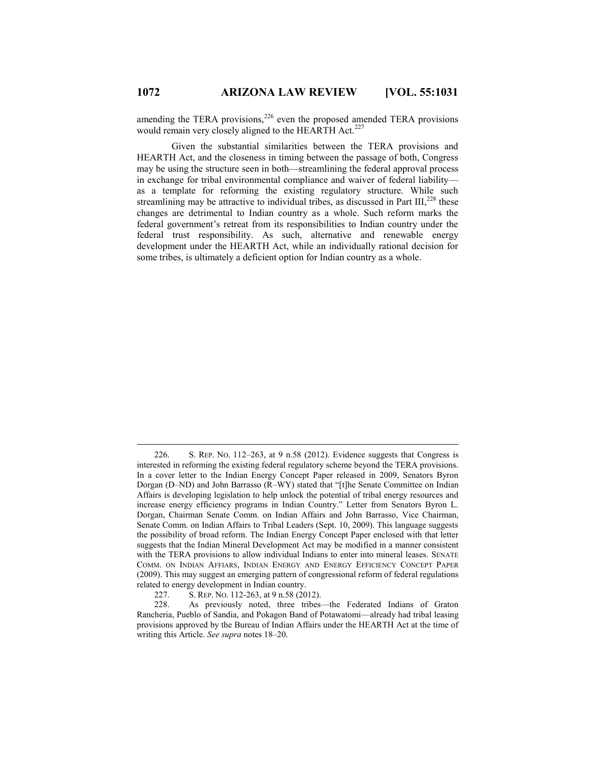amending the TERA provisions,[226] even the proposed amended TERA provisions would remain very closely aligned to the HEARTH Act.[227]

Given the substantial similarities between the TERA provisions and HEARTH Act, and the closeness in timing between the passage of both, Congress may be using the structure seen in both—streamlining the federal approval process in exchange for tribal environmental compliance and waiver of federal liability—as a template for reforming the existing regulatory structure. While such streamlining may be attractive to individual tribes, as discussed in Part III,[228] these changes are detrimental to Indian country as a whole. Such reform marks the federal government's retreat from its responsibilities to Indian country under the federal trust responsibility. As such, alternative and renewable energy development under the HEARTH Act, while an individually rational decision for some tribes, is ultimately a deficient option for Indian country as a whole.

---

226. S. REP. NO. 112–263, at 9 n.58 (2012). Evidence suggests that Congress is interested in reforming the existing federal regulatory scheme beyond the TERA provisions. In a cover letter to the Indian Energy Concept Paper released in 2009, Senators Byron Dorgan (D–ND) and John Barrasso (R–WY) stated that "[t]he Senate Committee on Indian Affairs is developing legislation to help unlock the potential of tribal energy resources and increase energy efficiency programs in Indian Country." Letter from Senators Byron L. Dorgan, Chairman Senate Comm. on Indian Affairs and John Barrasso, Vice Chairman, Senate Comm. on Indian Affairs to Tribal Leaders (Sept. 10, 2009). This language suggests the possibility of broad reform. The Indian Energy Concept Paper enclosed with that letter suggests that the Indian Mineral Development Act may be modified in a manner consistent with the TERA provisions to allow individual Indians to enter into mineral leases. SENATE COMM. ON INDIAN AFFAIRS, INDIAN ENERGY AND ENERGY EFFICIENCY CONCEPT PAPER (2009). This may suggest an emerging pattern of congressional reform of federal regulations related to energy development in Indian country.

227. S. REP. NO. 112-263, at 9 n.58 (2012).

228. As previously noted, three tribes—the Federated Indians of Graton Rancheria, Pueblo of Sandia, and Pokagon Band of Potawatomi—already had tribal leasing provisions approved by the Bureau of Indian Affairs under the HEARTH Act at the time of writing this Article. *See supra* notes 18–20.